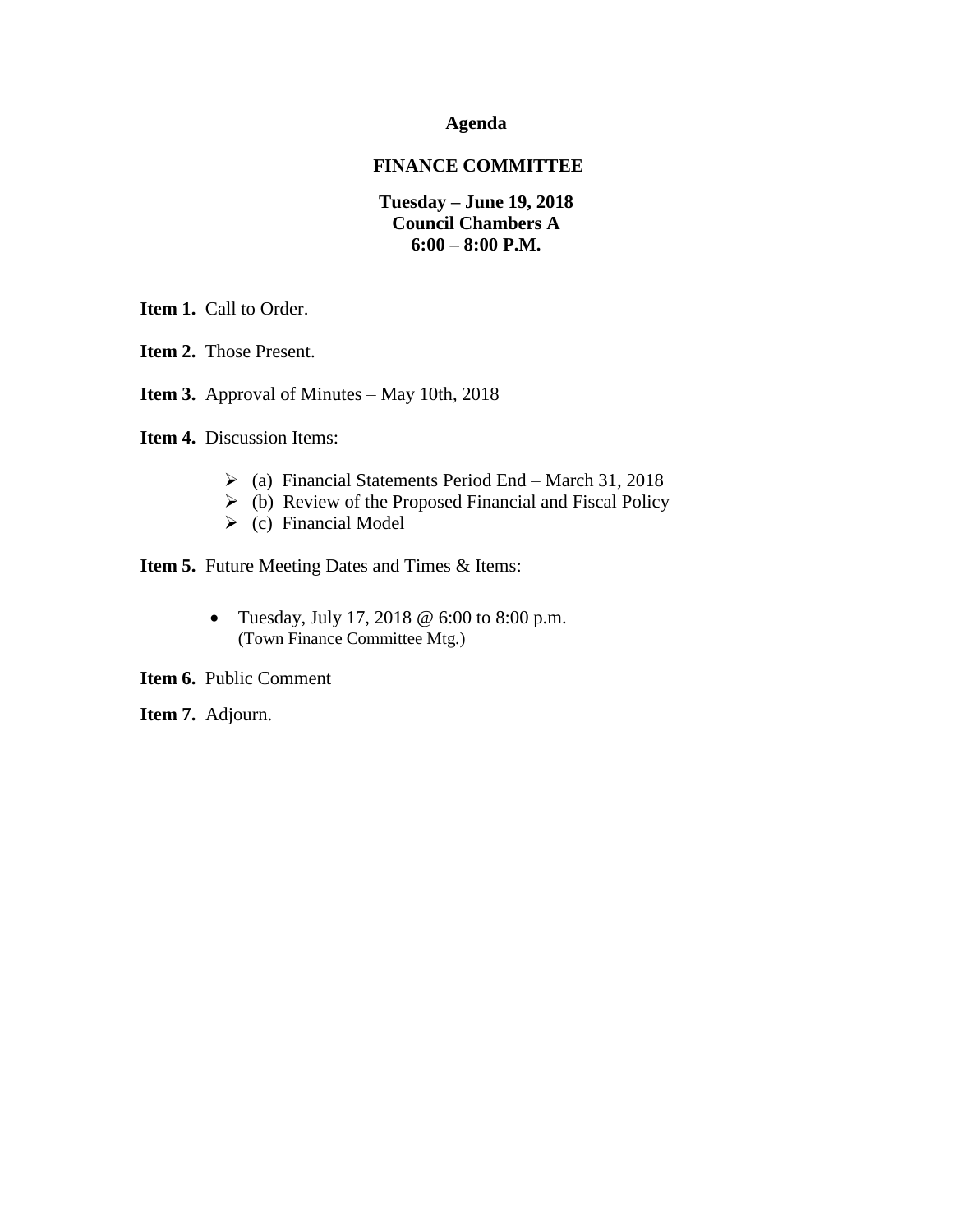# Agenda

## FINANCE COMMITTEE

**Tuesday – June 19, 2018**
**Council Chambers A**
**6:00 – 8:00 P.M.**

**Item 1.** Call to Order.

**Item 2.** Those Present.

**Item 3.** Approval of Minutes – May 10th, 2018

**Item 4.** Discussion Items:

- (a) Financial Statements Period End – March 31, 2018
- (b) Review of the Proposed Financial and Fiscal Policy
- (c) Financial Model

**Item 5.** Future Meeting Dates and Times & Items:

- Tuesday, July 17, 2018 @ 6:00 to 8:00 p.m.
  (Town Finance Committee Mtg.)

**Item 6.** Public Comment

**Item 7.** Adjourn.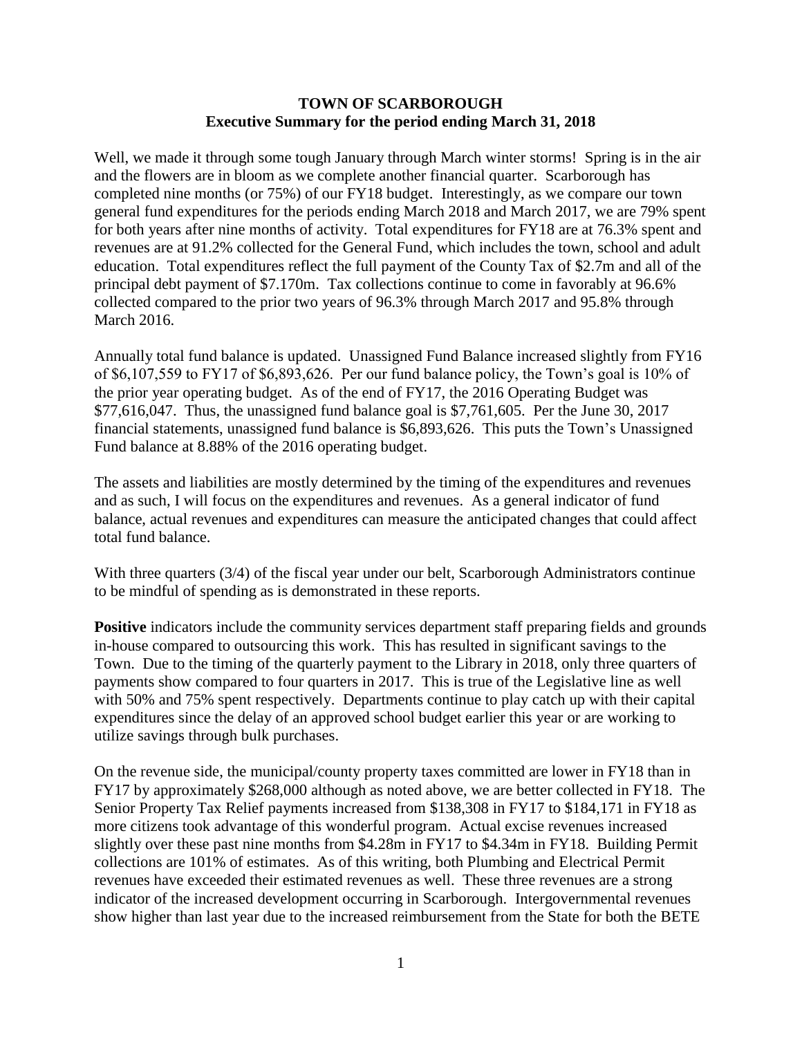**TOWN OF SCARBOROUGH**
**Executive Summary for the period ending March 31, 2018**

Well, we made it through some tough January through March winter storms! Spring is in the air and the flowers are in bloom as we complete another financial quarter. Scarborough has completed nine months (or 75%) of our FY18 budget. Interestingly, as we compare our town general fund expenditures for the periods ending March 2018 and March 2017, we are 79% spent for both years after nine months of activity. Total expenditures for FY18 are at 76.3% spent and revenues are at 91.2% collected for the General Fund, which includes the town, school and adult education. Total expenditures reflect the full payment of the County Tax of \$2.7m and all of the principal debt payment of \$7.170m. Tax collections continue to come in favorably at 96.6% collected compared to the prior two years of 96.3% through March 2017 and 95.8% through March 2016.

Annually total fund balance is updated. Unassigned Fund Balance increased slightly from FY16 of \$6,107,559 to FY17 of \$6,893,626. Per our fund balance policy, the Town's goal is 10% of the prior year operating budget. As of the end of FY17, the 2016 Operating Budget was \$77,616,047. Thus, the unassigned fund balance goal is \$7,761,605. Per the June 30, 2017 financial statements, unassigned fund balance is \$6,893,626. This puts the Town's Unassigned Fund balance at 8.88% of the 2016 operating budget.

The assets and liabilities are mostly determined by the timing of the expenditures and revenues and as such, I will focus on the expenditures and revenues. As a general indicator of fund balance, actual revenues and expenditures can measure the anticipated changes that could affect total fund balance.

With three quarters (3/4) of the fiscal year under our belt, Scarborough Administrators continue to be mindful of spending as is demonstrated in these reports.

**Positive** indicators include the community services department staff preparing fields and grounds in-house compared to outsourcing this work. This has resulted in significant savings to the Town. Due to the timing of the quarterly payment to the Library in 2018, only three quarters of payments show compared to four quarters in 2017. This is true of the Legislative line as well with 50% and 75% spent respectively. Departments continue to play catch up with their capital expenditures since the delay of an approved school budget earlier this year or are working to utilize savings through bulk purchases.

On the revenue side, the municipal/county property taxes committed are lower in FY18 than in FY17 by approximately \$268,000 although as noted above, we are better collected in FY18. The Senior Property Tax Relief payments increased from \$138,308 in FY17 to \$184,171 in FY18 as more citizens took advantage of this wonderful program. Actual excise revenues increased slightly over these past nine months from \$4.28m in FY17 to \$4.34m in FY18. Building Permit collections are 101% of estimates. As of this writing, both Plumbing and Electrical Permit revenues have exceeded their estimated revenues as well. These three revenues are a strong indicator of the increased development occurring in Scarborough. Intergovernmental revenues show higher than last year due to the increased reimbursement from the State for both the BETE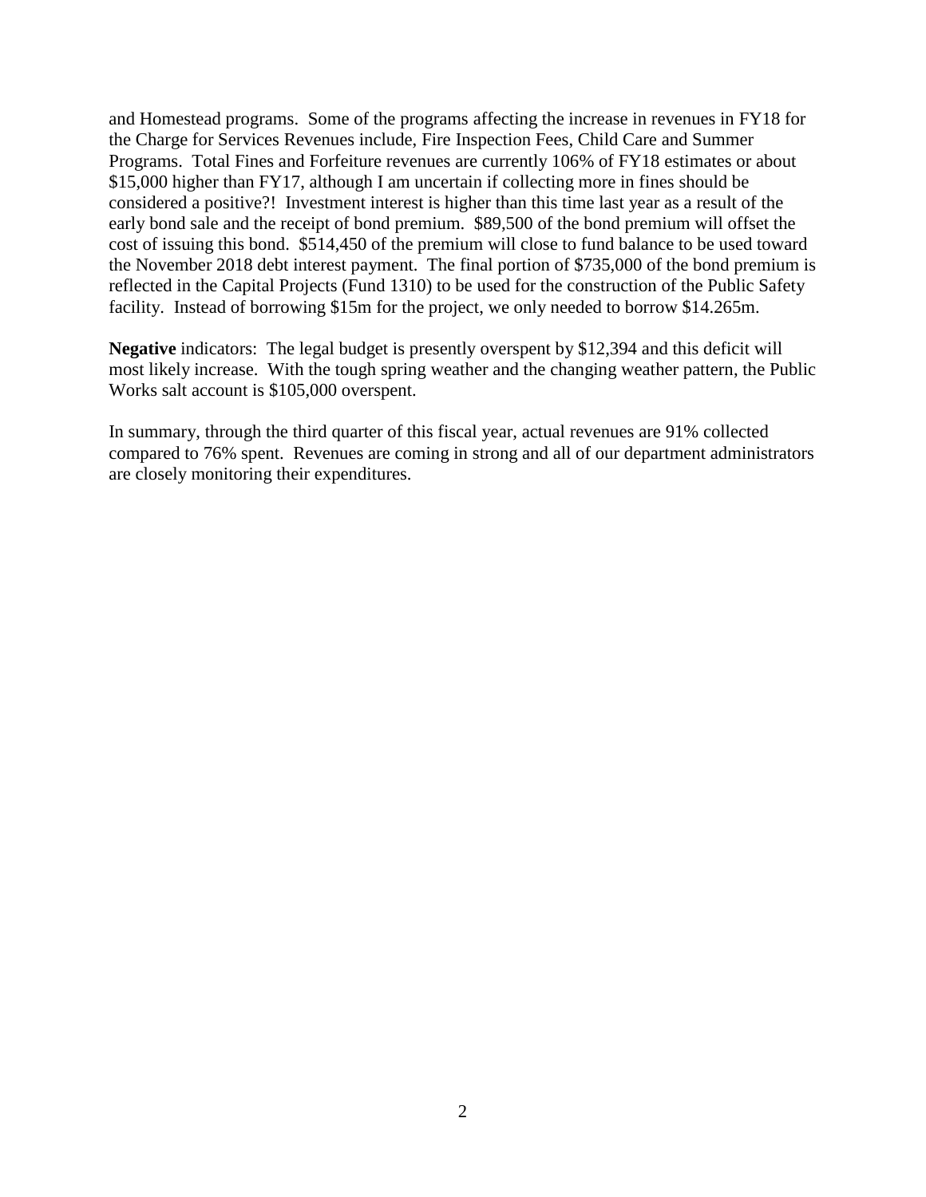and Homestead programs. Some of the programs affecting the increase in revenues in FY18 for the Charge for Services Revenues include, Fire Inspection Fees, Child Care and Summer Programs. Total Fines and Forfeiture revenues are currently 106% of FY18 estimates or about $15,000 higher than FY17, although I am uncertain if collecting more in fines should be considered a positive?! Investment interest is higher than this time last year as a result of the early bond sale and the receipt of bond premium. $89,500 of the bond premium will offset the cost of issuing this bond. $514,450 of the premium will close to fund balance to be used toward the November 2018 debt interest payment. The final portion of $735,000 of the bond premium is reflected in the Capital Projects (Fund 1310) to be used for the construction of the Public Safety facility. Instead of borrowing $15m for the project, we only needed to borrow $14.265m.

**Negative** indicators: The legal budget is presently overspent by $12,394 and this deficit will most likely increase. With the tough spring weather and the changing weather pattern, the Public Works salt account is $105,000 overspent.

In summary, through the third quarter of this fiscal year, actual revenues are 91% collected compared to 76% spent. Revenues are coming in strong and all of our department administrators are closely monitoring their expenditures.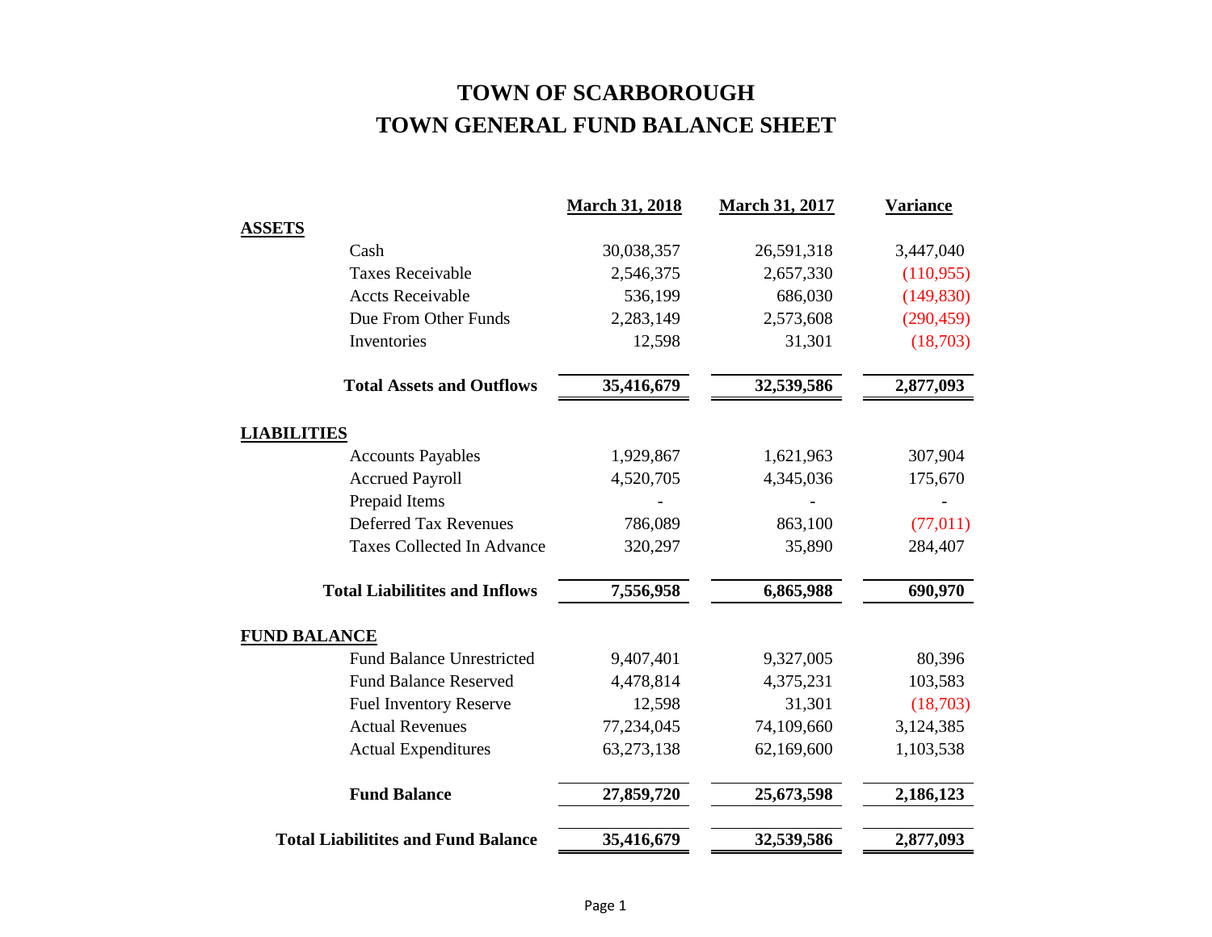# TOWN OF SCARBOROUGH

# TOWN GENERAL FUND BALANCE SHEET

| | March 31, 2018 | March 31, 2017 | Variance |
|---|---|---|---|
| **ASSETS** | | | |
| Cash | 30,038,357 | 26,591,318 | 3,447,040 |
| Taxes Receivable | 2,546,375 | 2,657,330 | (110,955) |
| Accts Receivable | 536,199 | 686,030 | (149,830) |
| Due From Other Funds | 2,283,149 | 2,573,608 | (290,459) |
| Inventories | 12,598 | 31,301 | (18,703) |
| **Total Assets and Outflows** | **35,416,679** | **32,539,586** | **2,877,093** |
| **LIABILITIES** | | | |
| Accounts Payables | 1,929,867 | 1,621,963 | 307,904 |
| Accrued Payroll | 4,520,705 | 4,345,036 | 175,670 |
| Prepaid Items | - | - | - |
| Deferred Tax Revenues | 786,089 | 863,100 | (77,011) |
| Taxes Collected In Advance | 320,297 | 35,890 | 284,407 |
| **Total Liabilitites and Inflows** | **7,556,958** | **6,865,988** | **690,970** |
| **FUND BALANCE** | | | |
| Fund Balance Unrestricted | 9,407,401 | 9,327,005 | 80,396 |
| Fund Balance Reserved | 4,478,814 | 4,375,231 | 103,583 |
| Fuel Inventory Reserve | 12,598 | 31,301 | (18,703) |
| Actual Revenues | 77,234,045 | 74,109,660 | 3,124,385 |
| Actual Expenditures | 63,273,138 | 62,169,600 | 1,103,538 |
| **Fund Balance** | **27,859,720** | **25,673,598** | **2,186,123** |
| **Total Liabilitites and Fund Balance** | **35,416,679** | **32,539,586** | **2,877,093** |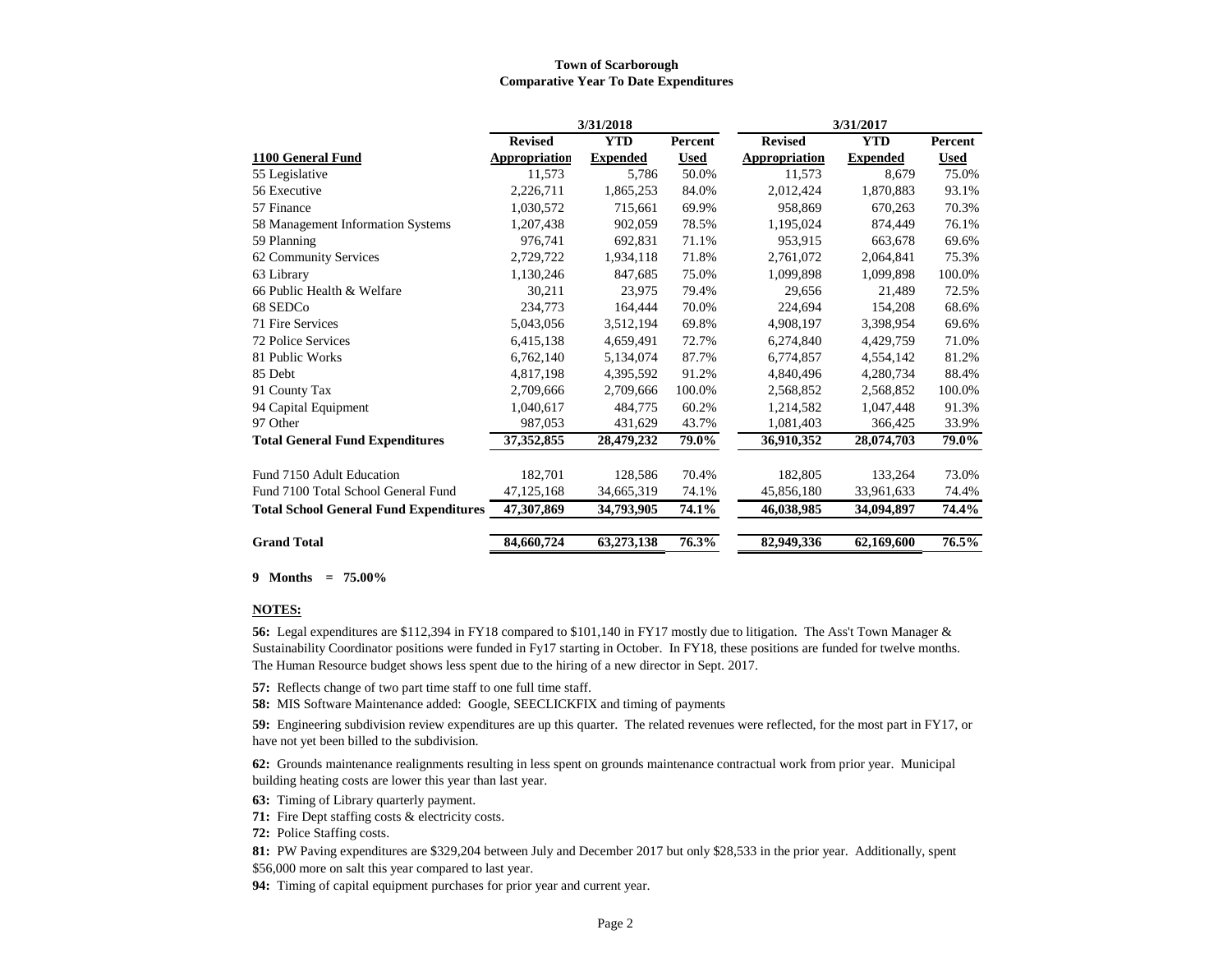**Town of Scarborough**
**Comparative Year To Date Expenditures**

| | 3/31/2018 | | | 3/31/2017 | | |
|---|---|---|---|---|---|---|
| **1100 General Fund** | **Revised Appropriation** | **YTD Expended** | **Percent Used** | **Revised Appropriation** | **YTD Expended** | **Percent Used** |
| 55 Legislative | 11,573 | 5,786 | 50.0% | 11,573 | 8,679 | 75.0% |
| 56 Executive | 2,226,711 | 1,865,253 | 84.0% | 2,012,424 | 1,870,883 | 93.1% |
| 57 Finance | 1,030,572 | 715,661 | 69.9% | 958,869 | 670,263 | 70.3% |
| 58 Management Information Systems | 1,207,438 | 902,059 | 78.5% | 1,195,024 | 874,449 | 76.1% |
| 59 Planning | 976,741 | 692,831 | 71.1% | 953,915 | 663,678 | 69.6% |
| 62 Community Services | 2,729,722 | 1,934,118 | 71.8% | 2,761,072 | 2,064,841 | 75.3% |
| 63 Library | 1,130,246 | 847,685 | 75.0% | 1,099,898 | 1,099,898 | 100.0% |
| 66 Public Health & Welfare | 30,211 | 23,975 | 79.4% | 29,656 | 21,489 | 72.5% |
| 68 SEDCo | 234,773 | 164,444 | 70.0% | 224,694 | 154,208 | 68.6% |
| 71 Fire Services | 5,043,056 | 3,512,194 | 69.8% | 4,908,197 | 3,398,954 | 69.6% |
| 72 Police Services | 6,415,138 | 4,659,491 | 72.7% | 6,274,840 | 4,429,759 | 71.0% |
| 81 Public Works | 6,762,140 | 5,134,074 | 87.7% | 6,774,857 | 4,554,142 | 81.2% |
| 85 Debt | 4,817,198 | 4,395,592 | 91.2% | 4,840,496 | 4,280,734 | 88.4% |
| 91 County Tax | 2,709,666 | 2,709,666 | 100.0% | 2,568,852 | 2,568,852 | 100.0% |
| 94 Capital Equipment | 1,040,617 | 484,775 | 60.2% | 1,214,582 | 1,047,448 | 91.3% |
| 97 Other | 987,053 | 431,629 | 43.7% | 1,081,403 | 366,425 | 33.9% |
| **Total General Fund Expenditures** | **37,352,855** | **28,479,232** | **79.0%** | **36,910,352** | **28,074,703** | **79.0%** |
| Fund 7150 Adult Education | 182,701 | 128,586 | 70.4% | 182,805 | 133,264 | 73.0% |
| Fund 7100 Total School General Fund | 47,125,168 | 34,665,319 | 74.1% | 45,856,180 | 33,961,633 | 74.4% |
| **Total School General Fund Expenditures** | **47,307,869** | **34,793,905** | **74.1%** | **46,038,985** | **34,094,897** | **74.4%** |
| **Grand Total** | **84,660,724** | **63,273,138** | **76.3%** | **82,949,336** | **62,169,600** | **76.5%** |

**9 Months = 75.00%**

**NOTES:**

**56:** Legal expenditures are $112,394 in FY18 compared to $101,140 in FY17 mostly due to litigation. The Ass't Town Manager & Sustainability Coordinator positions were funded in Fy17 starting in October. In FY18, these positions are funded for twelve months. The Human Resource budget shows less spent due to the hiring of a new director in Sept. 2017.

**57:** Reflects change of two part time staff to one full time staff.

**58:** MIS Software Maintenance added: Google, SEECLICKFIX and timing of payments

**59:** Engineering subdivision review expenditures are up this quarter. The related revenues were reflected, for the most part in FY17, or have not yet been billed to the subdivision.

**62:** Grounds maintenance realignments resulting in less spent on grounds maintenance contractual work from prior year. Municipal building heating costs are lower this year than last year.

**63:** Timing of Library quarterly payment.

**71:** Fire Dept staffing costs & electricity costs.

**72:** Police Staffing costs.

**81:** PW Paving expenditures are $329,204 between July and December 2017 but only $28,533 in the prior year. Additionally, spent $56,000 more on salt this year compared to last year.

**94:** Timing of capital equipment purchases for prior year and current year.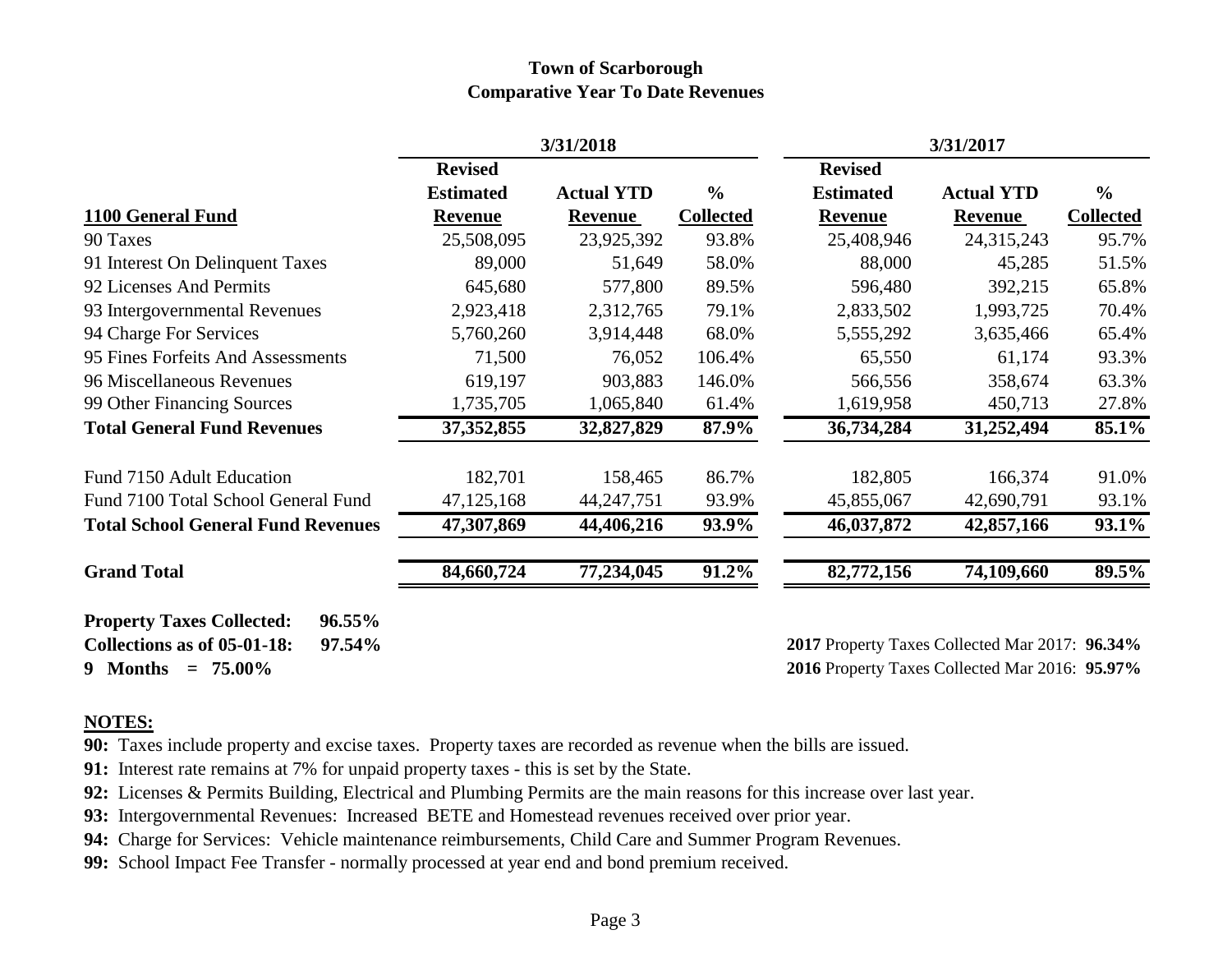# Town of Scarborough
## Comparative Year To Date Revenues

| 1100 General Fund | 3/31/2018 Revised Estimated Revenue | 3/31/2018 Actual YTD Revenue | 3/31/2018 % Collected | 3/31/2017 Revised Estimated Revenue | 3/31/2017 Actual YTD Revenue | 3/31/2017 % Collected |
|---|---|---|---|---|---|---|
| 90 Taxes | 25,508,095 | 23,925,392 | 93.8% | 25,408,946 | 24,315,243 | 95.7% |
| 91 Interest On Delinquent Taxes | 89,000 | 51,649 | 58.0% | 88,000 | 45,285 | 51.5% |
| 92 Licenses And Permits | 645,680 | 577,800 | 89.5% | 596,480 | 392,215 | 65.8% |
| 93 Intergovernmental Revenues | 2,923,418 | 2,312,765 | 79.1% | 2,833,502 | 1,993,725 | 70.4% |
| 94 Charge For Services | 5,760,260 | 3,914,448 | 68.0% | 5,555,292 | 3,635,466 | 65.4% |
| 95 Fines Forfeits And Assessments | 71,500 | 76,052 | 106.4% | 65,550 | 61,174 | 93.3% |
| 96 Miscellaneous Revenues | 619,197 | 903,883 | 146.0% | 566,556 | 358,674 | 63.3% |
| 99 Other Financing Sources | 1,735,705 | 1,065,840 | 61.4% | 1,619,958 | 450,713 | 27.8% |
| **Total General Fund Revenues** | **37,352,855** | **32,827,829** | **87.9%** | **36,734,284** | **31,252,494** | **85.1%** |
| Fund 7150 Adult Education | 182,701 | 158,465 | 86.7% | 182,805 | 166,374 | 91.0% |
| Fund 7100 Total School General Fund | 47,125,168 | 44,247,751 | 93.9% | 45,855,067 | 42,690,791 | 93.1% |
| **Total School General Fund Revenues** | **47,307,869** | **44,406,216** | **93.9%** | **46,037,872** | **42,857,166** | **93.1%** |
| **Grand Total** | **84,660,724** | **77,234,045** | **91.2%** | **82,772,156** | **74,109,660** | **89.5%** |

**Property Taxes Collected: 96.55%**
**Collections as of 05-01-18: 97.54%**
**9 Months = 75.00%**

**2017** Property Taxes Collected Mar 2017: **96.34%**
**2016** Property Taxes Collected Mar 2016: **95.97%**

**NOTES:**

**90:** Taxes include property and excise taxes. Property taxes are recorded as revenue when the bills are issued.
**91:** Interest rate remains at 7% for unpaid property taxes - this is set by the State.
**92:** Licenses & Permits Building, Electrical and Plumbing Permits are the main reasons for this increase over last year.
**93:** Intergovernmental Revenues: Increased BETE and Homestead revenues received over prior year.
**94:** Charge for Services: Vehicle maintenance reimbursements, Child Care and Summer Program Revenues.
**99:** School Impact Fee Transfer - normally processed at year end and bond premium received.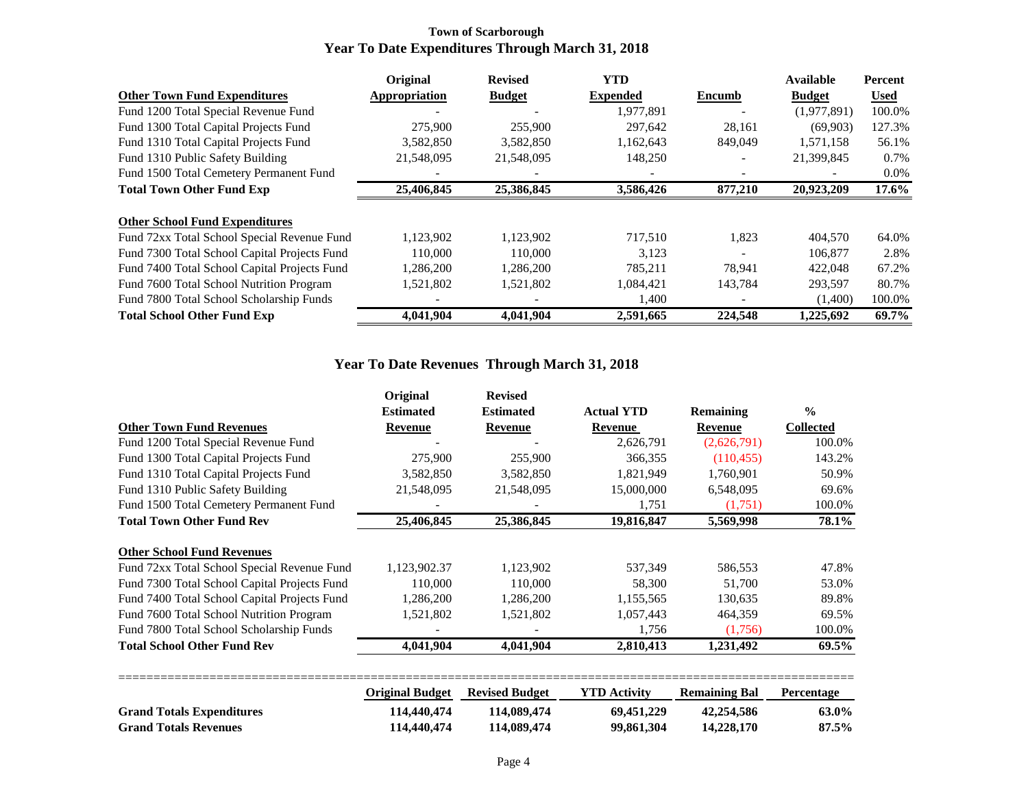## Town of Scarborough
## Year To Date Expenditures Through March 31, 2018

| Other Town Fund Expenditures | Original Appropriation | Revised Budget | YTD Expended | Encumb | Available Budget | Percent Used |
|---|---|---|---|---|---|---|
| Fund 1200 Total Special Revenue Fund | - | - | 1,977,891 | - | (1,977,891) | 100.0% |
| Fund 1300 Total Capital Projects Fund | 275,900 | 255,900 | 297,642 | 28,161 | (69,903) | 127.3% |
| Fund 1310 Total Capital Projects Fund | 3,582,850 | 3,582,850 | 1,162,643 | 849,049 | 1,571,158 | 56.1% |
| Fund 1310 Public Safety Building | 21,548,095 | 21,548,095 | 148,250 | - | 21,399,845 | 0.7% |
| Fund 1500 Total Cemetery Permanent Fund | - | - | - | - | - | 0.0% |
| **Total Town Other Fund Exp** | **25,406,845** | **25,386,845** | **3,586,426** | **877,210** | **20,923,209** | **17.6%** |
| **Other School Fund Expenditures** | | | | | | |
| Fund 72xx Total School Special Revenue Fund | 1,123,902 | 1,123,902 | 717,510 | 1,823 | 404,570 | 64.0% |
| Fund 7300 Total School Capital Projects Fund | 110,000 | 110,000 | 3,123 | - | 106,877 | 2.8% |
| Fund 7400 Total School Capital Projects Fund | 1,286,200 | 1,286,200 | 785,211 | 78,941 | 422,048 | 67.2% |
| Fund 7600 Total School Nutrition Program | 1,521,802 | 1,521,802 | 1,084,421 | 143,784 | 293,597 | 80.7% |
| Fund 7800 Total School Scholarship Funds | - | - | 1,400 | - | (1,400) | 100.0% |
| **Total School Other Fund Exp** | **4,041,904** | **4,041,904** | **2,591,665** | **224,548** | **1,225,692** | **69.7%** |

## Year To Date Revenues Through March 31, 2018

| Other Town Fund Revenues | Original Estimated Revenue | Revised Estimated Revenue | Actual YTD Revenue | Remaining Revenue | % Collected |
|---|---|---|---|---|---|
| Fund 1200 Total Special Revenue Fund | - | - | 2,626,791 | (2,626,791) | 100.0% |
| Fund 1300 Total Capital Projects Fund | 275,900 | 255,900 | 366,355 | (110,455) | 143.2% |
| Fund 1310 Total Capital Projects Fund | 3,582,850 | 3,582,850 | 1,821,949 | 1,760,901 | 50.9% |
| Fund 1310 Public Safety Building | 21,548,095 | 21,548,095 | 15,000,000 | 6,548,095 | 69.6% |
| Fund 1500 Total Cemetery Permanent Fund | - | - | 1,751 | (1,751) | 100.0% |
| **Total Town Other Fund Rev** | **25,406,845** | **25,386,845** | **19,816,847** | **5,569,998** | **78.1%** |
| **Other School Fund Revenues** | | | | | |
| Fund 72xx Total School Special Revenue Fund | 1,123,902.37 | 1,123,902 | 537,349 | 586,553 | 47.8% |
| Fund 7300 Total School Capital Projects Fund | 110,000 | 110,000 | 58,300 | 51,700 | 53.0% |
| Fund 7400 Total School Capital Projects Fund | 1,286,200 | 1,286,200 | 1,155,565 | 130,635 | 89.8% |
| Fund 7600 Total School Nutrition Program | 1,521,802 | 1,521,802 | 1,057,443 | 464,359 | 69.5% |
| Fund 7800 Total School Scholarship Funds | - | - | 1,756 | (1,756) | 100.0% |
| **Total School Other Fund Rev** | **4,041,904** | **4,041,904** | **2,810,413** | **1,231,492** | **69.5%** |

| | Original Budget | Revised Budget | YTD Activity | Remaining Bal | Percentage |
|---|---|---|---|---|---|
| **Grand Totals Expenditures** | **114,440,474** | **114,089,474** | **69,451,229** | **42,254,586** | **63.0%** |
| **Grand Totals Revenues** | **114,440,474** | **114,089,474** | **99,861,304** | **14,228,170** | **87.5%** |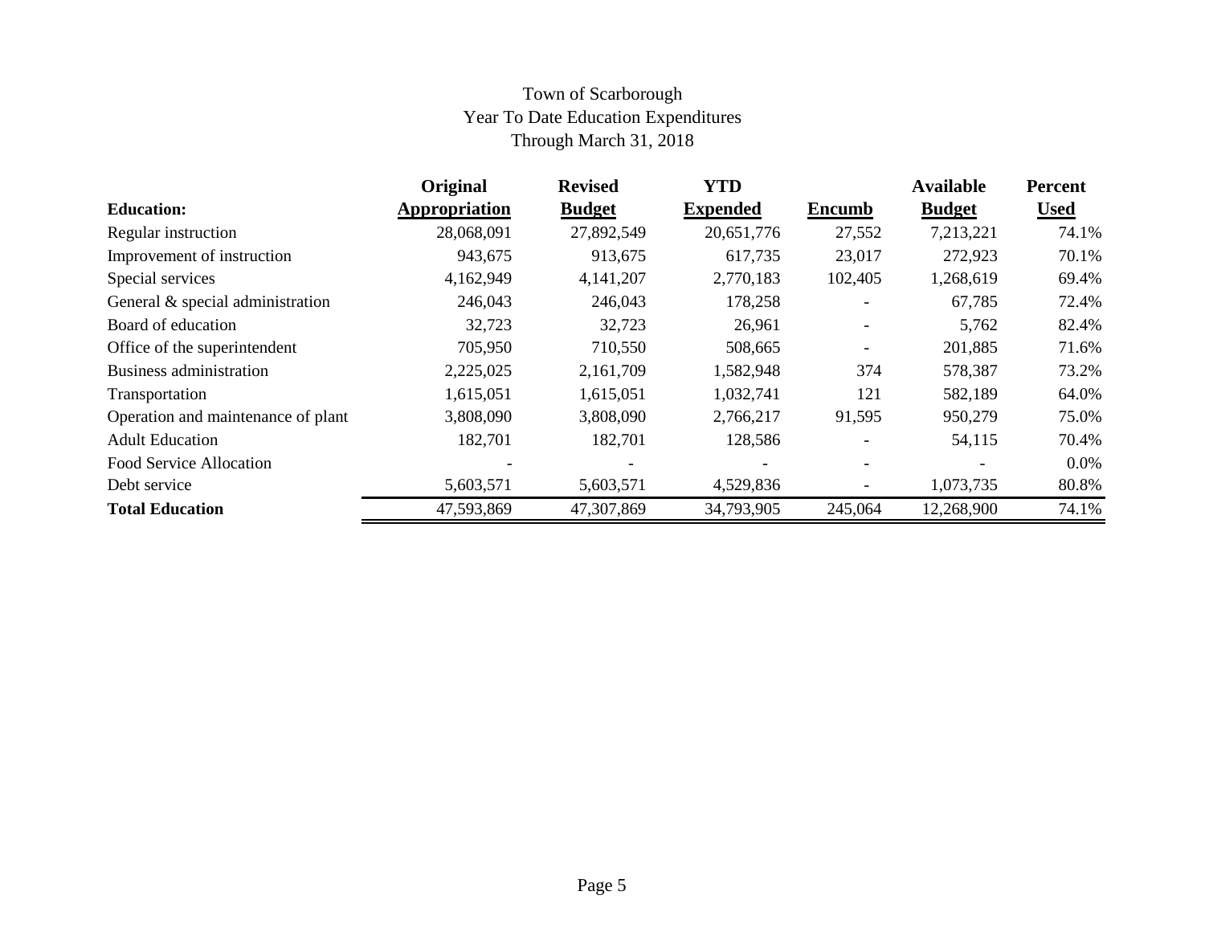Town of Scarborough
Year To Date Education Expenditures
Through March 31, 2018

| Education: | Original Appropriation | Revised Budget | YTD Expended | Encumb | Available Budget | Percent Used |
|---|---|---|---|---|---|---|
| Regular instruction | 28,068,091 | 27,892,549 | 20,651,776 | 27,552 | 7,213,221 | 74.1% |
| Improvement of instruction | 943,675 | 913,675 | 617,735 | 23,017 | 272,923 | 70.1% |
| Special services | 4,162,949 | 4,141,207 | 2,770,183 | 102,405 | 1,268,619 | 69.4% |
| General & special administration | 246,043 | 246,043 | 178,258 | - | 67,785 | 72.4% |
| Board of education | 32,723 | 32,723 | 26,961 | - | 5,762 | 82.4% |
| Office of the superintendent | 705,950 | 710,550 | 508,665 | - | 201,885 | 71.6% |
| Business administration | 2,225,025 | 2,161,709 | 1,582,948 | 374 | 578,387 | 73.2% |
| Transportation | 1,615,051 | 1,615,051 | 1,032,741 | 121 | 582,189 | 64.0% |
| Operation and maintenance of plant | 3,808,090 | 3,808,090 | 2,766,217 | 91,595 | 950,279 | 75.0% |
| Adult Education | 182,701 | 182,701 | 128,586 | - | 54,115 | 70.4% |
| Food Service Allocation | - | - | - | - | - | 0.0% |
| Debt service | 5,603,571 | 5,603,571 | 4,529,836 | - | 1,073,735 | 80.8% |
| **Total Education** | 47,593,869 | 47,307,869 | 34,793,905 | 245,064 | 12,268,900 | 74.1% |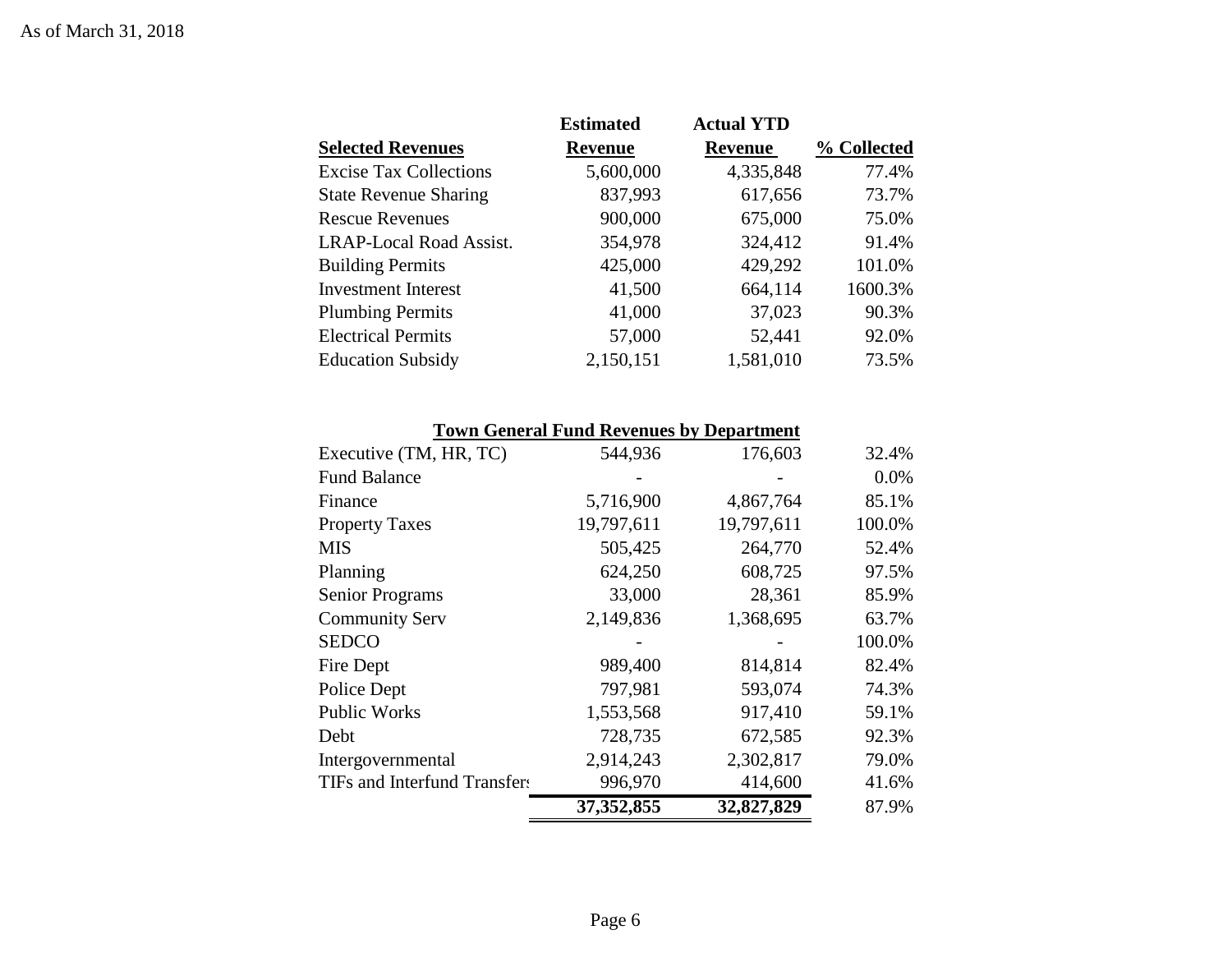As of March 31, 2018

| Selected Revenues | Estimated Revenue | Actual YTD Revenue | % Collected |
|---|---|---|---|
| Excise Tax Collections | 5,600,000 | 4,335,848 | 77.4% |
| State Revenue Sharing | 837,993 | 617,656 | 73.7% |
| Rescue Revenues | 900,000 | 675,000 | 75.0% |
| LRAP-Local Road Assist. | 354,978 | 324,412 | 91.4% |
| Building Permits | 425,000 | 429,292 | 101.0% |
| Investment Interest | 41,500 | 664,114 | 1600.3% |
| Plumbing Permits | 41,000 | 37,023 | 90.3% |
| Electrical Permits | 57,000 | 52,441 | 92.0% |
| Education Subsidy | 2,150,151 | 1,581,010 | 73.5% |

**Town General Fund Revenues by Department**

| | | | |
|---|---|---|---|
| Executive (TM, HR, TC) | 544,936 | 176,603 | 32.4% |
| Fund Balance | - | - | 0.0% |
| Finance | 5,716,900 | 4,867,764 | 85.1% |
| Property Taxes | 19,797,611 | 19,797,611 | 100.0% |
| MIS | 505,425 | 264,770 | 52.4% |
| Planning | 624,250 | 608,725 | 97.5% |
| Senior Programs | 33,000 | 28,361 | 85.9% |
| Community Serv | 2,149,836 | 1,368,695 | 63.7% |
| SEDCO | - | - | 100.0% |
| Fire Dept | 989,400 | 814,814 | 82.4% |
| Police Dept | 797,981 | 593,074 | 74.3% |
| Public Works | 1,553,568 | 917,410 | 59.1% |
| Debt | 728,735 | 672,585 | 92.3% |
| Intergovernmental | 2,914,243 | 2,302,817 | 79.0% |
| TIFs and Interfund Transfers | 996,970 | 414,600 | 41.6% |
| | **37,352,855** | **32,827,829** | 87.9% |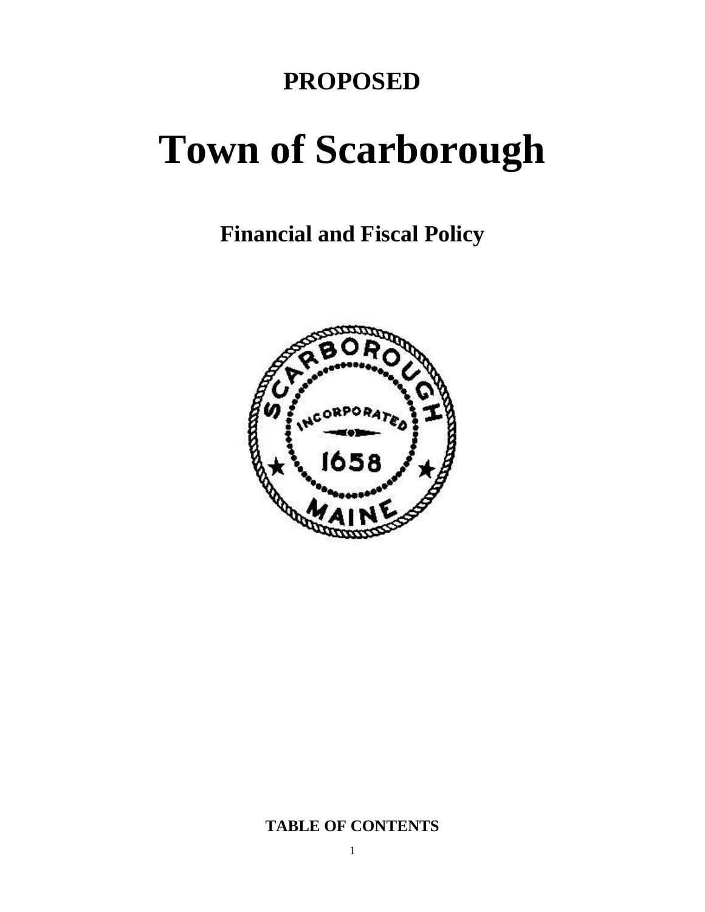**PROPOSED**

# Town of Scarborough

## Financial and Fiscal Policy

**TABLE OF CONTENTS**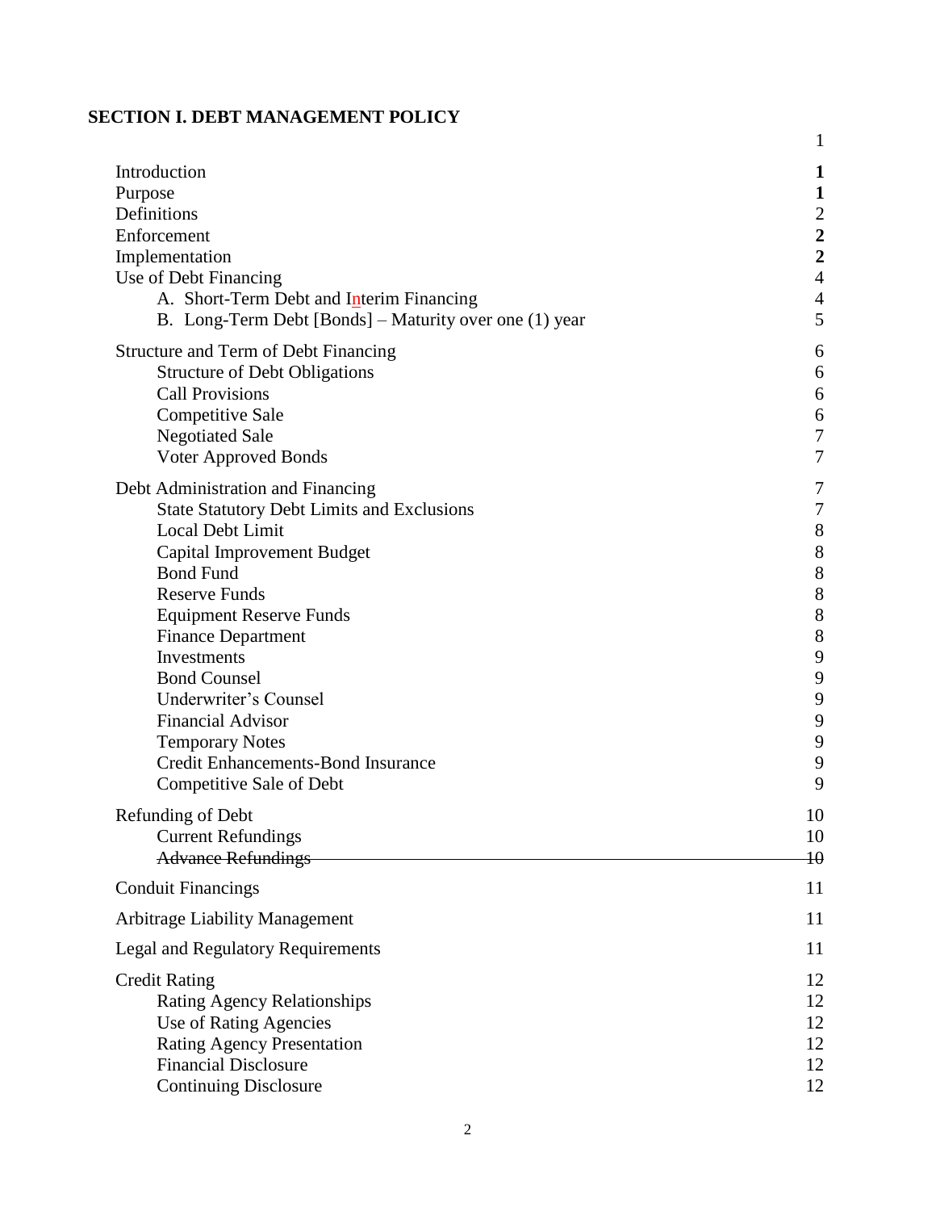## SECTION I. DEBT MANAGEMENT POLICY

| | |
|---|---|
| | 1 |
| Introduction | **1** |
| Purpose | **1** |
| Definitions | 2 |
| Enforcement | **2** |
| Implementation | **2** |
| Use of Debt Financing | 4 |
| A. Short-Term Debt and Interim Financing | 4 |
| B. Long-Term Debt [Bonds] – Maturity over one (1) year | 5 |
| Structure and Term of Debt Financing | 6 |
| Structure of Debt Obligations | 6 |
| Call Provisions | 6 |
| Competitive Sale | 6 |
| Negotiated Sale | 7 |
| Voter Approved Bonds | 7 |
| Debt Administration and Financing | 7 |
| State Statutory Debt Limits and Exclusions | 7 |
| Local Debt Limit | 8 |
| Capital Improvement Budget | 8 |
| Bond Fund | 8 |
| Reserve Funds | 8 |
| Equipment Reserve Funds | 8 |
| Finance Department | 8 |
| Investments | 9 |
| Bond Counsel | 9 |
| Underwriter's Counsel | 9 |
| Financial Advisor | 9 |
| Temporary Notes | 9 |
| Credit Enhancements-Bond Insurance | 9 |
| Competitive Sale of Debt | 9 |
| Refunding of Debt | 10 |
| Current Refundings | 10 |
| ~~Advance Refundings~~ | ~~10~~ |
| Conduit Financings | 11 |
| Arbitrage Liability Management | 11 |
| Legal and Regulatory Requirements | 11 |
| Credit Rating | 12 |
| Rating Agency Relationships | 12 |
| Use of Rating Agencies | 12 |
| Rating Agency Presentation | 12 |
| Financial Disclosure | 12 |
| Continuing Disclosure | 12 |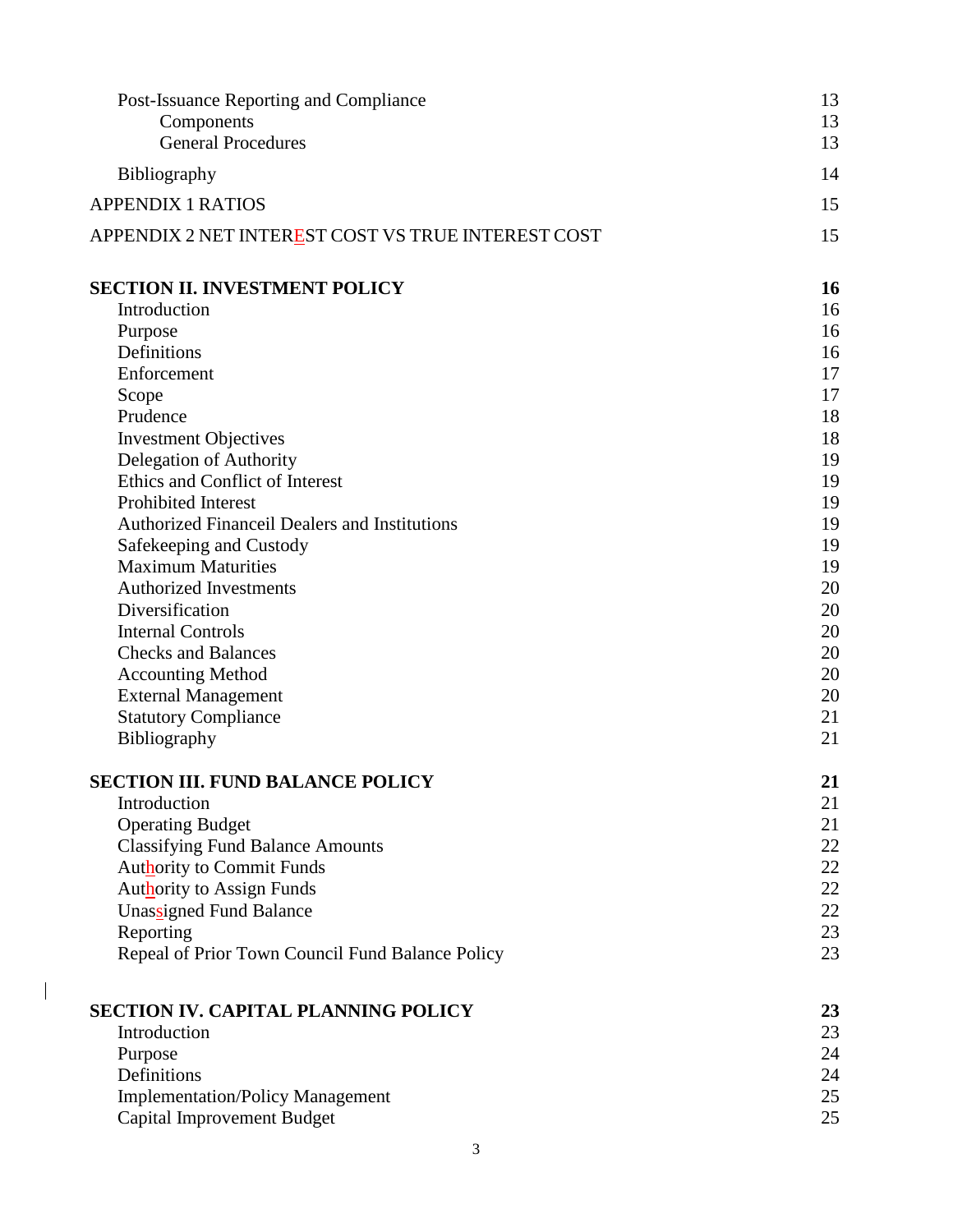| | |
|---|---|
| Post-Issuance Reporting and Compliance | 13 |
| Components | 13 |
| General Procedures | 13 |
| Bibliography | 14 |
| APPENDIX 1 RATIOS | 15 |
| APPENDIX 2 NET INTEREST COST VS TRUE INTEREST COST | 15 |
| **SECTION II. INVESTMENT POLICY** | **16** |
| Introduction | 16 |
| Purpose | 16 |
| Definitions | 16 |
| Enforcement | 17 |
| Scope | 17 |
| Prudence | 18 |
| Investment Objectives | 18 |
| Delegation of Authority | 19 |
| Ethics and Conflict of Interest | 19 |
| Prohibited Interest | 19 |
| Authorized Financeil Dealers and Institutions | 19 |
| Safekeeping and Custody | 19 |
| Maximum Maturities | 19 |
| Authorized Investments | 20 |
| Diversification | 20 |
| Internal Controls | 20 |
| Checks and Balances | 20 |
| Accounting Method | 20 |
| External Management | 20 |
| Statutory Compliance | 21 |
| Bibliography | 21 |
| **SECTION III. FUND BALANCE POLICY** | **21** |
| Introduction | 21 |
| Operating Budget | 21 |
| Classifying Fund Balance Amounts | 22 |
| Authority to Commit Funds | 22 |
| Authority to Assign Funds | 22 |
| Unassigned Fund Balance | 22 |
| Reporting | 23 |
| Repeal of Prior Town Council Fund Balance Policy | 23 |
| **SECTION IV. CAPITAL PLANNING POLICY** | **23** |
| Introduction | 23 |
| Purpose | 24 |
| Definitions | 24 |
| Implementation/Policy Management | 25 |
| Capital Improvement Budget | 25 |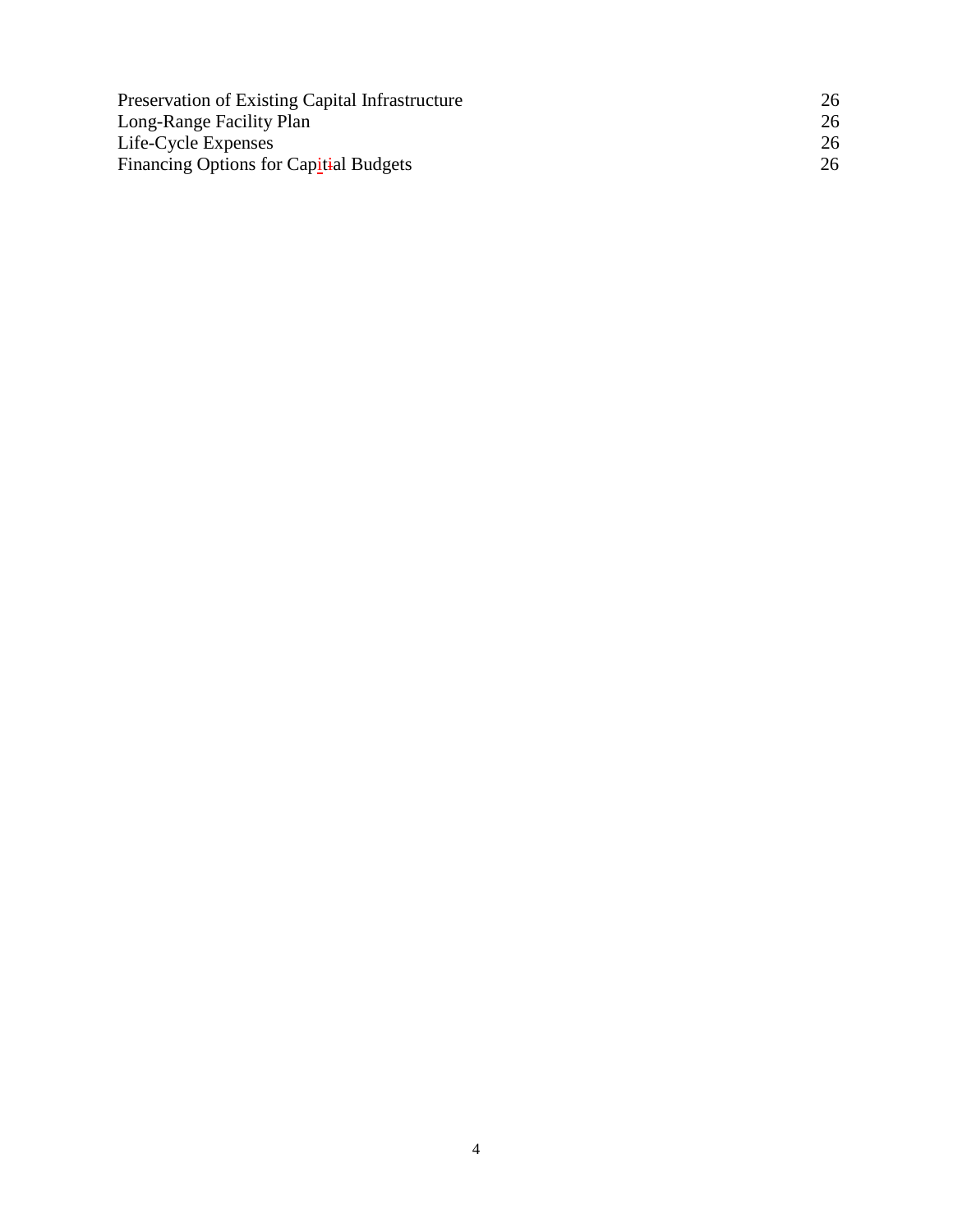| | |
|---|---|
| Preservation of Existing Capital Infrastructure | 26 |
| Long-Range Facility Plan | 26 |
| Life-Cycle Expenses | 26 |
| Financing Options for Capital Budgets | 26 |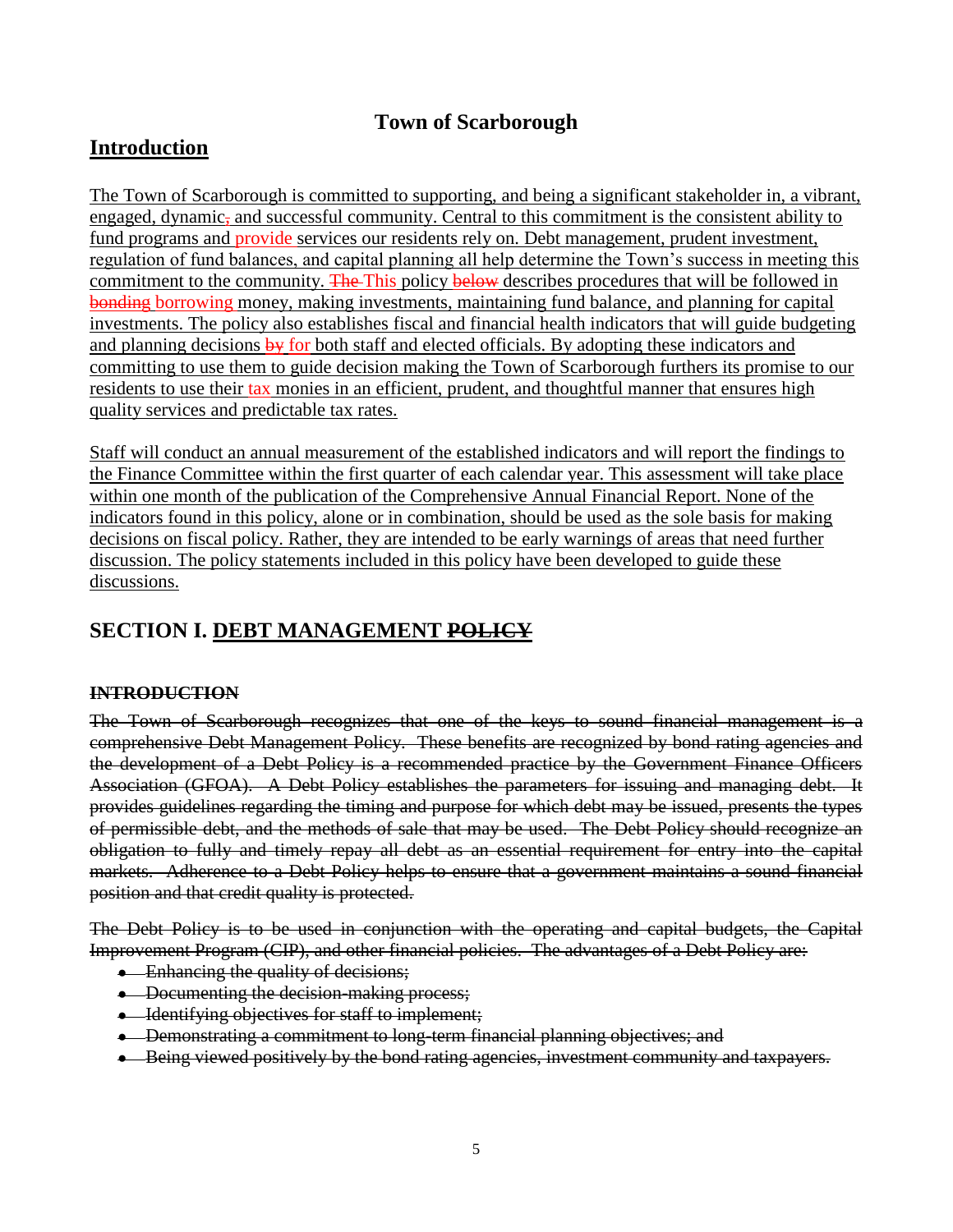# Town of Scarborough

## Introduction

The Town of Scarborough is committed to supporting, and being a significant stakeholder in, a vibrant, engaged, dynamic~~,~~ and successful community. Central to this commitment is the consistent ability to fund programs and provide services our residents rely on. Debt management, prudent investment, regulation of fund balances, and capital planning all help determine the Town's success in meeting this commitment to the community. ~~The~~ This policy ~~below~~ describes procedures that will be followed in ~~bonding~~ borrowing money, making investments, maintaining fund balance, and planning for capital investments. The policy also establishes fiscal and financial health indicators that will guide budgeting and planning decisions ~~by~~ for both staff and elected officials. By adopting these indicators and committing to use them to guide decision making the Town of Scarborough furthers its promise to our residents to use their tax monies in an efficient, prudent, and thoughtful manner that ensures high quality services and predictable tax rates.

Staff will conduct an annual measurement of the established indicators and will report the findings to the Finance Committee within the first quarter of each calendar year. This assessment will take place within one month of the publication of the Comprehensive Annual Financial Report. None of the indicators found in this policy, alone or in combination, should be used as the sole basis for making decisions on fiscal policy. Rather, they are intended to be early warnings of areas that need further discussion. The policy statements included in this policy have been developed to guide these discussions.

## SECTION I. DEBT MANAGEMENT ~~POLICY~~

### ~~INTRODUCTION~~

~~The Town of Scarborough recognizes that one of the keys to sound financial management is a comprehensive Debt Management Policy. These benefits are recognized by bond rating agencies and the development of a Debt Policy is a recommended practice by the Government Finance Officers Association (GFOA). A Debt Policy establishes the parameters for issuing and managing debt. It provides guidelines regarding the timing and purpose for which debt may be issued, presents the types of permissible debt, and the methods of sale that may be used. The Debt Policy should recognize an obligation to fully and timely repay all debt as an essential requirement for entry into the capital markets. Adherence to a Debt Policy helps to ensure that a government maintains a sound financial position and that credit quality is protected.~~

~~The Debt Policy is to be used in conjunction with the operating and capital budgets, the Capital Improvement Program (CIP), and other financial policies. The advantages of a Debt Policy are:~~

- ~~Enhancing the quality of decisions;~~
- ~~Documenting the decision-making process;~~
- ~~Identifying objectives for staff to implement;~~
- ~~Demonstrating a commitment to long-term financial planning objectives; and~~
- ~~Being viewed positively by the bond rating agencies, investment community and taxpayers.~~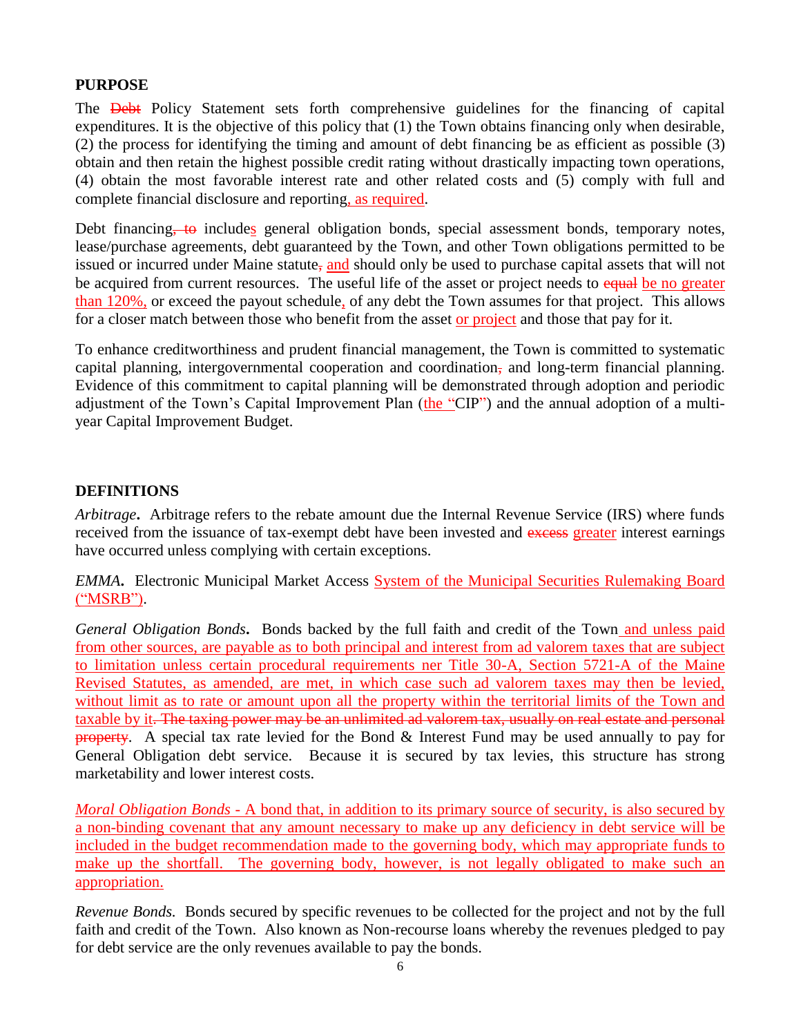## PURPOSE

The ~~Debt~~ Policy Statement sets forth comprehensive guidelines for the financing of capital expenditures. It is the objective of this policy that (1) the Town obtains financing only when desirable, (2) the process for identifying the timing and amount of debt financing be as efficient as possible (3) obtain and then retain the highest possible credit rating without drastically impacting town operations, (4) obtain the most favorable interest rate and other related costs and (5) comply with full and complete financial disclosure and reporting, as required.

Debt financing~~, to~~ includes general obligation bonds, special assessment bonds, temporary notes, lease/purchase agreements, debt guaranteed by the Town, and other Town obligations permitted to be issued or incurred under Maine statute~~,~~ and should only be used to purchase capital assets that will not be acquired from current resources. The useful life of the asset or project needs to ~~equal~~ be no greater than 120%, or exceed the payout schedule, of any debt the Town assumes for that project. This allows for a closer match between those who benefit from the asset or project and those that pay for it.

To enhance creditworthiness and prudent financial management, the Town is committed to systematic capital planning, intergovernmental cooperation and coordination~~,~~ and long-term financial planning. Evidence of this commitment to capital planning will be demonstrated through adoption and periodic adjustment of the Town's Capital Improvement Plan (the "CIP") and the annual adoption of a multi-year Capital Improvement Budget.

## DEFINITIONS

***Arbitrage*.** Arbitrage refers to the rebate amount due the Internal Revenue Service (IRS) where funds received from the issuance of tax-exempt debt have been invested and ~~excess~~ greater interest earnings have occurred unless complying with certain exceptions.

***EMMA*.** Electronic Municipal Market Access System of the Municipal Securities Rulemaking Board ("MSRB").

***General Obligation Bonds*.** Bonds backed by the full faith and credit of the Town and unless paid from other sources, are payable as to both principal and interest from ad valorem taxes that are subject to limitation unless certain procedural requirements ner Title 30-A, Section 5721-A of the Maine Revised Statutes, as amended, are met, in which case such ad valorem taxes may then be levied, without limit as to rate or amount upon all the property within the territorial limits of the Town and taxable by it~~. The taxing power may be an unlimited ad valorem tax, usually on real estate and personal property~~. A special tax rate levied for the Bond & Interest Fund may be used annually to pay for General Obligation debt service. Because it is secured by tax levies, this structure has strong marketability and lower interest costs.

*Moral Obligation Bonds* - A bond that, in addition to its primary source of security, is also secured by a non-binding covenant that any amount necessary to make up any deficiency in debt service will be included in the budget recommendation made to the governing body, which may appropriate funds to make up the shortfall. The governing body, however, is not legally obligated to make such an appropriation.

*Revenue Bonds.* Bonds secured by specific revenues to be collected for the project and not by the full faith and credit of the Town. Also known as Non-recourse loans whereby the revenues pledged to pay for debt service are the only revenues available to pay the bonds.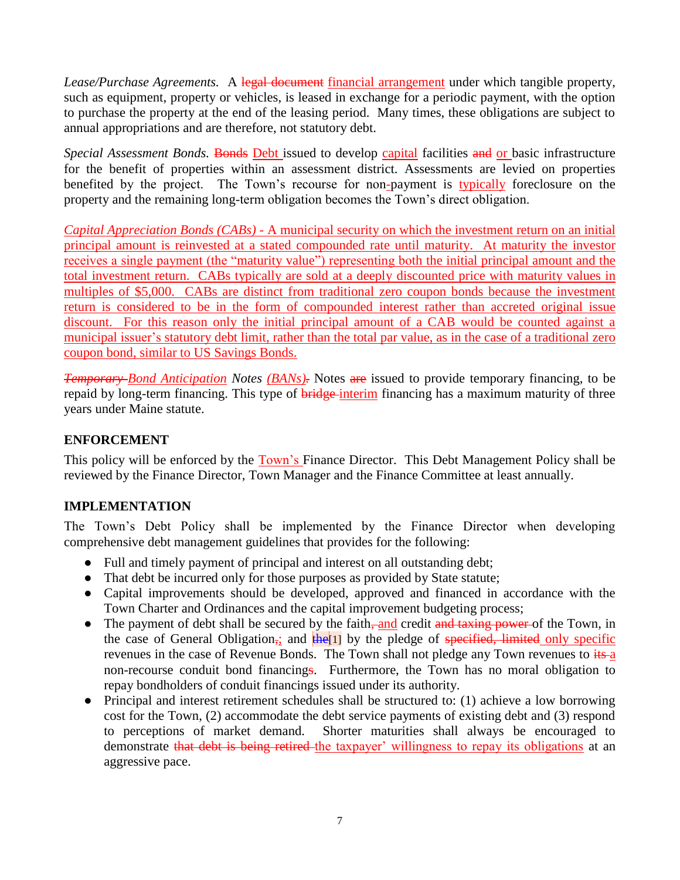*Lease/Purchase Agreements.* A ~~legal document~~ financial arrangement under which tangible property, such as equipment, property or vehicles, is leased in exchange for a periodic payment, with the option to purchase the property at the end of the leasing period. Many times, these obligations are subject to annual appropriations and are therefore, not statutory debt.

*Special Assessment Bonds.* ~~Bonds~~ Debt issued to develop capital facilities ~~and~~ or basic infrastructure for the benefit of properties within an assessment district. Assessments are levied on properties benefited by the project. The Town's recourse for non-payment is typically foreclosure on the property and the remaining long-term obligation becomes the Town's direct obligation.

*Capital Appreciation Bonds (CABs)* - A municipal security on which the investment return on an initial principal amount is reinvested at a stated compounded rate until maturity. At maturity the investor receives a single payment (the "maturity value") representing both the initial principal amount and the total investment return. CABs typically are sold at a deeply discounted price with maturity values in multiples of $5,000. CABs are distinct from traditional zero coupon bonds because the investment return is considered to be in the form of compounded interest rather than accreted original issue discount. For this reason only the initial principal amount of a CAB would be counted against a municipal issuer's statutory debt limit, rather than the total par value, as in the case of a traditional zero coupon bond, similar to US Savings Bonds.

*~~Temporary~~ Bond Anticipation Notes (BANs)~~.~~* Notes ~~are~~ issued to provide temporary financing, to be repaid by long-term financing. This type of ~~bridge~~ interim financing has a maximum maturity of three years under Maine statute.

## ENFORCEMENT

This policy will be enforced by the Town's Finance Director. This Debt Management Policy shall be reviewed by the Finance Director, Town Manager and the Finance Committee at least annually.

## IMPLEMENTATION

The Town's Debt Policy shall be implemented by the Finance Director when developing comprehensive debt management guidelines that provides for the following:

- Full and timely payment of principal and interest on all outstanding debt;
- That debt be incurred only for those purposes as provided by State statute;
- Capital improvements should be developed, approved and financed in accordance with the Town Charter and Ordinances and the capital improvement budgeting process;
- The payment of debt shall be secured by the faith~~,~~ and credit ~~and taxing power~~ of the Town, in the case of General Obligation~~,~~; and ~~the~~[1] by the pledge of ~~specified, limited~~ only specific revenues in the case of Revenue Bonds. The Town shall not pledge any Town revenues to ~~its~~ a non-recourse conduit bond financing~~s~~. Furthermore, the Town has no moral obligation to repay bondholders of conduit financings issued under its authority.
- Principal and interest retirement schedules shall be structured to: (1) achieve a low borrowing cost for the Town, (2) accommodate the debt service payments of existing debt and (3) respond to perceptions of market demand. Shorter maturities shall always be encouraged to demonstrate ~~that debt is being retired~~ the taxpayer' willingness to repay its obligations at an aggressive pace.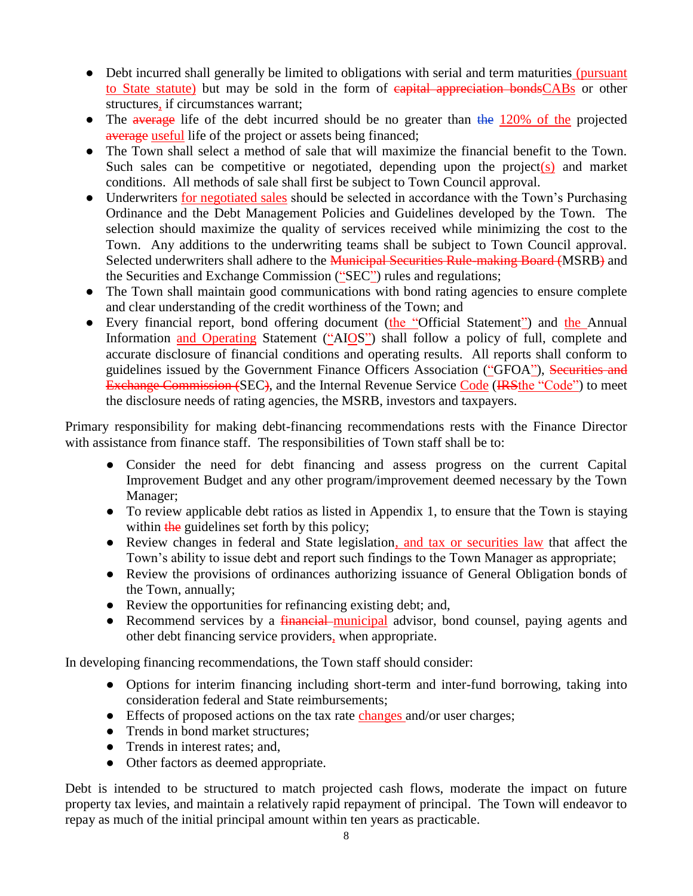- Debt incurred shall generally be limited to obligations with serial and term maturities (pursuant to State statute) but may be sold in the form of ~~capital appreciation bonds~~CABs or other structures, if circumstances warrant;
- The ~~average~~ life of the debt incurred should be no greater than ~~the~~ 120% of the projected ~~average~~ useful life of the project or assets being financed;
- The Town shall select a method of sale that will maximize the financial benefit to the Town. Such sales can be competitive or negotiated, depending upon the project(s) and market conditions. All methods of sale shall first be subject to Town Council approval.
- Underwriters for negotiated sales should be selected in accordance with the Town's Purchasing Ordinance and the Debt Management Policies and Guidelines developed by the Town. The selection should maximize the quality of services received while minimizing the cost to the Town. Any additions to the underwriting teams shall be subject to Town Council approval. Selected underwriters shall adhere to the ~~Municipal Securities Rule-making Board (~~MSRB~~)~~ and the Securities and Exchange Commission ("SEC") rules and regulations;
- The Town shall maintain good communications with bond rating agencies to ensure complete and clear understanding of the credit worthiness of the Town; and
- Every financial report, bond offering document (the "Official Statement") and the Annual Information and Operating Statement ("AIOS") shall follow a policy of full, complete and accurate disclosure of financial conditions and operating results. All reports shall conform to guidelines issued by the Government Finance Officers Association ("GFOA"), ~~Securities and Exchange Commission (~~SEC~~)~~, and the Internal Revenue Service Code (~~IRS~~the "Code") to meet the disclosure needs of rating agencies, the MSRB, investors and taxpayers.

Primary responsibility for making debt-financing recommendations rests with the Finance Director with assistance from finance staff. The responsibilities of Town staff shall be to:

- Consider the need for debt financing and assess progress on the current Capital Improvement Budget and any other program/improvement deemed necessary by the Town Manager;
- To review applicable debt ratios as listed in Appendix 1, to ensure that the Town is staying within ~~the~~ guidelines set forth by this policy;
- Review changes in federal and State legislation, and tax or securities law that affect the Town's ability to issue debt and report such findings to the Town Manager as appropriate;
- Review the provisions of ordinances authorizing issuance of General Obligation bonds of the Town, annually;
- Review the opportunities for refinancing existing debt; and,
- Recommend services by a ~~financial~~ municipal advisor, bond counsel, paying agents and other debt financing service providers, when appropriate.

In developing financing recommendations, the Town staff should consider:

- Options for interim financing including short-term and inter-fund borrowing, taking into consideration federal and State reimbursements;
- Effects of proposed actions on the tax rate changes and/or user charges;
- Trends in bond market structures;
- Trends in interest rates; and,
- Other factors as deemed appropriate.

Debt is intended to be structured to match projected cash flows, moderate the impact on future property tax levies, and maintain a relatively rapid repayment of principal. The Town will endeavor to repay as much of the initial principal amount within ten years as practicable.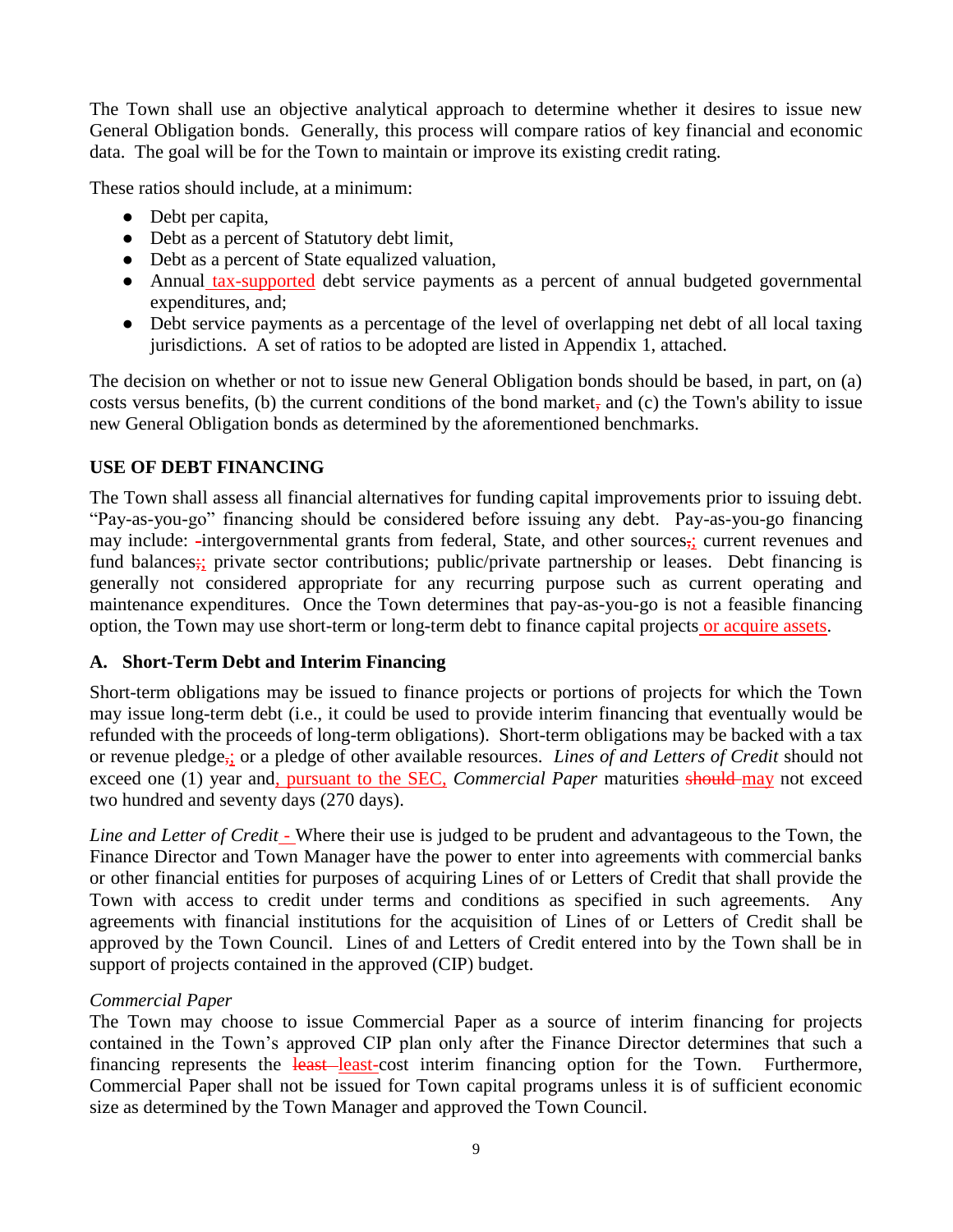The Town shall use an objective analytical approach to determine whether it desires to issue new General Obligation bonds. Generally, this process will compare ratios of key financial and economic data. The goal will be for the Town to maintain or improve its existing credit rating.

These ratios should include, at a minimum:

- Debt per capita,
- Debt as a percent of Statutory debt limit,
- Debt as a percent of State equalized valuation,
- Annual tax-supported debt service payments as a percent of annual budgeted governmental expenditures, and;
- Debt service payments as a percentage of the level of overlapping net debt of all local taxing jurisdictions. A set of ratios to be adopted are listed in Appendix 1, attached.

The decision on whether or not to issue new General Obligation bonds should be based, in part, on (a) costs versus benefits, (b) the current conditions of the bond market, and (c) the Town's ability to issue new General Obligation bonds as determined by the aforementioned benchmarks.

## USE OF DEBT FINANCING

The Town shall assess all financial alternatives for funding capital improvements prior to issuing debt. "Pay-as-you-go" financing should be considered before issuing any debt. Pay-as-you-go financing may include: intergovernmental grants from federal, State, and other sources; current revenues and fund balances; private sector contributions; public/private partnership or leases. Debt financing is generally not considered appropriate for any recurring purpose such as current operating and maintenance expenditures. Once the Town determines that pay-as-you-go is not a feasible financing option, the Town may use short-term or long-term debt to finance capital projects or acquire assets.

### A. Short-Term Debt and Interim Financing

Short-term obligations may be issued to finance projects or portions of projects for which the Town may issue long-term debt (i.e., it could be used to provide interim financing that eventually would be refunded with the proceeds of long-term obligations). Short-term obligations may be backed with a tax or revenue pledge; or a pledge of other available resources. *Lines of and Letters of Credit* should not exceed one (1) year and, pursuant to the SEC, *Commercial Paper* maturities may not exceed two hundred and seventy days (270 days).

*Line and Letter of Credit* - Where their use is judged to be prudent and advantageous to the Town, the Finance Director and Town Manager have the power to enter into agreements with commercial banks or other financial entities for purposes of acquiring Lines of or Letters of Credit that shall provide the Town with access to credit under terms and conditions as specified in such agreements. Any agreements with financial institutions for the acquisition of Lines of or Letters of Credit shall be approved by the Town Council. Lines of and Letters of Credit entered into by the Town shall be in support of projects contained in the approved (CIP) budget.

*Commercial Paper*
The Town may choose to issue Commercial Paper as a source of interim financing for projects contained in the Town's approved CIP plan only after the Finance Director determines that such a financing represents the least-cost interim financing option for the Town. Furthermore, Commercial Paper shall not be issued for Town capital programs unless it is of sufficient economic size as determined by the Town Manager and approved the Town Council.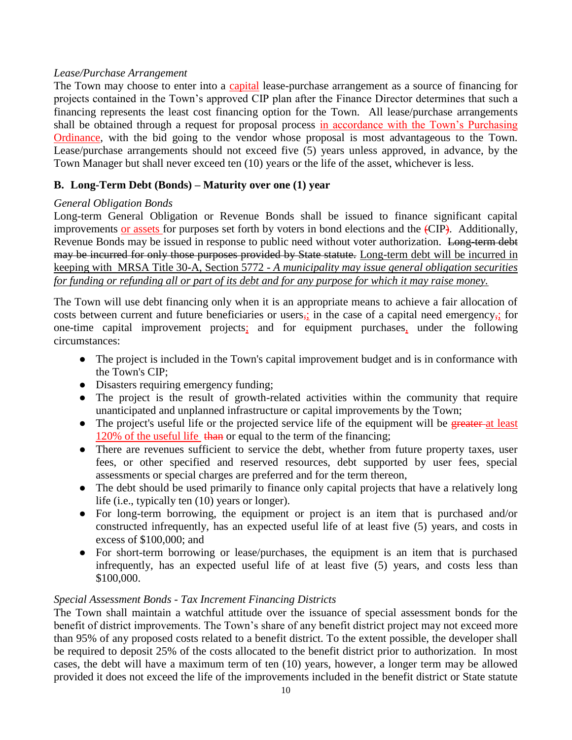*Lease/Purchase Arrangement*

The Town may choose to enter into a capital lease-purchase arrangement as a source of financing for projects contained in the Town's approved CIP plan after the Finance Director determines that such a financing represents the least cost financing option for the Town. All lease/purchase arrangements shall be obtained through a request for proposal process in accordance with the Town's Purchasing Ordinance, with the bid going to the vendor whose proposal is most advantageous to the Town. Lease/purchase arrangements should not exceed five (5) years unless approved, in advance, by the Town Manager but shall never exceed ten (10) years or the life of the asset, whichever is less.

### B. Long-Term Debt (Bonds) – Maturity over one (1) year

*General Obligation Bonds*

Long-term General Obligation or Revenue Bonds shall be issued to finance significant capital improvements or assets for purposes set forth by voters in bond elections and the ~~(~~CIP~~)~~. Additionally, Revenue Bonds may be issued in response to public need without voter authorization. ~~Long-term debt may be incurred for only those purposes provided by State statute.~~ Long-term debt will be incurred in keeping with MRSA Title 30-A, Section 5772 - *A municipality may issue general obligation securities for funding or refunding all or part of its debt and for any purpose for which it may raise money.*

The Town will use debt financing only when it is an appropriate means to achieve a fair allocation of costs between current and future beneficiaries or users~~,~~; in the case of a capital need emergency~~,~~; for one-time capital improvement projects; and for equipment purchases, under the following circumstances:

- The project is included in the Town's capital improvement budget and is in conformance with the Town's CIP;
- Disasters requiring emergency funding;
- The project is the result of growth-related activities within the community that require unanticipated and unplanned infrastructure or capital improvements by the Town;
- The project's useful life or the projected service life of the equipment will be ~~greater~~ at least 120% of the useful life ~~than~~ or equal to the term of the financing;
- There are revenues sufficient to service the debt, whether from future property taxes, user fees, or other specified and reserved resources, debt supported by user fees, special assessments or special charges are preferred and for the term thereon,
- The debt should be used primarily to finance only capital projects that have a relatively long life (i.e., typically ten (10) years or longer).
- For long-term borrowing, the equipment or project is an item that is purchased and/or constructed infrequently, has an expected useful life of at least five (5) years, and costs in excess of $100,000; and
- For short-term borrowing or lease/purchases, the equipment is an item that is purchased infrequently, has an expected useful life of at least five (5) years, and costs less than $100,000.

*Special Assessment Bonds - Tax Increment Financing Districts*

The Town shall maintain a watchful attitude over the issuance of special assessment bonds for the benefit of district improvements. The Town's share of any benefit district project may not exceed more than 95% of any proposed costs related to a benefit district. To the extent possible, the developer shall be required to deposit 25% of the costs allocated to the benefit district prior to authorization. In most cases, the debt will have a maximum term of ten (10) years, however, a longer term may be allowed provided it does not exceed the life of the improvements included in the benefit district or State statute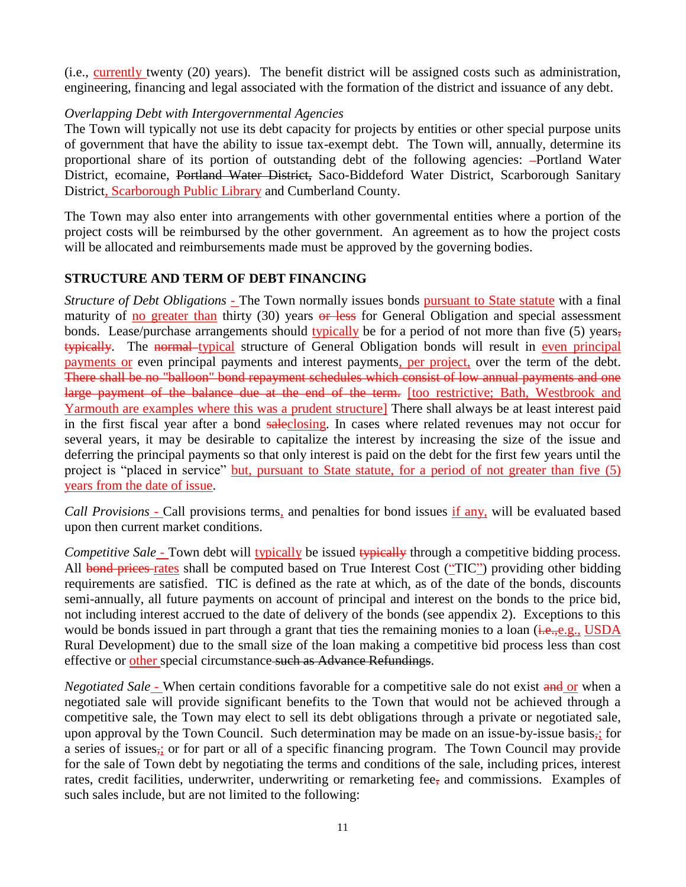(i.e., currently twenty (20) years). The benefit district will be assigned costs such as administration, engineering, financing and legal associated with the formation of the district and issuance of any debt.

*Overlapping Debt with Intergovernmental Agencies*
The Town will typically not use its debt capacity for projects by entities or other special purpose units of government that have the ability to issue tax-exempt debt. The Town will, annually, determine its proportional share of its portion of outstanding debt of the following agencies: –Portland Water District, ecomaine, ~~Portland Water District,~~ Saco-Biddeford Water District, Scarborough Sanitary District, Scarborough Public Library and Cumberland County.

The Town may also enter into arrangements with other governmental entities where a portion of the project costs will be reimbursed by the other government. An agreement as to how the project costs will be allocated and reimbursements made must be approved by the governing bodies.

## STRUCTURE AND TERM OF DEBT FINANCING

*Structure of Debt Obligations* - The Town normally issues bonds pursuant to State statute with a final maturity of no greater than thirty (30) years ~~or less~~ for General Obligation and special assessment bonds. Lease/purchase arrangements should typically be for a period of not more than five (5) years~~, typically~~. The ~~normal~~ typical structure of General Obligation bonds will result in even principal payments or even principal payments and interest payments, per project, over the term of the debt. ~~There shall be no "balloon" bond repayment schedules which consist of low annual payments and one large payment of the balance due at the end of the term.~~ [too restrictive; Bath, Westbrook and Yarmouth are examples where this was a prudent structure] There shall always be at least interest paid in the first fiscal year after a bond ~~sale~~closing. In cases where related revenues may not occur for several years, it may be desirable to capitalize the interest by increasing the size of the issue and deferring the principal payments so that only interest is paid on the debt for the first few years until the project is "placed in service" but, pursuant to State statute, for a period of not greater than five (5) years from the date of issue.

*Call Provisions* - Call provisions terms, and penalties for bond issues if any, will be evaluated based upon then current market conditions.

*Competitive Sale* - Town debt will typically be issued ~~typically~~ through a competitive bidding process. All ~~bond prices~~ rates shall be computed based on True Interest Cost ("TIC") providing other bidding requirements are satisfied. TIC is defined as the rate at which, as of the date of the bonds, discounts semi-annually, all future payments on account of principal and interest on the bonds to the price bid, not including interest accrued to the date of delivery of the bonds (see appendix 2). Exceptions to this would be bonds issued in part through a grant that ties the remaining monies to a loan (~~i.e.,~~e.g., USDA Rural Development) due to the small size of the loan making a competitive bid process less than cost effective or other special circumstance ~~such as Advance Refundings~~.

*Negotiated Sale* - When certain conditions favorable for a competitive sale do not exist ~~and~~ or when a negotiated sale will provide significant benefits to the Town that would not be achieved through a competitive sale, the Town may elect to sell its debt obligations through a private or negotiated sale, upon approval by the Town Council. Such determination may be made on an issue-by-issue basis~~,~~; for a series of issues~~,~~; or for part or all of a specific financing program. The Town Council may provide for the sale of Town debt by negotiating the terms and conditions of the sale, including prices, interest rates, credit facilities, underwriter, underwriting or remarketing fee~~,~~ and commissions. Examples of such sales include, but are not limited to the following: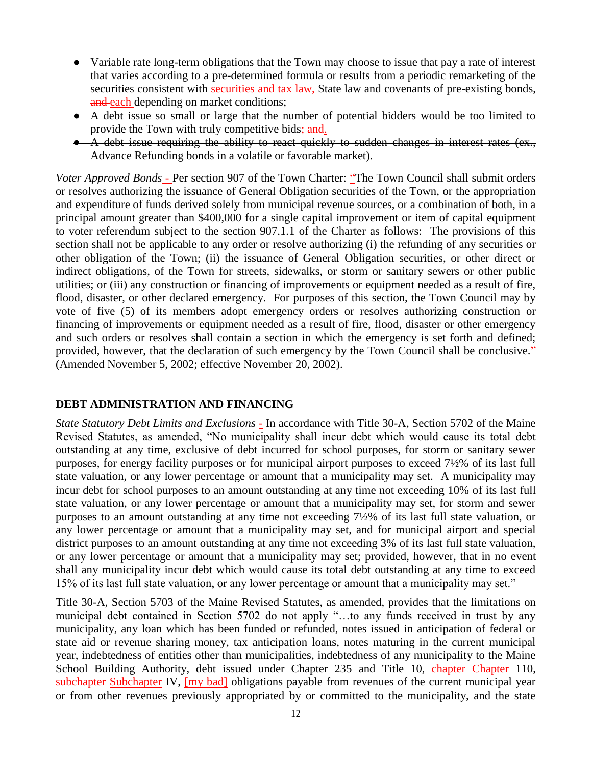- Variable rate long-term obligations that the Town may choose to issue that pay a rate of interest that varies according to a pre-determined formula or results from a periodic remarketing of the securities consistent with securities and tax law, State law and covenants of pre-existing bonds, ~~and~~ each depending on market conditions;
- A debt issue so small or large that the number of potential bidders would be too limited to provide the Town with truly competitive bids~~; and~~.
- ~~A debt issue requiring the ability to react quickly to sudden changes in interest rates (ex., Advance Refunding bonds in a volatile or favorable market).~~

*Voter Approved Bonds* - Per section 907 of the Town Charter: "The Town Council shall submit orders or resolves authorizing the issuance of General Obligation securities of the Town, or the appropriation and expenditure of funds derived solely from municipal revenue sources, or a combination of both, in a principal amount greater than $400,000 for a single capital improvement or item of capital equipment to voter referendum subject to the section 907.1.1 of the Charter as follows: The provisions of this section shall not be applicable to any order or resolve authorizing (i) the refunding of any securities or other obligation of the Town; (ii) the issuance of General Obligation securities, or other direct or indirect obligations, of the Town for streets, sidewalks, or storm or sanitary sewers or other public utilities; or (iii) any construction or financing of improvements or equipment needed as a result of fire, flood, disaster, or other declared emergency. For purposes of this section, the Town Council may by vote of five (5) of its members adopt emergency orders or resolves authorizing construction or financing of improvements or equipment needed as a result of fire, flood, disaster or other emergency and such orders or resolves shall contain a section in which the emergency is set forth and defined; provided, however, that the declaration of such emergency by the Town Council shall be conclusive." (Amended November 5, 2002; effective November 20, 2002).

## DEBT ADMINISTRATION AND FINANCING

*State Statutory Debt Limits and Exclusions* - In accordance with Title 30-A, Section 5702 of the Maine Revised Statutes, as amended, "No municipality shall incur debt which would cause its total debt outstanding at any time, exclusive of debt incurred for school purposes, for storm or sanitary sewer purposes, for energy facility purposes or for municipal airport purposes to exceed 7½% of its last full state valuation, or any lower percentage or amount that a municipality may set. A municipality may incur debt for school purposes to an amount outstanding at any time not exceeding 10% of its last full state valuation, or any lower percentage or amount that a municipality may set, for storm and sewer purposes to an amount outstanding at any time not exceeding 7½% of its last full state valuation, or any lower percentage or amount that a municipality may set, and for municipal airport and special district purposes to an amount outstanding at any time not exceeding 3% of its last full state valuation, or any lower percentage or amount that a municipality may set; provided, however, that in no event shall any municipality incur debt which would cause its total debt outstanding at any time to exceed 15% of its last full state valuation, or any lower percentage or amount that a municipality may set."

Title 30-A, Section 5703 of the Maine Revised Statutes, as amended, provides that the limitations on municipal debt contained in Section 5702 do not apply "…to any funds received in trust by any municipality, any loan which has been funded or refunded, notes issued in anticipation of federal or state aid or revenue sharing money, tax anticipation loans, notes maturing in the current municipal year, indebtedness of entities other than municipalities, indebtedness of any municipality to the Maine School Building Authority, debt issued under Chapter 235 and Title 10, ~~chapter~~ Chapter 110, ~~subchapter~~ Subchapter IV, [my bad] obligations payable from revenues of the current municipal year or from other revenues previously appropriated by or committed to the municipality, and the state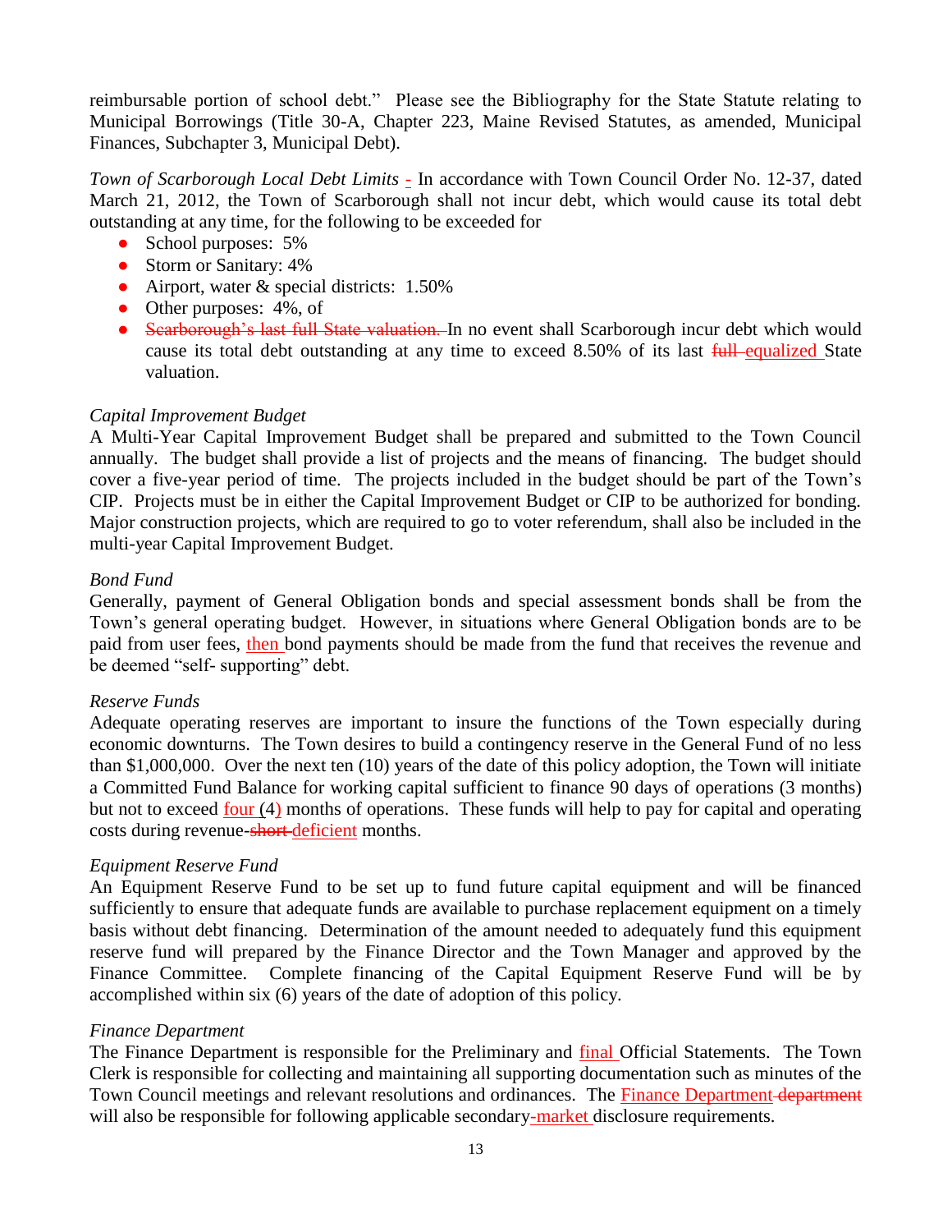reimbursable portion of school debt." Please see the Bibliography for the State Statute relating to Municipal Borrowings (Title 30-A, Chapter 223, Maine Revised Statutes, as amended, Municipal Finances, Subchapter 3, Municipal Debt).

*Town of Scarborough Local Debt Limits* - In accordance with Town Council Order No. 12-37, dated March 21, 2012, the Town of Scarborough shall not incur debt, which would cause its total debt outstanding at any time, for the following to be exceeded for

- School purposes: 5%
- Storm or Sanitary: 4%
- Airport, water & special districts: 1.50%
- Other purposes: 4%, of
- ~~Scarborough's last full State valuation.~~ In no event shall Scarborough incur debt which would cause its total debt outstanding at any time to exceed 8.50% of its last ~~full~~ equalized State valuation.

*Capital Improvement Budget*
A Multi-Year Capital Improvement Budget shall be prepared and submitted to the Town Council annually. The budget shall provide a list of projects and the means of financing. The budget should cover a five-year period of time. The projects included in the budget should be part of the Town's CIP. Projects must be in either the Capital Improvement Budget or CIP to be authorized for bonding. Major construction projects, which are required to go to voter referendum, shall also be included in the multi-year Capital Improvement Budget.

*Bond Fund*
Generally, payment of General Obligation bonds and special assessment bonds shall be from the Town's general operating budget. However, in situations where General Obligation bonds are to be paid from user fees, then bond payments should be made from the fund that receives the revenue and be deemed "self- supporting" debt.

*Reserve Funds*
Adequate operating reserves are important to insure the functions of the Town especially during economic downturns. The Town desires to build a contingency reserve in the General Fund of no less than $1,000,000. Over the next ten (10) years of the date of this policy adoption, the Town will initiate a Committed Fund Balance for working capital sufficient to finance 90 days of operations (3 months) but not to exceed four (4) months of operations. These funds will help to pay for capital and operating costs during revenue-~~short~~ deficient months.

*Equipment Reserve Fund*
An Equipment Reserve Fund to be set up to fund future capital equipment and will be financed sufficiently to ensure that adequate funds are available to purchase replacement equipment on a timely basis without debt financing. Determination of the amount needed to adequately fund this equipment reserve fund will prepared by the Finance Director and the Town Manager and approved by the Finance Committee. Complete financing of the Capital Equipment Reserve Fund will be by accomplished within six (6) years of the date of adoption of this policy.

*Finance Department*
The Finance Department is responsible for the Preliminary and final Official Statements. The Town Clerk is responsible for collecting and maintaining all supporting documentation such as minutes of the Town Council meetings and relevant resolutions and ordinances. The Finance Department ~~department~~ will also be responsible for following applicable secondary-market disclosure requirements.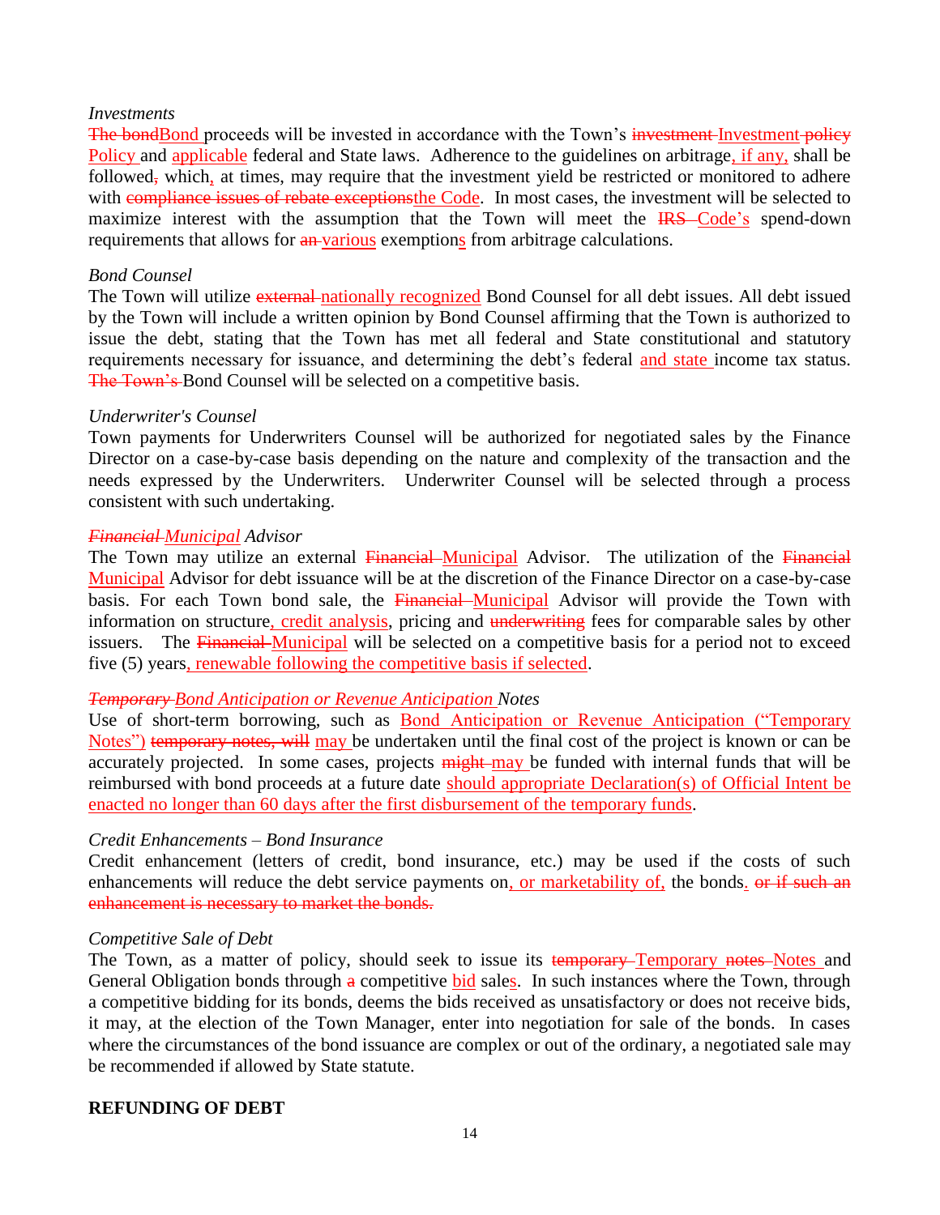*Investments*
~~The bond~~Bond proceeds will be invested in accordance with the Town's ~~investment~~ Investment ~~policy~~ Policy and applicable federal and State laws. Adherence to the guidelines on arbitrage, if any, shall be followed~~,~~ which, at times, may require that the investment yield be restricted or monitored to adhere with ~~compliance issues of rebate exceptions~~the Code. In most cases, the investment will be selected to maximize interest with the assumption that the Town will meet the ~~IRS~~ Code's spend-down requirements that allows for ~~an~~ various exemptions from arbitrage calculations.

*Bond Counsel*
The Town will utilize ~~external~~ nationally recognized Bond Counsel for all debt issues. All debt issued by the Town will include a written opinion by Bond Counsel affirming that the Town is authorized to issue the debt, stating that the Town has met all federal and State constitutional and statutory requirements necessary for issuance, and determining the debt's federal and state income tax status. ~~The Town's~~ Bond Counsel will be selected on a competitive basis.

*Underwriter's Counsel*
Town payments for Underwriters Counsel will be authorized for negotiated sales by the Finance Director on a case-by-case basis depending on the nature and complexity of the transaction and the needs expressed by the Underwriters. Underwriter Counsel will be selected through a process consistent with such undertaking.

*~~Financial~~ Municipal Advisor*
The Town may utilize an external ~~Financial~~ Municipal Advisor. The utilization of the ~~Financial~~ Municipal Advisor for debt issuance will be at the discretion of the Finance Director on a case-by-case basis. For each Town bond sale, the ~~Financial~~ Municipal Advisor will provide the Town with information on structure, credit analysis, pricing and ~~underwriting~~ fees for comparable sales by other issuers. The ~~Financial~~ Municipal will be selected on a competitive basis for a period not to exceed five (5) years, renewable following the competitive basis if selected.

*~~Temporary~~ Bond Anticipation or Revenue Anticipation Notes*
Use of short-term borrowing, such as Bond Anticipation or Revenue Anticipation ("Temporary Notes") ~~temporary notes, will~~ may be undertaken until the final cost of the project is known or can be accurately projected. In some cases, projects ~~might~~ may be funded with internal funds that will be reimbursed with bond proceeds at a future date should appropriate Declaration(s) of Official Intent be enacted no longer than 60 days after the first disbursement of the temporary funds.

*Credit Enhancements – Bond Insurance*
Credit enhancement (letters of credit, bond insurance, etc.) may be used if the costs of such enhancements will reduce the debt service payments on, or marketability of, the bonds. ~~or if such an enhancement is necessary to market the bonds.~~

*Competitive Sale of Debt*
The Town, as a matter of policy, should seek to issue its ~~temporary~~ Temporary ~~notes~~ Notes and General Obligation bonds through ~~a~~ competitive bid sales. In such instances where the Town, through a competitive bidding for its bonds, deems the bids received as unsatisfactory or does not receive bids, it may, at the election of the Town Manager, enter into negotiation for sale of the bonds. In cases where the circumstances of the bond issuance are complex or out of the ordinary, a negotiated sale may be recommended if allowed by State statute.

**REFUNDING OF DEBT**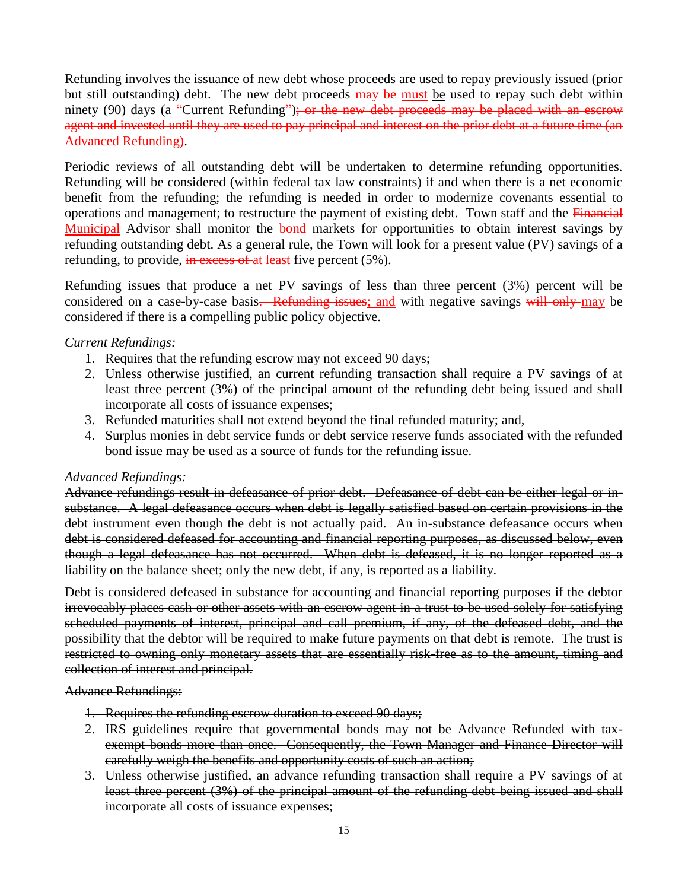Refunding involves the issuance of new debt whose proceeds are used to repay previously issued (prior but still outstanding) debt. The new debt proceeds ~~may be~~ must be used to repay such debt within ninety (90) days (a "Current Refunding")~~; or the new debt proceeds may be placed with an escrow agent and invested until they are used to pay principal and interest on the prior debt at a future time (an Advanced Refunding)~~.

Periodic reviews of all outstanding debt will be undertaken to determine refunding opportunities. Refunding will be considered (within federal tax law constraints) if and when there is a net economic benefit from the refunding; the refunding is needed in order to modernize covenants essential to operations and management; to restructure the payment of existing debt. Town staff and the ~~Financial~~ Municipal Advisor shall monitor the ~~bond~~ markets for opportunities to obtain interest savings by refunding outstanding debt. As a general rule, the Town will look for a present value (PV) savings of a refunding, to provide, ~~in excess of~~ at least five percent (5%).

Refunding issues that produce a net PV savings of less than three percent (3%) percent will be considered on a case-by-case basis~~. Refunding issues~~; and with negative savings ~~will only~~ may be considered if there is a compelling public policy objective.

*Current Refundings:*

1. Requires that the refunding escrow may not exceed 90 days;
2. Unless otherwise justified, an current refunding transaction shall require a PV savings of at least three percent (3%) of the principal amount of the refunding debt being issued and shall incorporate all costs of issuance expenses;
3. Refunded maturities shall not extend beyond the final refunded maturity; and,
4. Surplus monies in debt service funds or debt service reserve funds associated with the refunded bond issue may be used as a source of funds for the refunding issue.

~~*Advanced Refundings:*~~

~~Advance refundings result in defeasance of prior debt. Defeasance of debt can be either legal or in-substance. A legal defeasance occurs when debt is legally satisfied based on certain provisions in the debt instrument even though the debt is not actually paid. An in-substance defeasance occurs when debt is considered defeased for accounting and financial reporting purposes, as discussed below, even though a legal defeasance has not occurred. When debt is defeased, it is no longer reported as a liability on the balance sheet; only the new debt, if any, is reported as a liability.~~

~~Debt is considered defeased in substance for accounting and financial reporting purposes if the debtor irrevocably places cash or other assets with an escrow agent in a trust to be used solely for satisfying scheduled payments of interest, principal and call premium, if any, of the defeased debt, and the possibility that the debtor will be required to make future payments on that debt is remote. The trust is restricted to owning only monetary assets that are essentially risk-free as to the amount, timing and collection of interest and principal.~~

~~Advance Refundings:~~

1. ~~Requires the refunding escrow duration to exceed 90 days;~~
2. ~~IRS guidelines require that governmental bonds may not be Advance Refunded with tax-exempt bonds more than once. Consequently, the Town Manager and Finance Director will carefully weigh the benefits and opportunity costs of such an action;~~
3. ~~Unless otherwise justified, an advance refunding transaction shall require a PV savings of at least three percent (3%) of the principal amount of the refunding debt being issued and shall incorporate all costs of issuance expenses;~~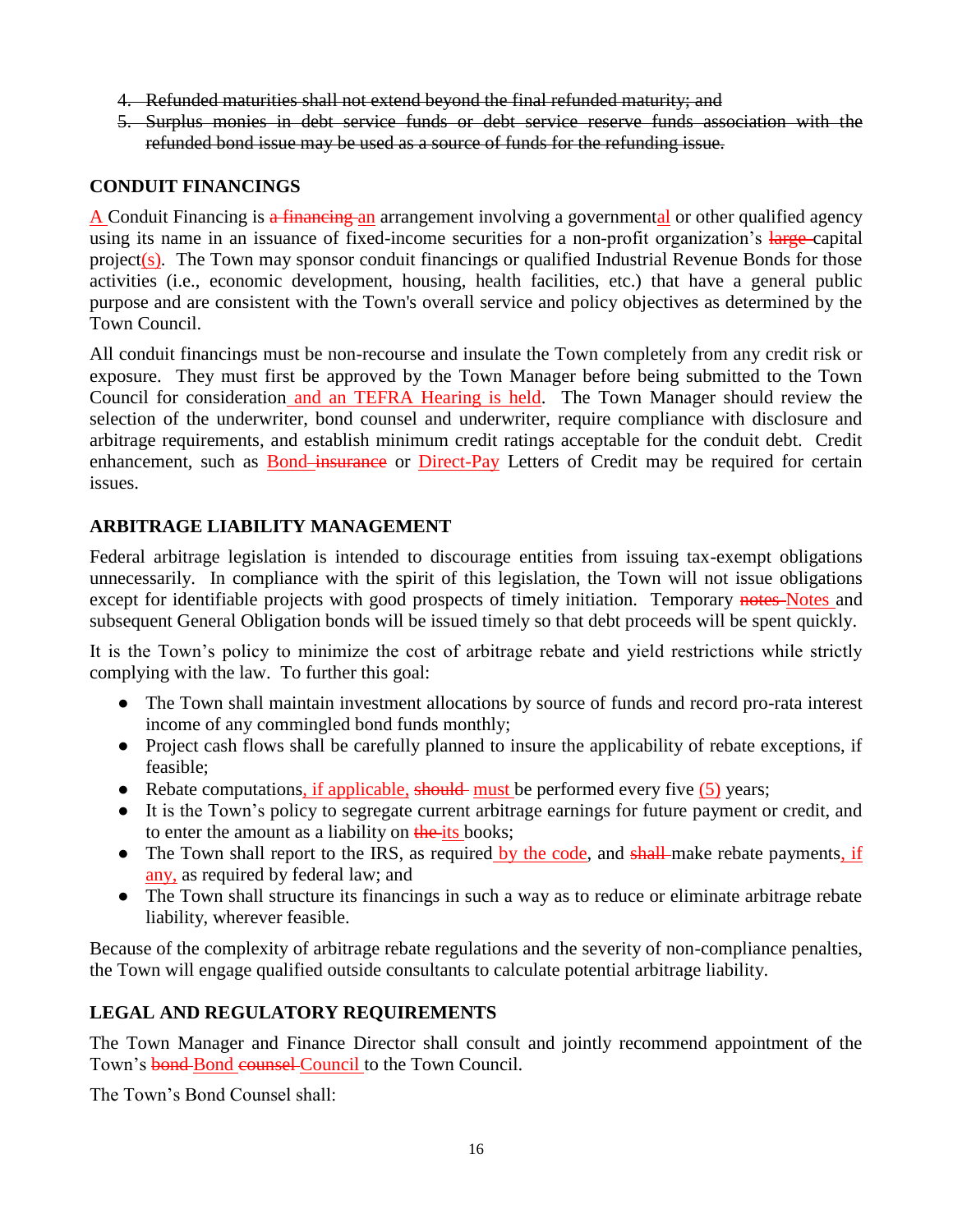4. ~~Refunded maturities shall not extend beyond the final refunded maturity; and~~
5. ~~Surplus monies in debt service funds or debt service reserve funds association with the refunded bond issue may be used as a source of funds for the refunding issue.~~

## CONDUIT FINANCINGS

A Conduit Financing is ~~a financing~~ an arrangement involving a governmental or other qualified agency using its name in an issuance of fixed-income securities for a non-profit organization's ~~large~~ capital project(s). The Town may sponsor conduit financings or qualified Industrial Revenue Bonds for those activities (i.e., economic development, housing, health facilities, etc.) that have a general public purpose and are consistent with the Town's overall service and policy objectives as determined by the Town Council.

All conduit financings must be non-recourse and insulate the Town completely from any credit risk or exposure. They must first be approved by the Town Manager before being submitted to the Town Council for consideration and an TEFRA Hearing is held. The Town Manager should review the selection of the underwriter, bond counsel and underwriter, require compliance with disclosure and arbitrage requirements, and establish minimum credit ratings acceptable for the conduit debt. Credit enhancement, such as Bond ~~insurance~~ or Direct-Pay Letters of Credit may be required for certain issues.

## ARBITRAGE LIABILITY MANAGEMENT

Federal arbitrage legislation is intended to discourage entities from issuing tax-exempt obligations unnecessarily. In compliance with the spirit of this legislation, the Town will not issue obligations except for identifiable projects with good prospects of timely initiation. Temporary ~~notes~~ Notes and subsequent General Obligation bonds will be issued timely so that debt proceeds will be spent quickly.

It is the Town's policy to minimize the cost of arbitrage rebate and yield restrictions while strictly complying with the law. To further this goal:

- The Town shall maintain investment allocations by source of funds and record pro-rata interest income of any commingled bond funds monthly;
- Project cash flows shall be carefully planned to insure the applicability of rebate exceptions, if feasible;
- Rebate computations, if applicable, ~~should~~ must be performed every five (5) years;
- It is the Town's policy to segregate current arbitrage earnings for future payment or credit, and to enter the amount as a liability on ~~the~~ its books;
- The Town shall report to the IRS, as required by the code, and ~~shall~~ make rebate payments, if any, as required by federal law; and
- The Town shall structure its financings in such a way as to reduce or eliminate arbitrage rebate liability, wherever feasible.

Because of the complexity of arbitrage rebate regulations and the severity of non-compliance penalties, the Town will engage qualified outside consultants to calculate potential arbitrage liability.

## LEGAL AND REGULATORY REQUIREMENTS

The Town Manager and Finance Director shall consult and jointly recommend appointment of the Town's ~~bond~~ Bond ~~counsel~~ Council to the Town Council.

The Town's Bond Counsel shall: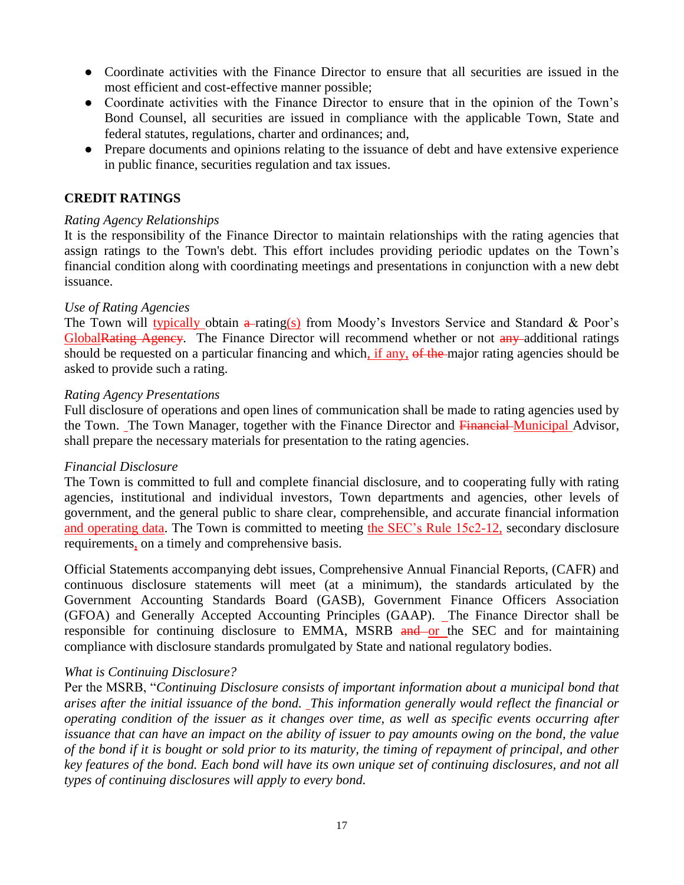- Coordinate activities with the Finance Director to ensure that all securities are issued in the most efficient and cost-effective manner possible;
- Coordinate activities with the Finance Director to ensure that in the opinion of the Town's Bond Counsel, all securities are issued in compliance with the applicable Town, State and federal statutes, regulations, charter and ordinances; and,
- Prepare documents and opinions relating to the issuance of debt and have extensive experience in public finance, securities regulation and tax issues.

## CREDIT RATINGS

*Rating Agency Relationships*

It is the responsibility of the Finance Director to maintain relationships with the rating agencies that assign ratings to the Town's debt. This effort includes providing periodic updates on the Town's financial condition along with coordinating meetings and presentations in conjunction with a new debt issuance.

*Use of Rating Agencies*

The Town will typically obtain ~~a~~ rating(s) from Moody's Investors Service and Standard & Poor's Global~~Rating Agency~~. The Finance Director will recommend whether or not ~~any~~ additional ratings should be requested on a particular financing and which, if any, ~~of the~~ major rating agencies should be asked to provide such a rating.

*Rating Agency Presentations*

Full disclosure of operations and open lines of communication shall be made to rating agencies used by the Town. The Town Manager, together with the Finance Director and ~~Financial~~ Municipal Advisor, shall prepare the necessary materials for presentation to the rating agencies.

*Financial Disclosure*

The Town is committed to full and complete financial disclosure, and to cooperating fully with rating agencies, institutional and individual investors, Town departments and agencies, other levels of government, and the general public to share clear, comprehensible, and accurate financial information and operating data. The Town is committed to meeting the SEC's Rule 15c2-12, secondary disclosure requirements, on a timely and comprehensive basis.

Official Statements accompanying debt issues, Comprehensive Annual Financial Reports, (CAFR) and continuous disclosure statements will meet (at a minimum), the standards articulated by the Government Accounting Standards Board (GASB), Government Finance Officers Association (GFOA) and Generally Accepted Accounting Principles (GAAP). The Finance Director shall be responsible for continuing disclosure to EMMA, MSRB ~~and~~ or the SEC and for maintaining compliance with disclosure standards promulgated by State and national regulatory bodies.

*What is Continuing Disclosure?*

Per the MSRB, "*Continuing Disclosure consists of important information about a municipal bond that arises after the initial issuance of the bond. This information generally would reflect the financial or operating condition of the issuer as it changes over time, as well as specific events occurring after issuance that can have an impact on the ability of issuer to pay amounts owing on the bond, the value of the bond if it is bought or sold prior to its maturity, the timing of repayment of principal, and other key features of the bond. Each bond will have its own unique set of continuing disclosures, and not all types of continuing disclosures will apply to every bond.*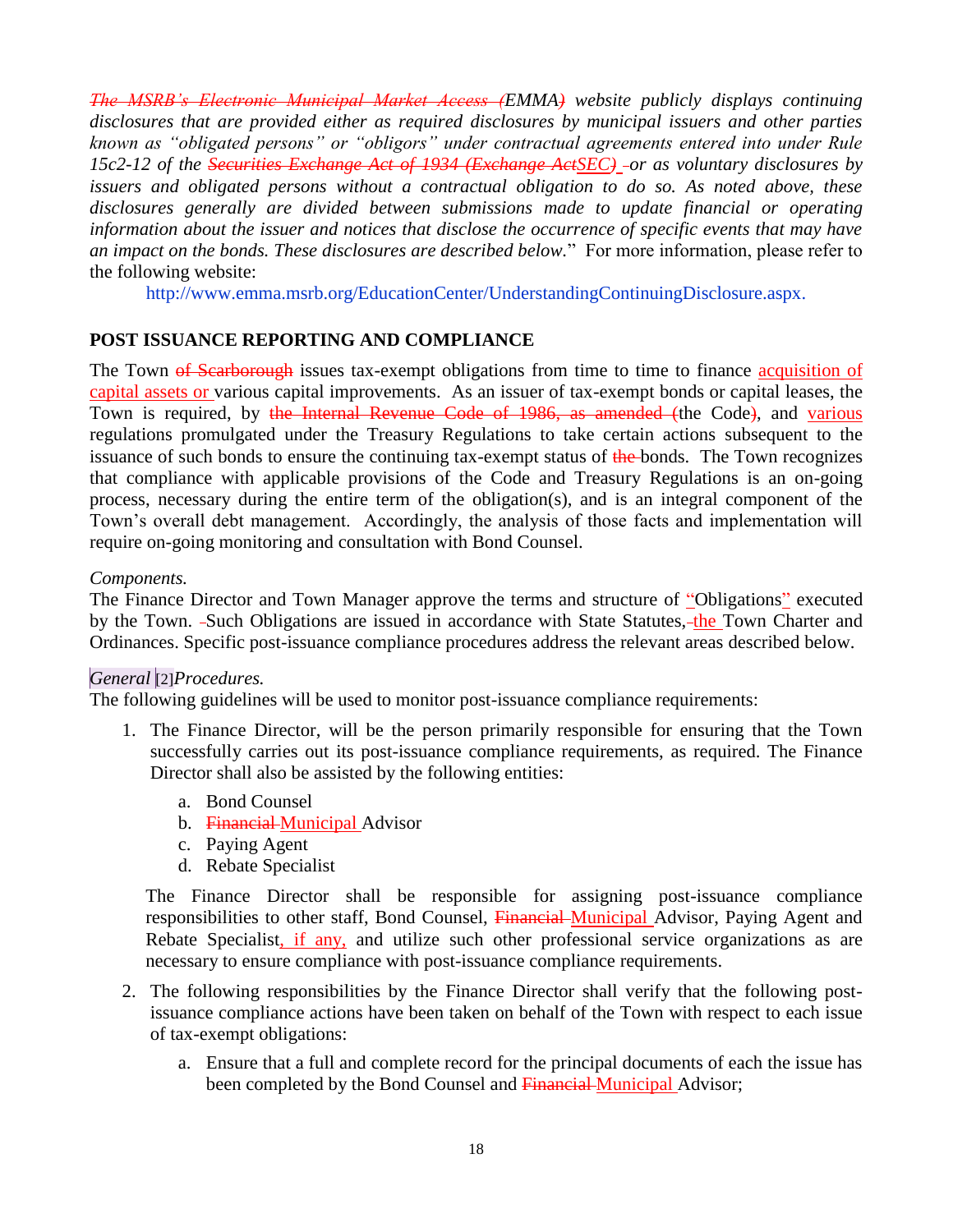*The MSRB's Electronic Municipal Market Access (EMMA) website publicly displays continuing disclosures that are provided either as required disclosures by municipal issuers and other parties known as "obligated persons" or "obligors" under contractual agreements entered into under Rule 15c2-12 of the Securities Exchange Act of 1934 (Exchange ActSEC) or as voluntary disclosures by issuers and obligated persons without a contractual obligation to do so. As noted above, these disclosures generally are divided between submissions made to update financial or operating information about the issuer and notices that disclose the occurrence of specific events that may have an impact on the bonds. These disclosures are described below.*" For more information, please refer to the following website:

http://www.emma.msrb.org/EducationCenter/UnderstandingContinuingDisclosure.aspx.

## POST ISSUANCE REPORTING AND COMPLIANCE

The Town of Scarborough issues tax-exempt obligations from time to time to finance acquisition of capital assets or various capital improvements. As an issuer of tax-exempt bonds or capital leases, the Town is required, by the Internal Revenue Code of 1986, as amended (the Code), and various regulations promulgated under the Treasury Regulations to take certain actions subsequent to the issuance of such bonds to ensure the continuing tax-exempt status of the bonds. The Town recognizes that compliance with applicable provisions of the Code and Treasury Regulations is an on-going process, necessary during the entire term of the obligation(s), and is an integral component of the Town's overall debt management. Accordingly, the analysis of those facts and implementation will require on-going monitoring and consultation with Bond Counsel.

*Components.*

The Finance Director and Town Manager approve the terms and structure of "Obligations" executed by the Town. Such Obligations are issued in accordance with State Statutes, the Town Charter and Ordinances. Specific post-issuance compliance procedures address the relevant areas described below.

*General* [2]*Procedures.*

The following guidelines will be used to monitor post-issuance compliance requirements:

1. The Finance Director, will be the person primarily responsible for ensuring that the Town successfully carries out its post-issuance compliance requirements, as required. The Finance Director shall also be assisted by the following entities:

   a. Bond Counsel
   b. Financial Municipal Advisor
   c. Paying Agent
   d. Rebate Specialist

   The Finance Director shall be responsible for assigning post-issuance compliance responsibilities to other staff, Bond Counsel, Financial Municipal Advisor, Paying Agent and Rebate Specialist, if any, and utilize such other professional service organizations as are necessary to ensure compliance with post-issuance compliance requirements.

2. The following responsibilities by the Finance Director shall verify that the following post-issuance compliance actions have been taken on behalf of the Town with respect to each issue of tax-exempt obligations:

   a. Ensure that a full and complete record for the principal documents of each the issue has been completed by the Bond Counsel and Financial Municipal Advisor;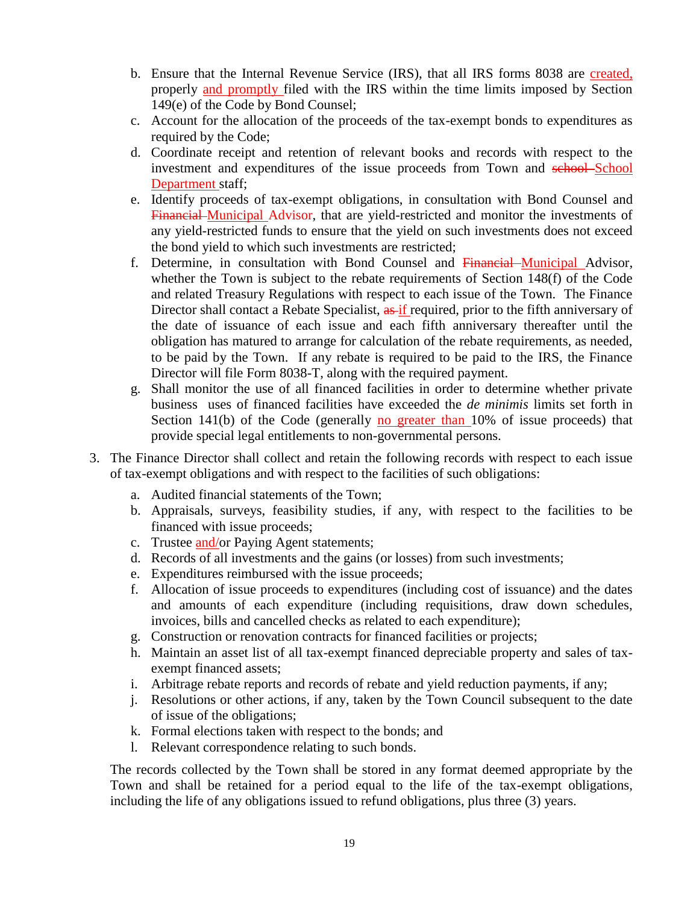b. Ensure that the Internal Revenue Service (IRS), that all IRS forms 8038 are created, properly and promptly filed with the IRS within the time limits imposed by Section 149(e) of the Code by Bond Counsel;

c. Account for the allocation of the proceeds of the tax-exempt bonds to expenditures as required by the Code;

d. Coordinate receipt and retention of relevant books and records with respect to the investment and expenditures of the issue proceeds from Town and ~~school~~ School Department staff;

e. Identify proceeds of tax-exempt obligations, in consultation with Bond Counsel and ~~Financial~~ Municipal Advisor, that are yield-restricted and monitor the investments of any yield-restricted funds to ensure that the yield on such investments does not exceed the bond yield to which such investments are restricted;

f. Determine, in consultation with Bond Counsel and ~~Financial~~ Municipal Advisor, whether the Town is subject to the rebate requirements of Section 148(f) of the Code and related Treasury Regulations with respect to each issue of the Town. The Finance Director shall contact a Rebate Specialist, ~~as~~ if required, prior to the fifth anniversary of the date of issuance of each issue and each fifth anniversary thereafter until the obligation has matured to arrange for calculation of the rebate requirements, as needed, to be paid by the Town. If any rebate is required to be paid to the IRS, the Finance Director will file Form 8038-T, along with the required payment.

g. Shall monitor the use of all financed facilities in order to determine whether private business uses of financed facilities have exceeded the *de minimis* limits set forth in Section 141(b) of the Code (generally no greater than 10% of issue proceeds) that provide special legal entitlements to non-governmental persons.

3. The Finance Director shall collect and retain the following records with respect to each issue of tax-exempt obligations and with respect to the facilities of such obligations:

   a. Audited financial statements of the Town;
   b. Appraisals, surveys, feasibility studies, if any, with respect to the facilities to be financed with issue proceeds;
   c. Trustee and/or Paying Agent statements;
   d. Records of all investments and the gains (or losses) from such investments;
   e. Expenditures reimbursed with the issue proceeds;
   f. Allocation of issue proceeds to expenditures (including cost of issuance) and the dates and amounts of each expenditure (including requisitions, draw down schedules, invoices, bills and cancelled checks as related to each expenditure);
   g. Construction or renovation contracts for financed facilities or projects;
   h. Maintain an asset list of all tax-exempt financed depreciable property and sales of tax-exempt financed assets;
   i. Arbitrage rebate reports and records of rebate and yield reduction payments, if any;
   j. Resolutions or other actions, if any, taken by the Town Council subsequent to the date of issue of the obligations;
   k. Formal elections taken with respect to the bonds; and
   l. Relevant correspondence relating to such bonds.

   The records collected by the Town shall be stored in any format deemed appropriate by the Town and shall be retained for a period equal to the life of the tax-exempt obligations, including the life of any obligations issued to refund obligations, plus three (3) years.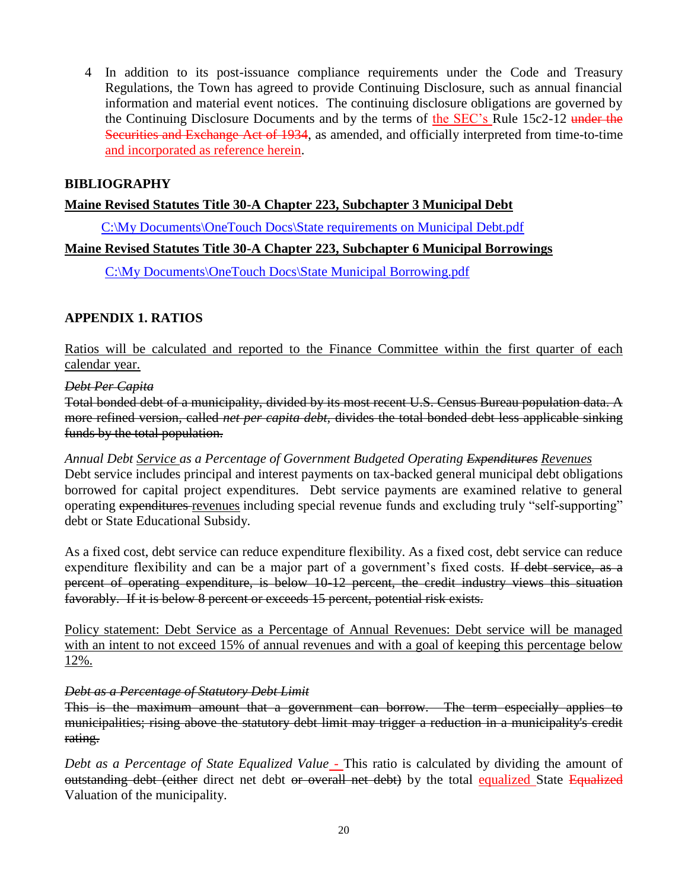4 In addition to its post-issuance compliance requirements under the Code and Treasury Regulations, the Town has agreed to provide Continuing Disclosure, such as annual financial information and material event notices. The continuing disclosure obligations are governed by the Continuing Disclosure Documents and by the terms of the SEC's Rule 15c2-12 ~~under the Securities and Exchange Act of 1934~~, as amended, and officially interpreted from time-to-time and incorporated as reference herein.

## BIBLIOGRAPHY

**Maine Revised Statutes Title 30-A Chapter 223, Subchapter 3 Municipal Debt**

C:\My Documents\OneTouch Docs\State requirements on Municipal Debt.pdf

**Maine Revised Statutes Title 30-A Chapter 223, Subchapter 6 Municipal Borrowings**

C:\My Documents\OneTouch Docs\State Municipal Borrowing.pdf

## APPENDIX 1. RATIOS

Ratios will be calculated and reported to the Finance Committee within the first quarter of each calendar year.

~~*Debt Per Capita*~~
~~Total bonded debt of a municipality, divided by its most recent U.S. Census Bureau population data. A more refined version, called *net per capita debt*, divides the total bonded debt less applicable sinking funds by the total population.~~

*Annual Debt Service as a Percentage of Government Budgeted Operating ~~Expenditures~~ Revenues*
Debt service includes principal and interest payments on tax-backed general municipal debt obligations borrowed for capital project expenditures. Debt service payments are examined relative to general operating ~~expenditures~~ revenues including special revenue funds and excluding truly "self-supporting" debt or State Educational Subsidy.

As a fixed cost, debt service can reduce expenditure flexibility. As a fixed cost, debt service can reduce expenditure flexibility and can be a major part of a government's fixed costs. ~~If debt service, as a percent of operating expenditure, is below 10-12 percent, the credit industry views this situation favorably. If it is below 8 percent or exceeds 15 percent, potential risk exists.~~

Policy statement: Debt Service as a Percentage of Annual Revenues: Debt service will be managed with an intent to not exceed 15% of annual revenues and with a goal of keeping this percentage below 12%.

~~*Debt as a Percentage of Statutory Debt Limit*~~
~~This is the maximum amount that a government can borrow. The term especially applies to municipalities; rising above the statutory debt limit may trigger a reduction in a municipality's credit rating.~~

*Debt as a Percentage of State Equalized Value* - This ratio is calculated by dividing the amount of ~~outstanding debt (either~~ direct net debt ~~or overall net debt)~~ by the total equalized State ~~Equalized~~ Valuation of the municipality.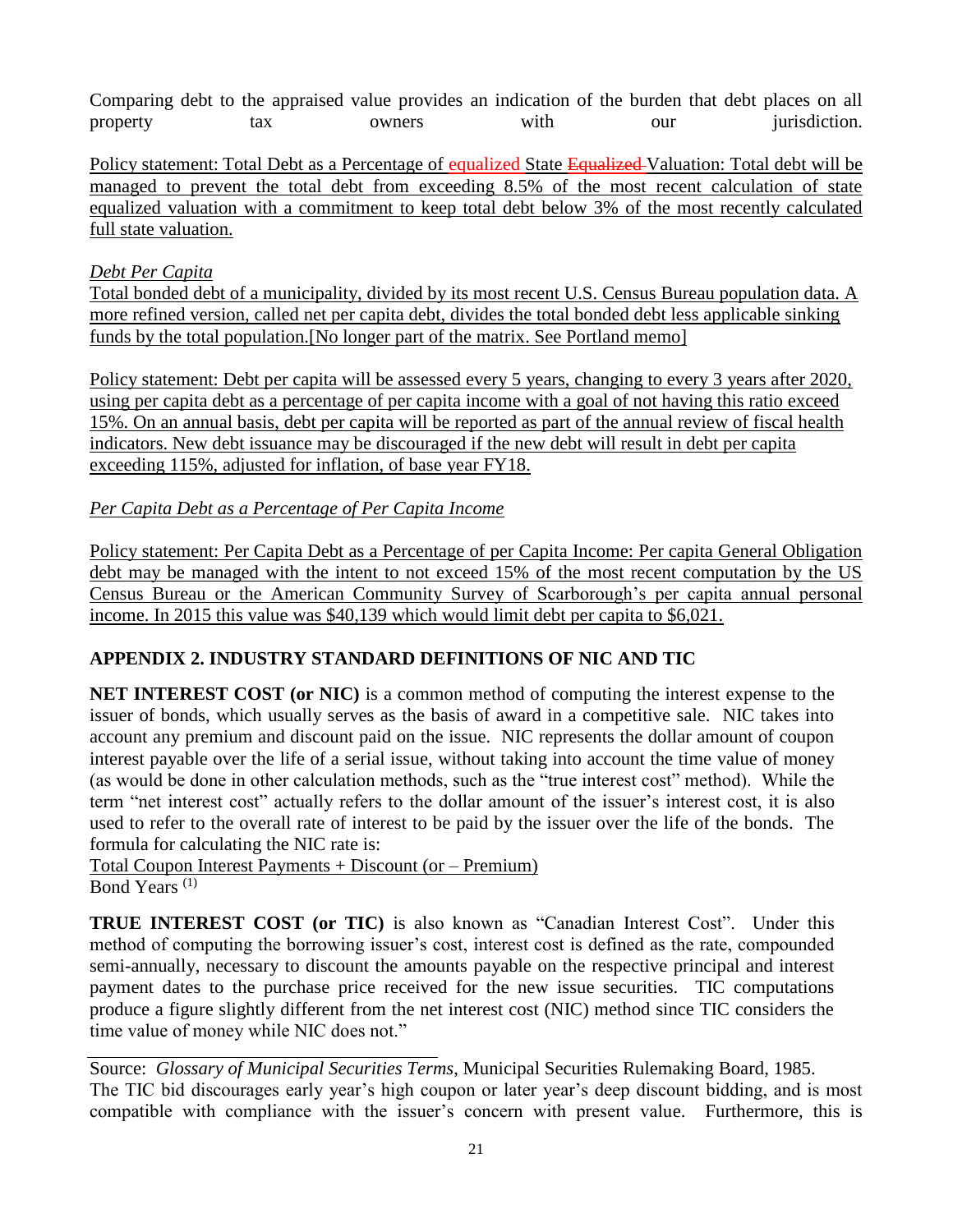Comparing debt to the appraised value provides an indication of the burden that debt places on all property tax owners with our jurisdiction.

Policy statement: Total Debt as a Percentage of equalized State ~~Equalized~~ Valuation: Total debt will be managed to prevent the total debt from exceeding 8.5% of the most recent calculation of state equalized valuation with a commitment to keep total debt below 3% of the most recently calculated full state valuation.

*Debt Per Capita*

Total bonded debt of a municipality, divided by its most recent U.S. Census Bureau population data. A more refined version, called net per capita debt, divides the total bonded debt less applicable sinking funds by the total population.[No longer part of the matrix. See Portland memo]

Policy statement: Debt per capita will be assessed every 5 years, changing to every 3 years after 2020, using per capita debt as a percentage of per capita income with a goal of not having this ratio exceed 15%. On an annual basis, debt per capita will be reported as part of the annual review of fiscal health indicators. New debt issuance may be discouraged if the new debt will result in debt per capita exceeding 115%, adjusted for inflation, of base year FY18.

*Per Capita Debt as a Percentage of Per Capita Income*

Policy statement: Per Capita Debt as a Percentage of per Capita Income: Per capita General Obligation debt may be managed with the intent to not exceed 15% of the most recent computation by the US Census Bureau or the American Community Survey of Scarborough's per capita annual personal income. In 2015 this value was $40,139 which would limit debt per capita to $6,021.

## APPENDIX 2. INDUSTRY STANDARD DEFINITIONS OF NIC AND TIC

**NET INTEREST COST (or NIC)** is a common method of computing the interest expense to the issuer of bonds, which usually serves as the basis of award in a competitive sale. NIC takes into account any premium and discount paid on the issue. NIC represents the dollar amount of coupon interest payable over the life of a serial issue, without taking into account the time value of money (as would be done in other calculation methods, such as the "true interest cost" method). While the term "net interest cost" actually refers to the dollar amount of the issuer's interest cost, it is also used to refer to the overall rate of interest to be paid by the issuer over the life of the bonds. The formula for calculating the NIC rate is:

$$\frac{\text{Total Coupon Interest Payments + Discount (or – Premium)}}{\text{Bond Years}^{(1)}}$$

**TRUE INTEREST COST (or TIC)** is also known as "Canadian Interest Cost". Under this method of computing the borrowing issuer's cost, interest cost is defined as the rate, compounded semi-annually, necessary to discount the amounts payable on the respective principal and interest payment dates to the purchase price received for the new issue securities. TIC computations produce a figure slightly different from the net interest cost (NIC) method since TIC considers the time value of money while NIC does not."

---

Source: *Glossary of Municipal Securities Terms*, Municipal Securities Rulemaking Board, 1985.

The TIC bid discourages early year's high coupon or later year's deep discount bidding, and is most compatible with compliance with the issuer's concern with present value. Furthermore, this is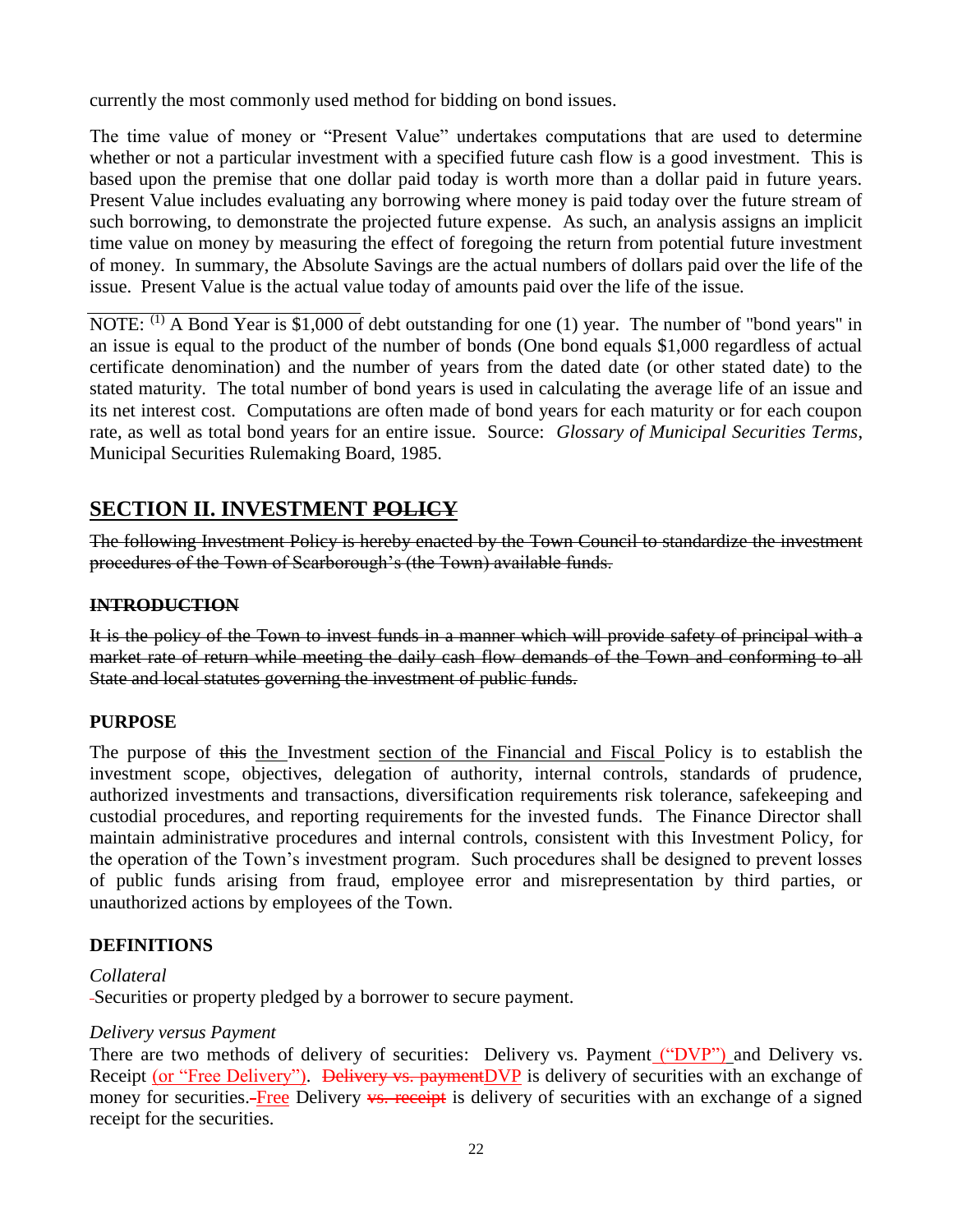currently the most commonly used method for bidding on bond issues.

The time value of money or "Present Value" undertakes computations that are used to determine whether or not a particular investment with a specified future cash flow is a good investment. This is based upon the premise that one dollar paid today is worth more than a dollar paid in future years. Present Value includes evaluating any borrowing where money is paid today over the future stream of such borrowing, to demonstrate the projected future expense. As such, an analysis assigns an implicit time value on money by measuring the effect of foregoing the return from potential future investment of money. In summary, the Absolute Savings are the actual numbers of dollars paid over the life of the issue. Present Value is the actual value today of amounts paid over the life of the issue.

---

NOTE: (1) A Bond Year is $1,000 of debt outstanding for one (1) year. The number of "bond years" in an issue is equal to the product of the number of bonds (One bond equals $1,000 regardless of actual certificate denomination) and the number of years from the dated date (or other stated date) to the stated maturity. The total number of bond years is used in calculating the average life of an issue and its net interest cost. Computations are often made of bond years for each maturity or for each coupon rate, as well as total bond years for an entire issue. Source: *Glossary of Municipal Securities Terms*, Municipal Securities Rulemaking Board, 1985.

## SECTION II. INVESTMENT ~~POLICY~~

~~The following Investment Policy is hereby enacted by the Town Council to standardize the investment procedures of the Town of Scarborough's (the Town) available funds.~~

### ~~INTRODUCTION~~

~~It is the policy of the Town to invest funds in a manner which will provide safety of principal with a market rate of return while meeting the daily cash flow demands of the Town and conforming to all State and local statutes governing the investment of public funds.~~

### PURPOSE

The purpose of ~~this~~ the Investment section of the Financial and Fiscal Policy is to establish the investment scope, objectives, delegation of authority, internal controls, standards of prudence, authorized investments and transactions, diversification requirements risk tolerance, safekeeping and custodial procedures, and reporting requirements for the invested funds. The Finance Director shall maintain administrative procedures and internal controls, consistent with this Investment Policy, for the operation of the Town's investment program. Such procedures shall be designed to prevent losses of public funds arising from fraud, employee error and misrepresentation by third parties, or unauthorized actions by employees of the Town.

### DEFINITIONS

*Collateral*
Securities or property pledged by a borrower to secure payment.

*Delivery versus Payment*
There are two methods of delivery of securities: Delivery vs. Payment ("DVP") and Delivery vs. Receipt (or "Free Delivery"). ~~Delivery vs. payment~~DVP is delivery of securities with an exchange of money for securities. Free Delivery ~~vs. receipt~~ is delivery of securities with an exchange of a signed receipt for the securities.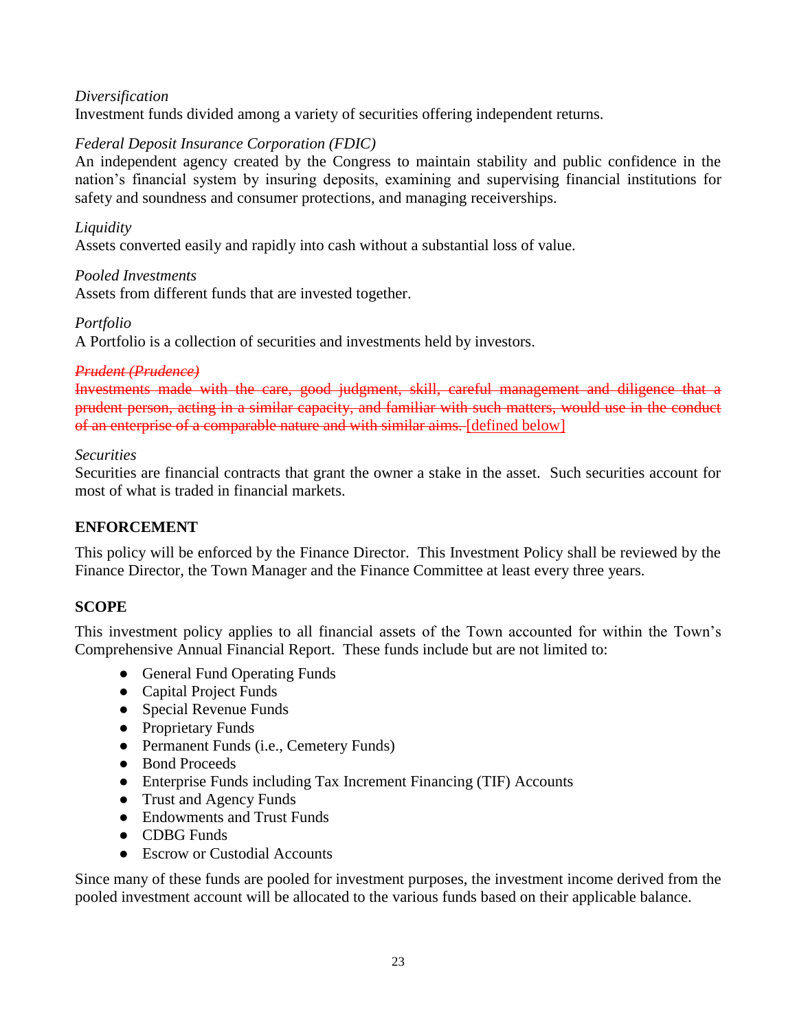*Diversification*
Investment funds divided among a variety of securities offering independent returns.

*Federal Deposit Insurance Corporation (FDIC)*
An independent agency created by the Congress to maintain stability and public confidence in the nation's financial system by insuring deposits, examining and supervising financial institutions for safety and soundness and consumer protections, and managing receiverships.

*Liquidity*
Assets converted easily and rapidly into cash without a substantial loss of value.

*Pooled Investments*
Assets from different funds that are invested together.

*Portfolio*
A Portfolio is a collection of securities and investments held by investors.

~~*Prudent (Prudence)*~~
~~Investments made with the care, good judgment, skill, careful management and diligence that a prudent person, acting in a similar capacity, and familiar with such matters, would use in the conduct of an enterprise of a comparable nature and with similar aims.~~ [defined below]

*Securities*
Securities are financial contracts that grant the owner a stake in the asset. Such securities account for most of what is traded in financial markets.

**ENFORCEMENT**

This policy will be enforced by the Finance Director. This Investment Policy shall be reviewed by the Finance Director, the Town Manager and the Finance Committee at least every three years.

**SCOPE**

This investment policy applies to all financial assets of the Town accounted for within the Town's Comprehensive Annual Financial Report. These funds include but are not limited to:

- General Fund Operating Funds
- Capital Project Funds
- Special Revenue Funds
- Proprietary Funds
- Permanent Funds (i.e., Cemetery Funds)
- Bond Proceeds
- Enterprise Funds including Tax Increment Financing (TIF) Accounts
- Trust and Agency Funds
- Endowments and Trust Funds
- CDBG Funds
- Escrow or Custodial Accounts

Since many of these funds are pooled for investment purposes, the investment income derived from the pooled investment account will be allocated to the various funds based on their applicable balance.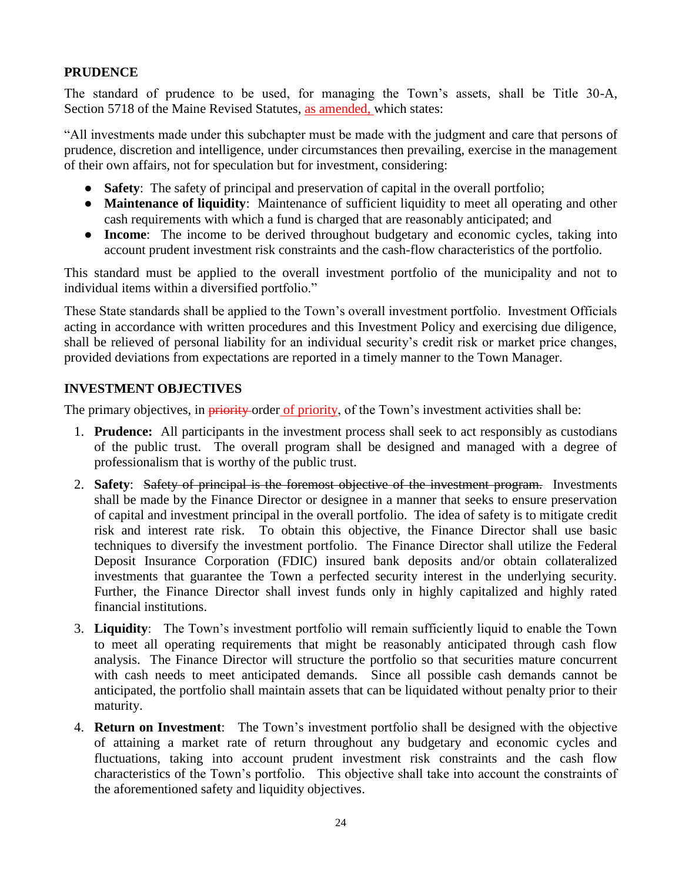## PRUDENCE

The standard of prudence to be used, for managing the Town's assets, shall be Title 30-A, Section 5718 of the Maine Revised Statutes, as amended, which states:

"All investments made under this subchapter must be made with the judgment and care that persons of prudence, discretion and intelligence, under circumstances then prevailing, exercise in the management of their own affairs, not for speculation but for investment, considering:

- **Safety**: The safety of principal and preservation of capital in the overall portfolio;
- **Maintenance of liquidity**: Maintenance of sufficient liquidity to meet all operating and other cash requirements with which a fund is charged that are reasonably anticipated; and
- **Income**: The income to be derived throughout budgetary and economic cycles, taking into account prudent investment risk constraints and the cash-flow characteristics of the portfolio.

This standard must be applied to the overall investment portfolio of the municipality and not to individual items within a diversified portfolio."

These State standards shall be applied to the Town's overall investment portfolio. Investment Officials acting in accordance with written procedures and this Investment Policy and exercising due diligence, shall be relieved of personal liability for an individual security's credit risk or market price changes, provided deviations from expectations are reported in a timely manner to the Town Manager.

## INVESTMENT OBJECTIVES

The primary objectives, in ~~priority~~ order of priority, of the Town's investment activities shall be:

1. **Prudence:** All participants in the investment process shall seek to act responsibly as custodians of the public trust. The overall program shall be designed and managed with a degree of professionalism that is worthy of the public trust.
2. **Safety**: ~~Safety of principal is the foremost objective of the investment program.~~ Investments shall be made by the Finance Director or designee in a manner that seeks to ensure preservation of capital and investment principal in the overall portfolio. The idea of safety is to mitigate credit risk and interest rate risk. To obtain this objective, the Finance Director shall use basic techniques to diversify the investment portfolio. The Finance Director shall utilize the Federal Deposit Insurance Corporation (FDIC) insured bank deposits and/or obtain collateralized investments that guarantee the Town a perfected security interest in the underlying security. Further, the Finance Director shall invest funds only in highly capitalized and highly rated financial institutions.
3. **Liquidity**: The Town's investment portfolio will remain sufficiently liquid to enable the Town to meet all operating requirements that might be reasonably anticipated through cash flow analysis. The Finance Director will structure the portfolio so that securities mature concurrent with cash needs to meet anticipated demands. Since all possible cash demands cannot be anticipated, the portfolio shall maintain assets that can be liquidated without penalty prior to their maturity.
4. **Return on Investment**: The Town's investment portfolio shall be designed with the objective of attaining a market rate of return throughout any budgetary and economic cycles and fluctuations, taking into account prudent investment risk constraints and the cash flow characteristics of the Town's portfolio. This objective shall take into account the constraints of the aforementioned safety and liquidity objectives.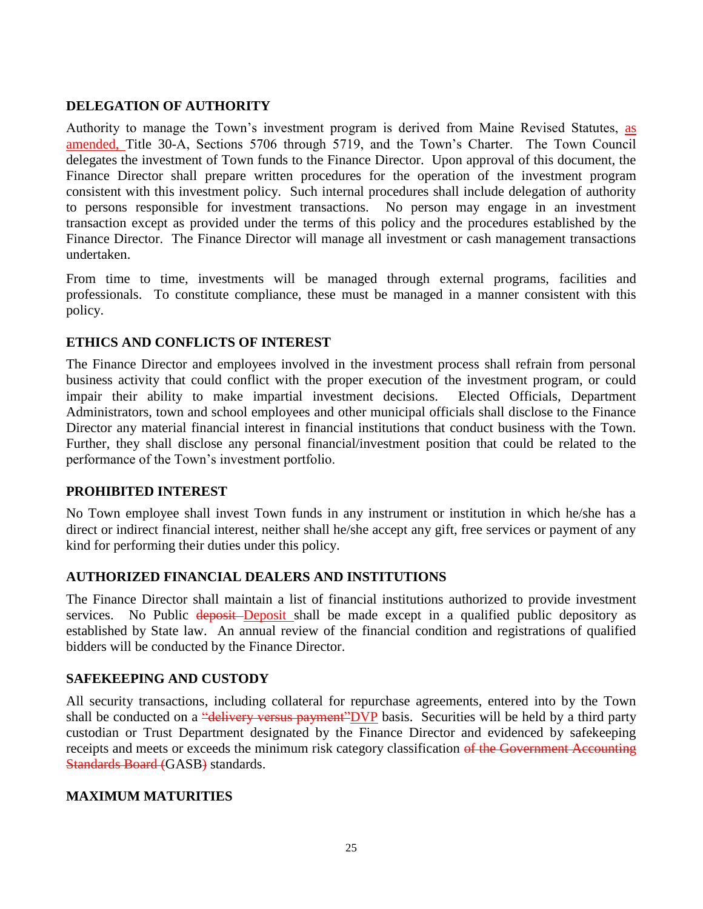## DELEGATION OF AUTHORITY

Authority to manage the Town's investment program is derived from Maine Revised Statutes, as amended, Title 30-A, Sections 5706 through 5719, and the Town's Charter. The Town Council delegates the investment of Town funds to the Finance Director. Upon approval of this document, the Finance Director shall prepare written procedures for the operation of the investment program consistent with this investment policy. Such internal procedures shall include delegation of authority to persons responsible for investment transactions. No person may engage in an investment transaction except as provided under the terms of this policy and the procedures established by the Finance Director. The Finance Director will manage all investment or cash management transactions undertaken.

From time to time, investments will be managed through external programs, facilities and professionals. To constitute compliance, these must be managed in a manner consistent with this policy.

## ETHICS AND CONFLICTS OF INTEREST

The Finance Director and employees involved in the investment process shall refrain from personal business activity that could conflict with the proper execution of the investment program, or could impair their ability to make impartial investment decisions. Elected Officials, Department Administrators, town and school employees and other municipal officials shall disclose to the Finance Director any material financial interest in financial institutions that conduct business with the Town. Further, they shall disclose any personal financial/investment position that could be related to the performance of the Town's investment portfolio.

## PROHIBITED INTEREST

No Town employee shall invest Town funds in any instrument or institution in which he/she has a direct or indirect financial interest, neither shall he/she accept any gift, free services or payment of any kind for performing their duties under this policy.

## AUTHORIZED FINANCIAL DEALERS AND INSTITUTIONS

The Finance Director shall maintain a list of financial institutions authorized to provide investment services. No Public ~~deposit~~ Deposit shall be made except in a qualified public depository as established by State law. An annual review of the financial condition and registrations of qualified bidders will be conducted by the Finance Director.

## SAFEKEEPING AND CUSTODY

All security transactions, including collateral for repurchase agreements, entered into by the Town shall be conducted on a ~~"delivery versus payment"~~DVP basis. Securities will be held by a third party custodian or Trust Department designated by the Finance Director and evidenced by safekeeping receipts and meets or exceeds the minimum risk category classification ~~of the Government Accounting Standards Board (~~GASB~~)~~ standards.

## MAXIMUM MATURITIES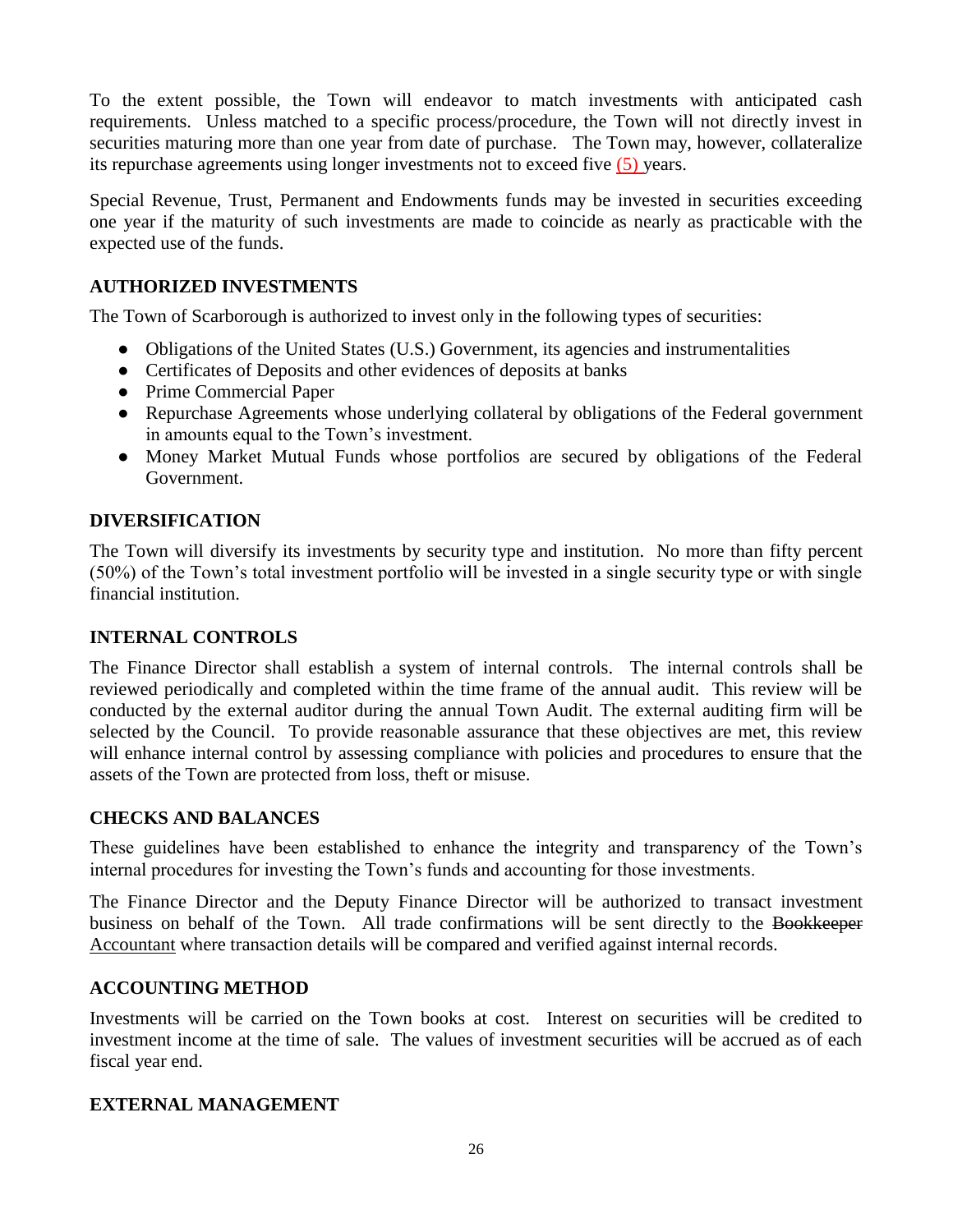To the extent possible, the Town will endeavor to match investments with anticipated cash requirements. Unless matched to a specific process/procedure, the Town will not directly invest in securities maturing more than one year from date of purchase. The Town may, however, collateralize its repurchase agreements using longer investments not to exceed five (5) years.

Special Revenue, Trust, Permanent and Endowments funds may be invested in securities exceeding one year if the maturity of such investments are made to coincide as nearly as practicable with the expected use of the funds.

## AUTHORIZED INVESTMENTS

The Town of Scarborough is authorized to invest only in the following types of securities:

- Obligations of the United States (U.S.) Government, its agencies and instrumentalities
- Certificates of Deposits and other evidences of deposits at banks
- Prime Commercial Paper
- Repurchase Agreements whose underlying collateral by obligations of the Federal government in amounts equal to the Town's investment.
- Money Market Mutual Funds whose portfolios are secured by obligations of the Federal Government.

## DIVERSIFICATION

The Town will diversify its investments by security type and institution. No more than fifty percent (50%) of the Town's total investment portfolio will be invested in a single security type or with single financial institution.

## INTERNAL CONTROLS

The Finance Director shall establish a system of internal controls. The internal controls shall be reviewed periodically and completed within the time frame of the annual audit. This review will be conducted by the external auditor during the annual Town Audit. The external auditing firm will be selected by the Council. To provide reasonable assurance that these objectives are met, this review will enhance internal control by assessing compliance with policies and procedures to ensure that the assets of the Town are protected from loss, theft or misuse.

## CHECKS AND BALANCES

These guidelines have been established to enhance the integrity and transparency of the Town's internal procedures for investing the Town's funds and accounting for those investments.

The Finance Director and the Deputy Finance Director will be authorized to transact investment business on behalf of the Town. All trade confirmations will be sent directly to the ~~Bookkeeper~~ Accountant where transaction details will be compared and verified against internal records.

## ACCOUNTING METHOD

Investments will be carried on the Town books at cost. Interest on securities will be credited to investment income at the time of sale. The values of investment securities will be accrued as of each fiscal year end.

## EXTERNAL MANAGEMENT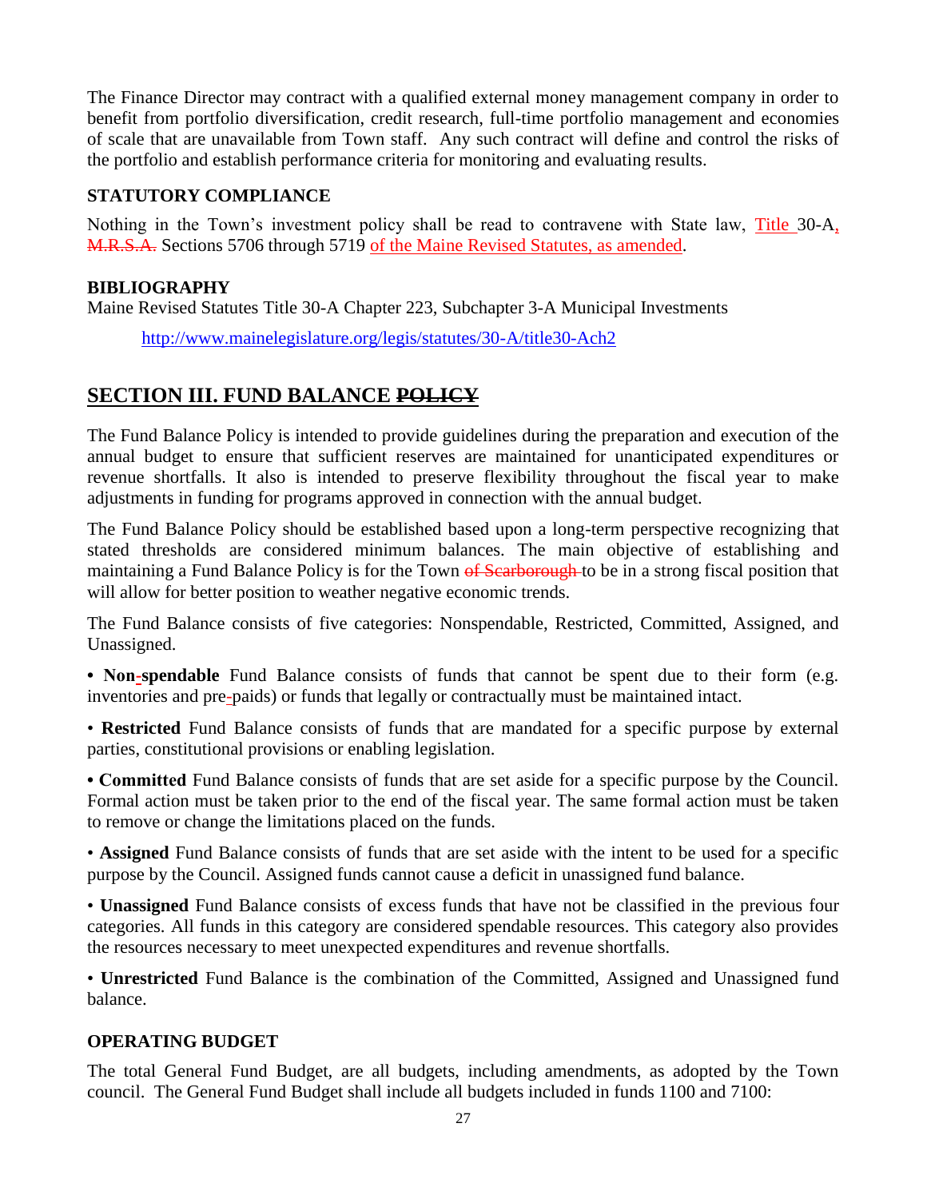The Finance Director may contract with a qualified external money management company in order to benefit from portfolio diversification, credit research, full-time portfolio management and economies of scale that are unavailable from Town staff. Any such contract will define and control the risks of the portfolio and establish performance criteria for monitoring and evaluating results.

### STATUTORY COMPLIANCE

Nothing in the Town's investment policy shall be read to contravene with State law, Title 30-A, ~~M.R.S.A.~~ Sections 5706 through 5719 of the Maine Revised Statutes, as amended.

### BIBLIOGRAPHY

Maine Revised Statutes Title 30-A Chapter 223, Subchapter 3-A Municipal Investments

http://www.mainelegislature.org/legis/statutes/30-A/title30-Ach2

## SECTION III. FUND BALANCE ~~POLICY~~

The Fund Balance Policy is intended to provide guidelines during the preparation and execution of the annual budget to ensure that sufficient reserves are maintained for unanticipated expenditures or revenue shortfalls. It also is intended to preserve flexibility throughout the fiscal year to make adjustments in funding for programs approved in connection with the annual budget.

The Fund Balance Policy should be established based upon a long-term perspective recognizing that stated thresholds are considered minimum balances. The main objective of establishing and maintaining a Fund Balance Policy is for the Town ~~of Scarborough~~ to be in a strong fiscal position that will allow for better position to weather negative economic trends.

The Fund Balance consists of five categories: Nonspendable, Restricted, Committed, Assigned, and Unassigned.

- **Non-spendable** Fund Balance consists of funds that cannot be spent due to their form (e.g. inventories and pre-paids) or funds that legally or contractually must be maintained intact.
- **Restricted** Fund Balance consists of funds that are mandated for a specific purpose by external parties, constitutional provisions or enabling legislation.
- **Committed** Fund Balance consists of funds that are set aside for a specific purpose by the Council. Formal action must be taken prior to the end of the fiscal year. The same formal action must be taken to remove or change the limitations placed on the funds.
- **Assigned** Fund Balance consists of funds that are set aside with the intent to be used for a specific purpose by the Council. Assigned funds cannot cause a deficit in unassigned fund balance.
- **Unassigned** Fund Balance consists of excess funds that have not be classified in the previous four categories. All funds in this category are considered spendable resources. This category also provides the resources necessary to meet unexpected expenditures and revenue shortfalls.
- **Unrestricted** Fund Balance is the combination of the Committed, Assigned and Unassigned fund balance.

### OPERATING BUDGET

The total General Fund Budget, are all budgets, including amendments, as adopted by the Town council. The General Fund Budget shall include all budgets included in funds 1100 and 7100: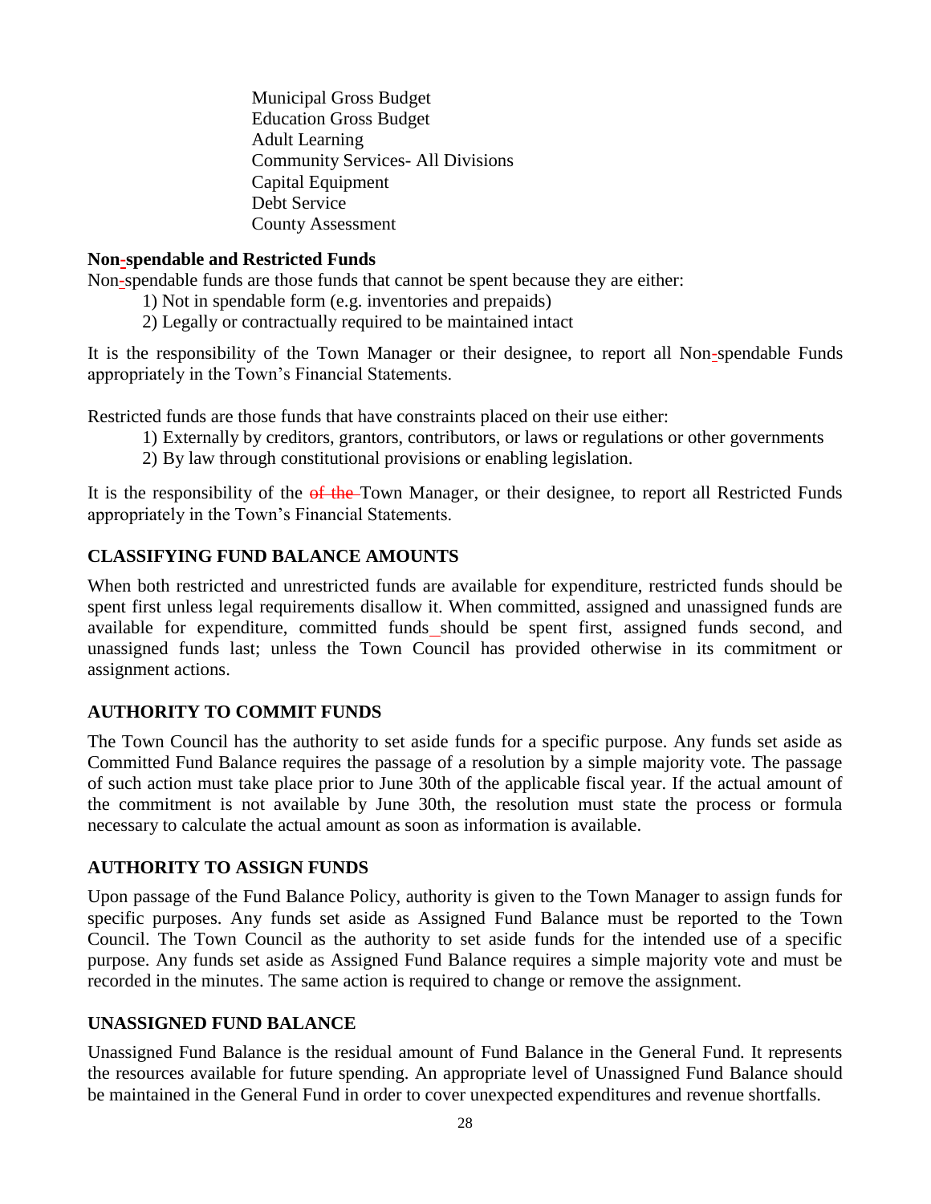Municipal Gross Budget
Education Gross Budget
Adult Learning
Community Services- All Divisions
Capital Equipment
Debt Service
County Assessment

**Non-spendable and Restricted Funds**

Non-spendable funds are those funds that cannot be spent because they are either:

1) Not in spendable form (e.g. inventories and prepaids)
2) Legally or contractually required to be maintained intact

It is the responsibility of the Town Manager or their designee, to report all Non-spendable Funds appropriately in the Town's Financial Statements.

Restricted funds are those funds that have constraints placed on their use either:

1) Externally by creditors, grantors, contributors, or laws or regulations or other governments
2) By law through constitutional provisions or enabling legislation.

It is the responsibility of the ~~of the~~ Town Manager, or their designee, to report all Restricted Funds appropriately in the Town's Financial Statements.

## CLASSIFYING FUND BALANCE AMOUNTS

When both restricted and unrestricted funds are available for expenditure, restricted funds should be spent first unless legal requirements disallow it. When committed, assigned and unassigned funds are available for expenditure, committed funds should be spent first, assigned funds second, and unassigned funds last; unless the Town Council has provided otherwise in its commitment or assignment actions.

## AUTHORITY TO COMMIT FUNDS

The Town Council has the authority to set aside funds for a specific purpose. Any funds set aside as Committed Fund Balance requires the passage of a resolution by a simple majority vote. The passage of such action must take place prior to June 30th of the applicable fiscal year. If the actual amount of the commitment is not available by June 30th, the resolution must state the process or formula necessary to calculate the actual amount as soon as information is available.

## AUTHORITY TO ASSIGN FUNDS

Upon passage of the Fund Balance Policy, authority is given to the Town Manager to assign funds for specific purposes. Any funds set aside as Assigned Fund Balance must be reported to the Town Council. The Town Council as the authority to set aside funds for the intended use of a specific purpose. Any funds set aside as Assigned Fund Balance requires a simple majority vote and must be recorded in the minutes. The same action is required to change or remove the assignment.

## UNASSIGNED FUND BALANCE

Unassigned Fund Balance is the residual amount of Fund Balance in the General Fund. It represents the resources available for future spending. An appropriate level of Unassigned Fund Balance should be maintained in the General Fund in order to cover unexpected expenditures and revenue shortfalls.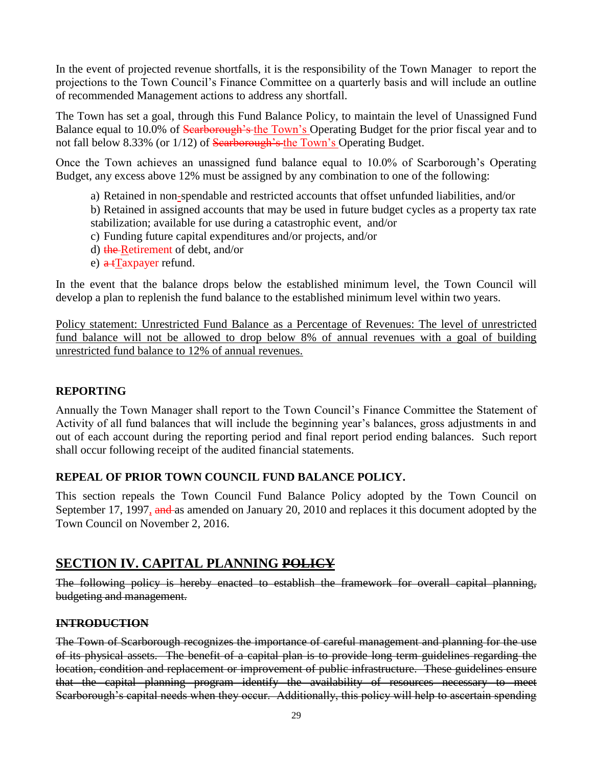In the event of projected revenue shortfalls, it is the responsibility of the Town Manager to report the projections to the Town Council's Finance Committee on a quarterly basis and will include an outline of recommended Management actions to address any shortfall.

The Town has set a goal, through this Fund Balance Policy, to maintain the level of Unassigned Fund Balance equal to 10.0% of ~~Scarborough's~~ the Town's Operating Budget for the prior fiscal year and to not fall below 8.33% (or 1/12) of ~~Scarborough's~~ the Town's Operating Budget.

Once the Town achieves an unassigned fund balance equal to 10.0% of Scarborough's Operating Budget, any excess above 12% must be assigned by any combination to one of the following:

a) Retained in non-spendable and restricted accounts that offset unfunded liabilities, and/or
b) Retained in assigned accounts that may be used in future budget cycles as a property tax rate stabilization; available for use during a catastrophic event, and/or
c) Funding future capital expenditures and/or projects, and/or
d) ~~the~~ Retirement of debt, and/or
e) ~~a t~~Taxpayer refund.

In the event that the balance drops below the established minimum level, the Town Council will develop a plan to replenish the fund balance to the established minimum level within two years.

Policy statement: Unrestricted Fund Balance as a Percentage of Revenues: The level of unrestricted fund balance will not be allowed to drop below 8% of annual revenues with a goal of building unrestricted fund balance to 12% of annual revenues.

**REPORTING**

Annually the Town Manager shall report to the Town Council's Finance Committee the Statement of Activity of all fund balances that will include the beginning year's balances, gross adjustments in and out of each account during the reporting period and final report period ending balances. Such report shall occur following receipt of the audited financial statements.

**REPEAL OF PRIOR TOWN COUNCIL FUND BALANCE POLICY.**

This section repeals the Town Council Fund Balance Policy adopted by the Town Council on September 17, 1997, ~~and~~ as amended on January 20, 2010 and replaces it this document adopted by the Town Council on November 2, 2016.

## SECTION IV. CAPITAL PLANNING ~~POLICY~~

~~The following policy is hereby enacted to establish the framework for overall capital planning, budgeting and management.~~

~~**INTRODUCTION**~~

~~The Town of Scarborough recognizes the importance of careful management and planning for the use of its physical assets. The benefit of a capital plan is to provide long term guidelines regarding the location, condition and replacement or improvement of public infrastructure. These guidelines ensure that the capital planning program identify the availability of resources necessary to meet Scarborough's capital needs when they occur. Additionally, this policy will help to ascertain spending~~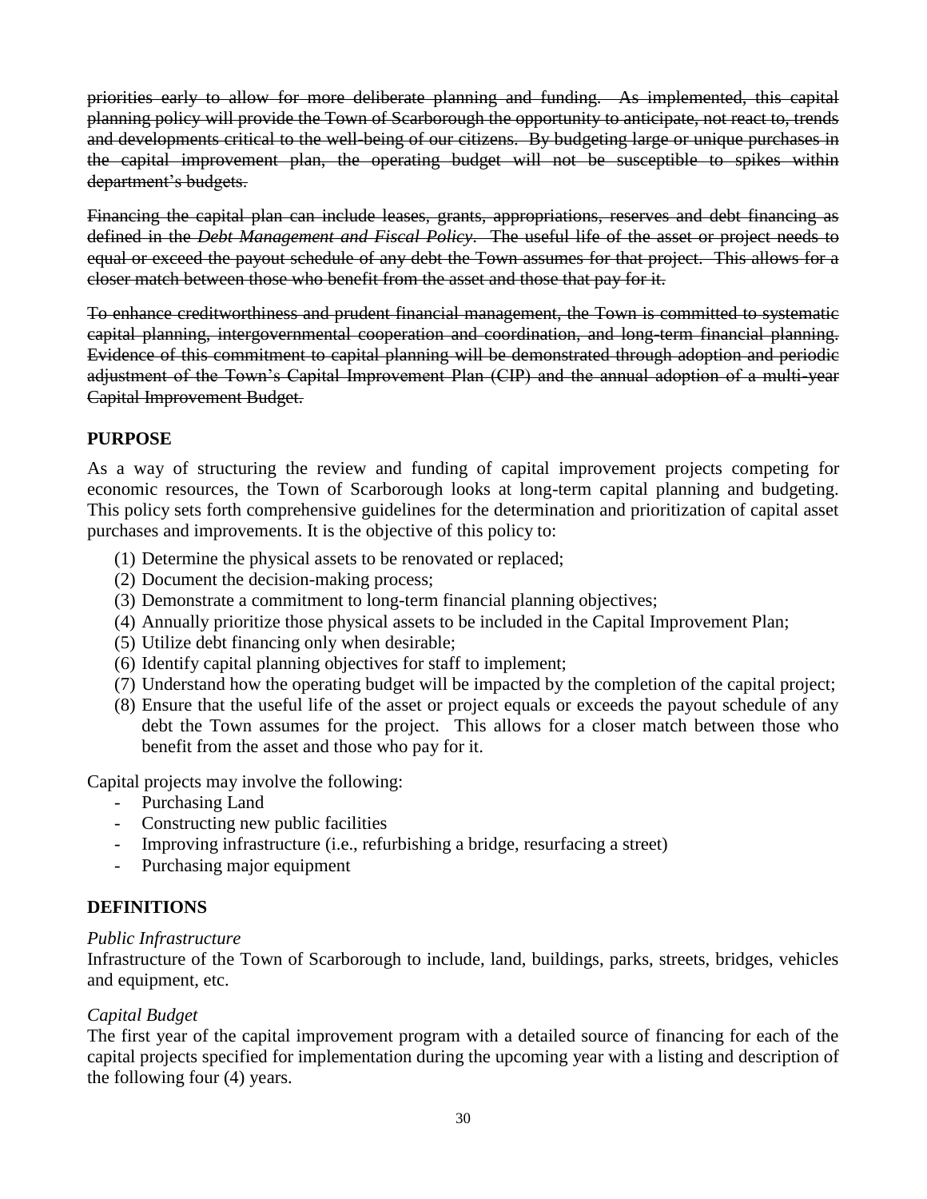~~priorities early to allow for more deliberate planning and funding. As implemented, this capital planning policy will provide the Town of Scarborough the opportunity to anticipate, not react to, trends and developments critical to the well-being of our citizens. By budgeting large or unique purchases in the capital improvement plan, the operating budget will not be susceptible to spikes within department's budgets.~~

~~Financing the capital plan can include leases, grants, appropriations, reserves and debt financing as defined in the *Debt Management and Fiscal Policy*. The useful life of the asset or project needs to equal or exceed the payout schedule of any debt the Town assumes for that project. This allows for a closer match between those who benefit from the asset and those that pay for it.~~

~~To enhance creditworthiness and prudent financial management, the Town is committed to systematic capital planning, intergovernmental cooperation and coordination, and long-term financial planning. Evidence of this commitment to capital planning will be demonstrated through adoption and periodic adjustment of the Town's Capital Improvement Plan (CIP) and the annual adoption of a multi-year Capital Improvement Budget.~~

## PURPOSE

As a way of structuring the review and funding of capital improvement projects competing for economic resources, the Town of Scarborough looks at long-term capital planning and budgeting. This policy sets forth comprehensive guidelines for the determination and prioritization of capital asset purchases and improvements. It is the objective of this policy to:

(1) Determine the physical assets to be renovated or replaced;
(2) Document the decision-making process;
(3) Demonstrate a commitment to long-term financial planning objectives;
(4) Annually prioritize those physical assets to be included in the Capital Improvement Plan;
(5) Utilize debt financing only when desirable;
(6) Identify capital planning objectives for staff to implement;
(7) Understand how the operating budget will be impacted by the completion of the capital project;
(8) Ensure that the useful life of the asset or project equals or exceeds the payout schedule of any debt the Town assumes for the project. This allows for a closer match between those who benefit from the asset and those who pay for it.

Capital projects may involve the following:

- Purchasing Land
- Constructing new public facilities
- Improving infrastructure (i.e., refurbishing a bridge, resurfacing a street)
- Purchasing major equipment

## DEFINITIONS

*Public Infrastructure*
Infrastructure of the Town of Scarborough to include, land, buildings, parks, streets, bridges, vehicles and equipment, etc.

*Capital Budget*
The first year of the capital improvement program with a detailed source of financing for each of the capital projects specified for implementation during the upcoming year with a listing and description of the following four (4) years.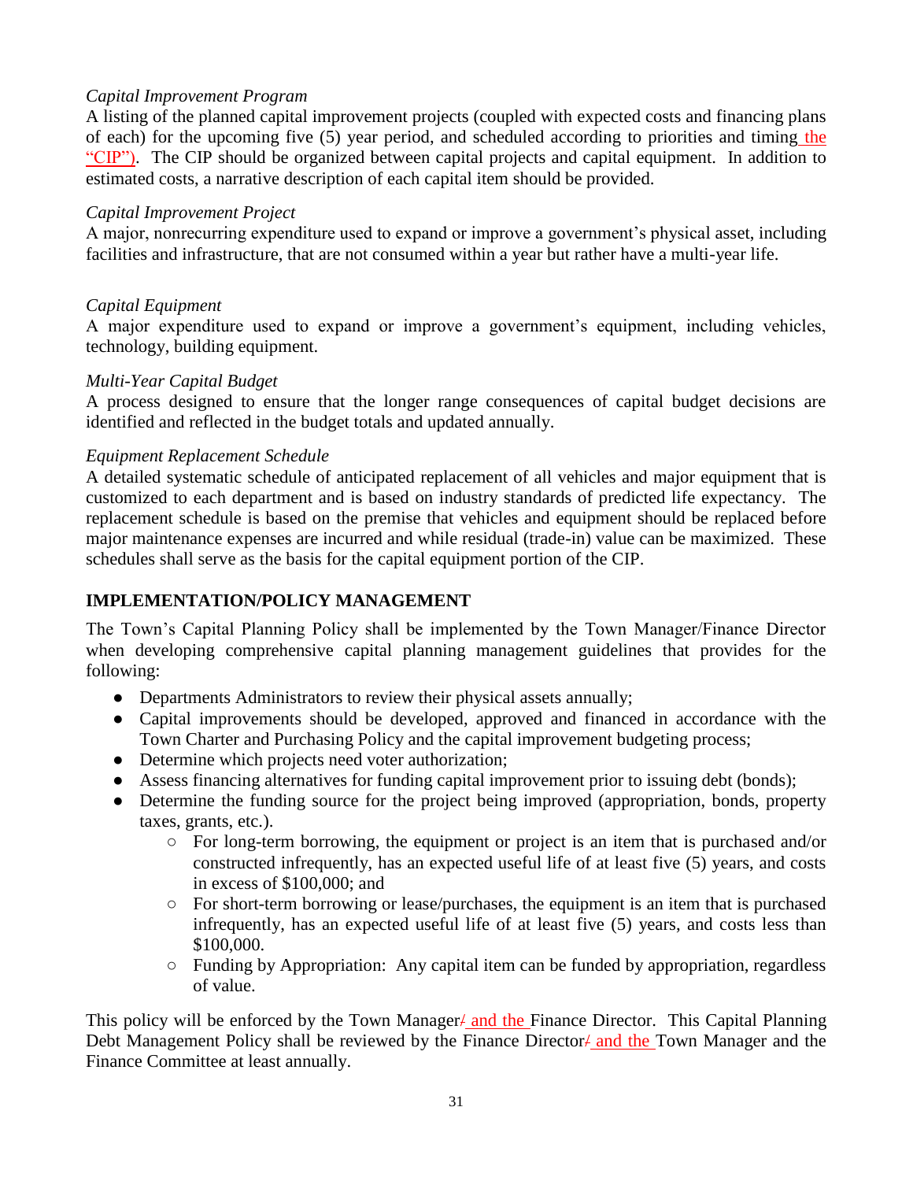*Capital Improvement Program*

A listing of the planned capital improvement projects (coupled with expected costs and financing plans of each) for the upcoming five (5) year period, and scheduled according to priorities and timing the "CIP"). The CIP should be organized between capital projects and capital equipment. In addition to estimated costs, a narrative description of each capital item should be provided.

*Capital Improvement Project*

A major, nonrecurring expenditure used to expand or improve a government's physical asset, including facilities and infrastructure, that are not consumed within a year but rather have a multi-year life.

*Capital Equipment*

A major expenditure used to expand or improve a government's equipment, including vehicles, technology, building equipment.

*Multi-Year Capital Budget*

A process designed to ensure that the longer range consequences of capital budget decisions are identified and reflected in the budget totals and updated annually.

*Equipment Replacement Schedule*

A detailed systematic schedule of anticipated replacement of all vehicles and major equipment that is customized to each department and is based on industry standards of predicted life expectancy. The replacement schedule is based on the premise that vehicles and equipment should be replaced before major maintenance expenses are incurred and while residual (trade-in) value can be maximized. These schedules shall serve as the basis for the capital equipment portion of the CIP.

**IMPLEMENTATION/POLICY MANAGEMENT**

The Town's Capital Planning Policy shall be implemented by the Town Manager/Finance Director when developing comprehensive capital planning management guidelines that provides for the following:

- Departments Administrators to review their physical assets annually;
- Capital improvements should be developed, approved and financed in accordance with the Town Charter and Purchasing Policy and the capital improvement budgeting process;
- Determine which projects need voter authorization;
- Assess financing alternatives for funding capital improvement prior to issuing debt (bonds);
- Determine the funding source for the project being improved (appropriation, bonds, property taxes, grants, etc.).
    - For long-term borrowing, the equipment or project is an item that is purchased and/or constructed infrequently, has an expected useful life of at least five (5) years, and costs in excess of $100,000; and
    - For short-term borrowing or lease/purchases, the equipment is an item that is purchased infrequently, has an expected useful life of at least five (5) years, and costs less than $100,000.
    - Funding by Appropriation: Any capital item can be funded by appropriation, regardless of value.

This policy will be enforced by the Town Manager/ and the Finance Director. This Capital Planning Debt Management Policy shall be reviewed by the Finance Director/ and the Town Manager and the Finance Committee at least annually.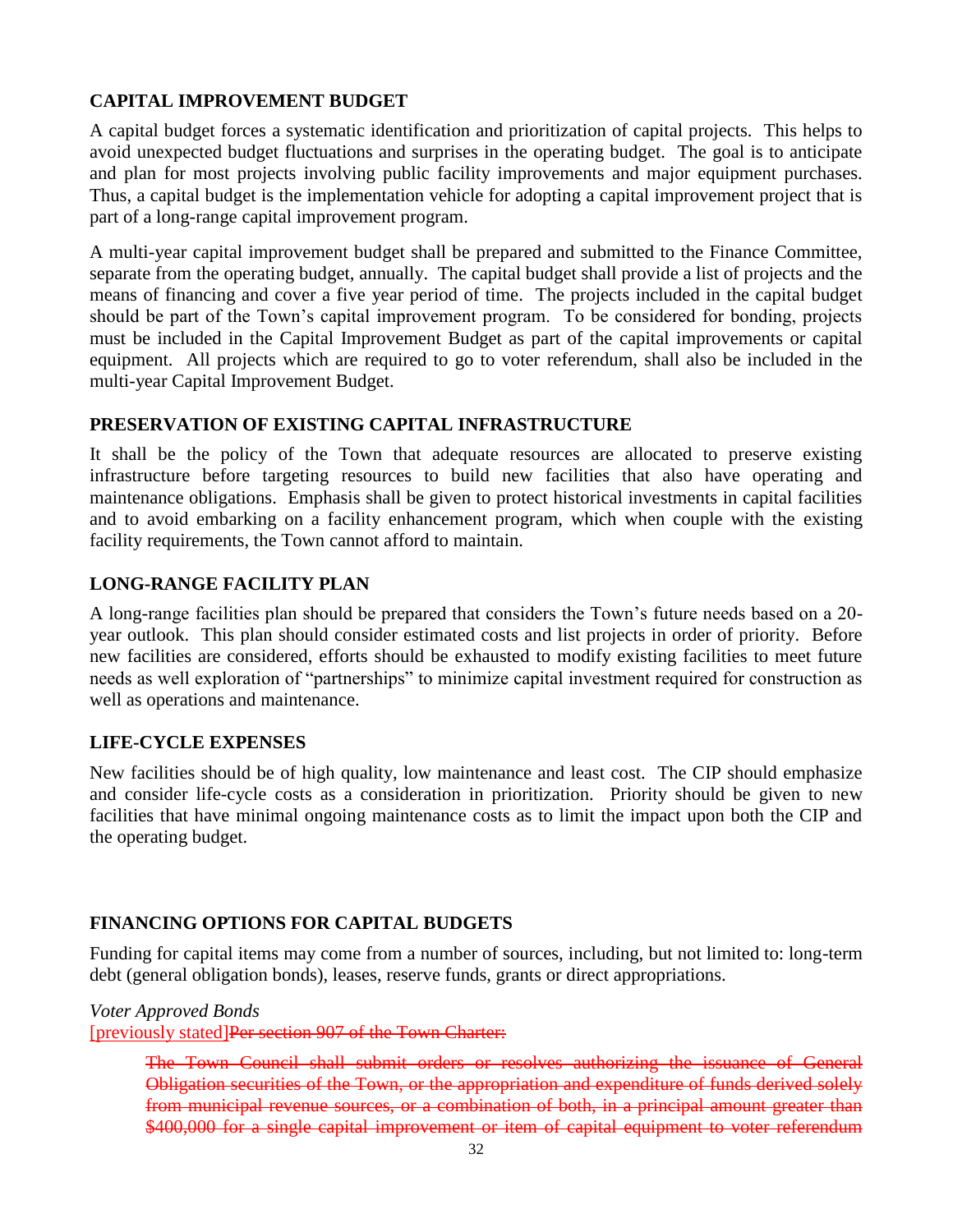## CAPITAL IMPROVEMENT BUDGET

A capital budget forces a systematic identification and prioritization of capital projects. This helps to avoid unexpected budget fluctuations and surprises in the operating budget. The goal is to anticipate and plan for most projects involving public facility improvements and major equipment purchases. Thus, a capital budget is the implementation vehicle for adopting a capital improvement project that is part of a long-range capital improvement program.

A multi-year capital improvement budget shall be prepared and submitted to the Finance Committee, separate from the operating budget, annually. The capital budget shall provide a list of projects and the means of financing and cover a five year period of time. The projects included in the capital budget should be part of the Town's capital improvement program. To be considered for bonding, projects must be included in the Capital Improvement Budget as part of the capital improvements or capital equipment. All projects which are required to go to voter referendum, shall also be included in the multi-year Capital Improvement Budget.

## PRESERVATION OF EXISTING CAPITAL INFRASTRUCTURE

It shall be the policy of the Town that adequate resources are allocated to preserve existing infrastructure before targeting resources to build new facilities that also have operating and maintenance obligations. Emphasis shall be given to protect historical investments in capital facilities and to avoid embarking on a facility enhancement program, which when couple with the existing facility requirements, the Town cannot afford to maintain.

## LONG-RANGE FACILITY PLAN

A long-range facilities plan should be prepared that considers the Town's future needs based on a 20-year outlook. This plan should consider estimated costs and list projects in order of priority. Before new facilities are considered, efforts should be exhausted to modify existing facilities to meet future needs as well exploration of "partnerships" to minimize capital investment required for construction as well as operations and maintenance.

## LIFE-CYCLE EXPENSES

New facilities should be of high quality, low maintenance and least cost. The CIP should emphasize and consider life-cycle costs as a consideration in prioritization. Priority should be given to new facilities that have minimal ongoing maintenance costs as to limit the impact upon both the CIP and the operating budget.

## FINANCING OPTIONS FOR CAPITAL BUDGETS

Funding for capital items may come from a number of sources, including, but not limited to: long-term debt (general obligation bonds), leases, reserve funds, grants or direct appropriations.

*Voter Approved Bonds*

[previously stated]~~Per section 907 of the Town Charter:~~

> ~~The Town Council shall submit orders or resolves authorizing the issuance of General Obligation securities of the Town, or the appropriation and expenditure of funds derived solely from municipal revenue sources, or a combination of both, in a principal amount greater than $400,000 for a single capital improvement or item of capital equipment to voter referendum~~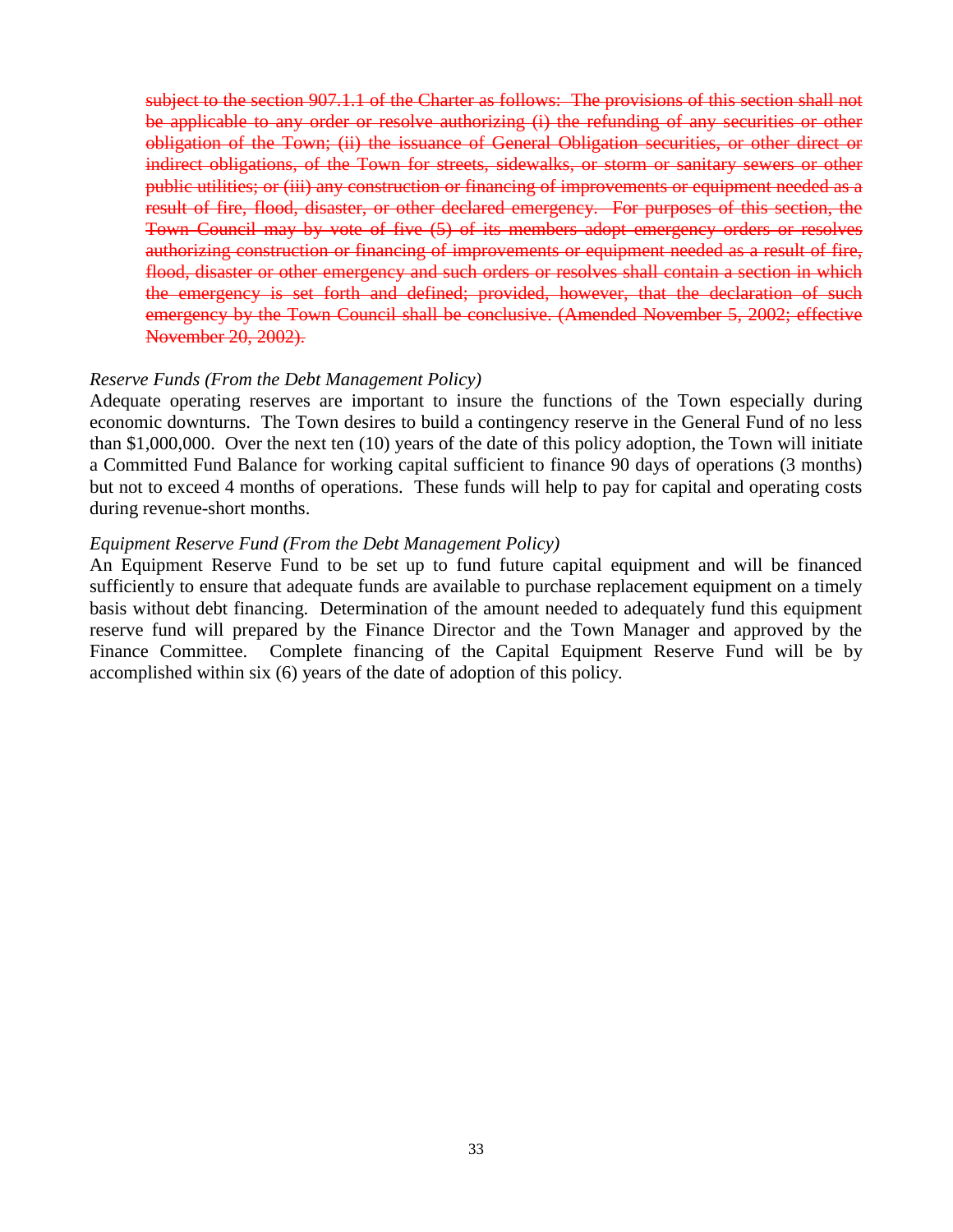~~subject to the section 907.1.1 of the Charter as follows: The provisions of this section shall not be applicable to any order or resolve authorizing (i) the refunding of any securities or other obligation of the Town; (ii) the issuance of General Obligation securities, or other direct or indirect obligations, of the Town for streets, sidewalks, or storm or sanitary sewers or other public utilities; or (iii) any construction or financing of improvements or equipment needed as a result of fire, flood, disaster, or other declared emergency. For purposes of this section, the Town Council may by vote of five (5) of its members adopt emergency orders or resolves authorizing construction or financing of improvements or equipment needed as a result of fire, flood, disaster or other emergency and such orders or resolves shall contain a section in which the emergency is set forth and defined; provided, however, that the declaration of such emergency by the Town Council shall be conclusive. (Amended November 5, 2002; effective November 20, 2002).~~

*Reserve Funds (From the Debt Management Policy)*

Adequate operating reserves are important to insure the functions of the Town especially during economic downturns. The Town desires to build a contingency reserve in the General Fund of no less than $1,000,000. Over the next ten (10) years of the date of this policy adoption, the Town will initiate a Committed Fund Balance for working capital sufficient to finance 90 days of operations (3 months) but not to exceed 4 months of operations. These funds will help to pay for capital and operating costs during revenue-short months.

*Equipment Reserve Fund (From the Debt Management Policy)*

An Equipment Reserve Fund to be set up to fund future capital equipment and will be financed sufficiently to ensure that adequate funds are available to purchase replacement equipment on a timely basis without debt financing. Determination of the amount needed to adequately fund this equipment reserve fund will prepared by the Finance Director and the Town Manager and approved by the Finance Committee. Complete financing of the Capital Equipment Reserve Fund will be by accomplished within six (6) years of the date of adoption of this policy.